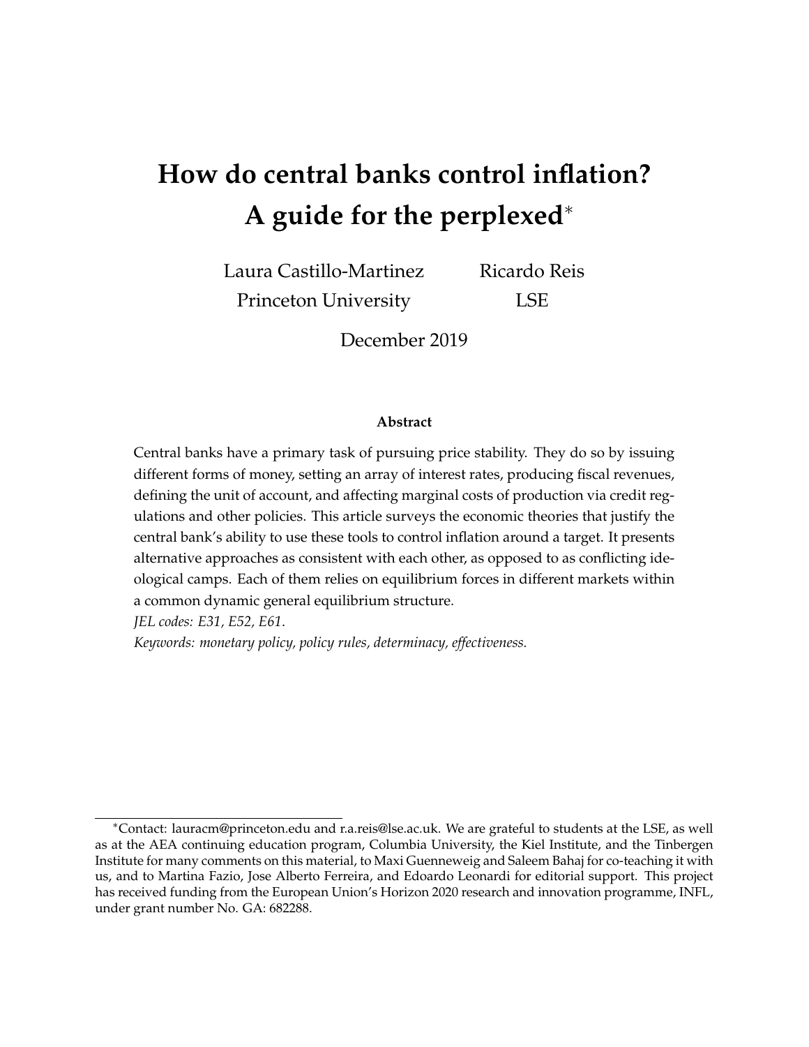# How do central banks control inflation? A guide for the perplexed*

Laura Castillo-Martinez
Princeton University

Ricardo Reis
LSE

December 2019

### Abstract

Central banks have a primary task of pursuing price stability. They do so by issuing different forms of money, setting an array of interest rates, producing fiscal revenues, defining the unit of account, and affecting marginal costs of production via credit regulations and other policies. This article surveys the economic theories that justify the central bank's ability to use these tools to control inflation around a target. It presents alternative approaches as consistent with each other, as opposed to as conflicting ideological camps. Each of them relies on equilibrium forces in different markets within a common dynamic general equilibrium structure.

*JEL codes: E31, E52, E61.*

*Keywords: monetary policy, policy rules, determinacy, effectiveness.*

---

*Contact: lauracm@princeton.edu and r.a.reis@lse.ac.uk. We are grateful to students at the LSE, as well as at the AEA continuing education program, Columbia University, the Kiel Institute, and the Tinbergen Institute for many comments on this material, to Maxi Guenneweig and Saleem Bahaj for co-teaching it with us, and to Martina Fazio, Jose Alberto Ferreira, and Edoardo Leonardi for editorial support. This project has received funding from the European Union's Horizon 2020 research and innovation programme, INFL, under grant number No. GA: 682288.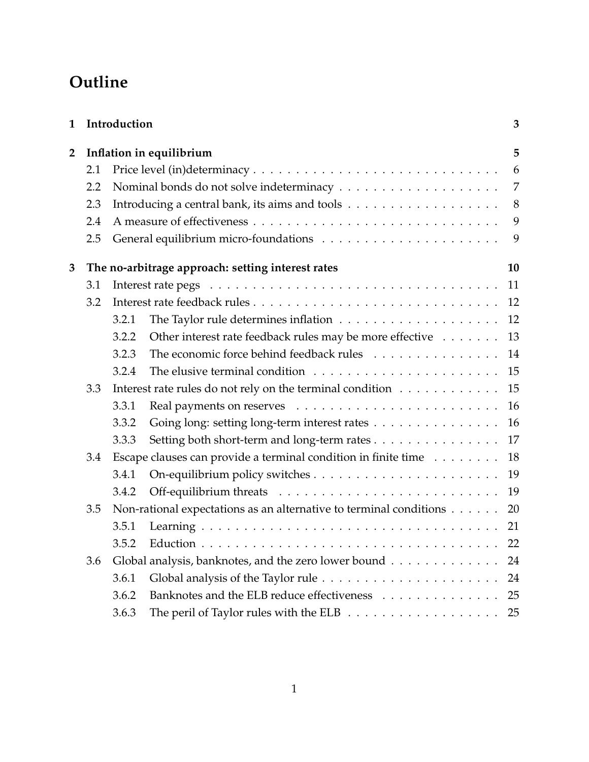# Outline

| | | | |
|---|---|---|---|
| **1** | **Introduction** | | **3** |
| **2** | **Inflation in equilibrium** | | **5** |
| | 2.1 | Price level (in)determinacy | 6 |
| | 2.2 | Nominal bonds do not solve indeterminacy | 7 |
| | 2.3 | Introducing a central bank, its aims and tools | 8 |
| | 2.4 | A measure of effectiveness | 9 |
| | 2.5 | General equilibrium micro-foundations | 9 |
| **3** | **The no-arbitrage approach: setting interest rates** | | **10** |
| | 3.1 | Interest rate pegs | 11 |
| | 3.2 | Interest rate feedback rules | 12 |
| | 3.2.1 | The Taylor rule determines inflation | 12 |
| | 3.2.2 | Other interest rate feedback rules may be more effective | 13 |
| | 3.2.3 | The economic force behind feedback rules | 14 |
| | 3.2.4 | The elusive terminal condition | 15 |
| | 3.3 | Interest rate rules do not rely on the terminal condition | 15 |
| | 3.3.1 | Real payments on reserves | 16 |
| | 3.3.2 | Going long: setting long-term interest rates | 16 |
| | 3.3.3 | Setting both short-term and long-term rates | 17 |
| | 3.4 | Escape clauses can provide a terminal condition in finite time | 18 |
| | 3.4.1 | On-equilibrium policy switches | 19 |
| | 3.4.2 | Off-equilibrium threats | 19 |
| | 3.5 | Non-rational expectations as an alternative to terminal conditions | 20 |
| | 3.5.1 | Learning | 21 |
| | 3.5.2 | Eduction | 22 |
| | 3.6 | Global analysis, banknotes, and the zero lower bound | 24 |
| | 3.6.1 | Global analysis of the Taylor rule | 24 |
| | 3.6.2 | Banknotes and the ELB reduce effectiveness | 25 |
| | 3.6.3 | The peril of Taylor rules with the ELB | 25 |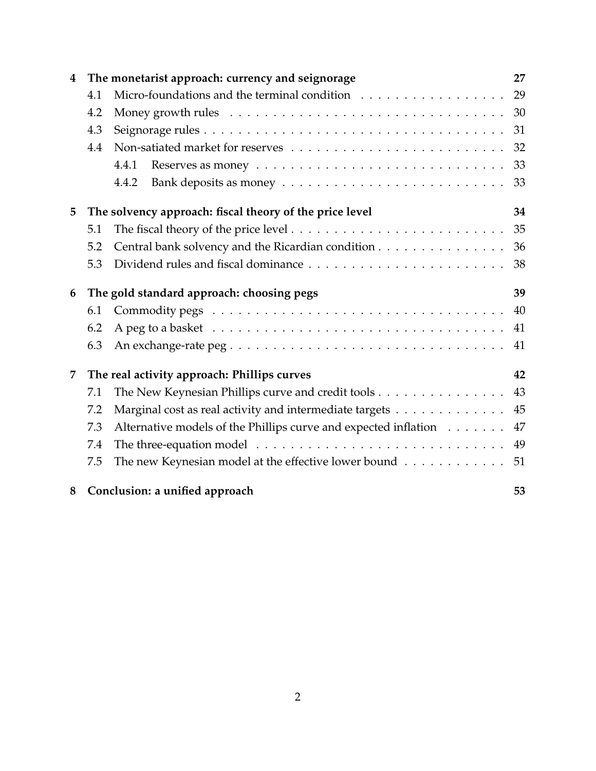**4 The monetarist approach: currency and seignorage — 27**

- 4.1 Micro-foundations and the terminal condition — 29
- 4.2 Money growth rules — 30
- 4.3 Seignorage rules — 31
- 4.4 Non-satiated market for reserves — 32
  - 4.4.1 Reserves as money — 33
  - 4.4.2 Bank deposits as money — 33

**5 The solvency approach: fiscal theory of the price level — 34**

- 5.1 The fiscal theory of the price level — 35
- 5.2 Central bank solvency and the Ricardian condition — 36
- 5.3 Dividend rules and fiscal dominance — 38

**6 The gold standard approach: choosing pegs — 39**

- 6.1 Commodity pegs — 40
- 6.2 A peg to a basket — 41
- 6.3 An exchange-rate peg — 41

**7 The real activity approach: Phillips curves — 42**

- 7.1 The New Keynesian Phillips curve and credit tools — 43
- 7.2 Marginal cost as real activity and intermediate targets — 45
- 7.3 Alternative models of the Phillips curve and expected inflation — 47
- 7.4 The three-equation model — 49
- 7.5 The new Keynesian model at the effective lower bound — 51

**8 Conclusion: a unified approach — 53**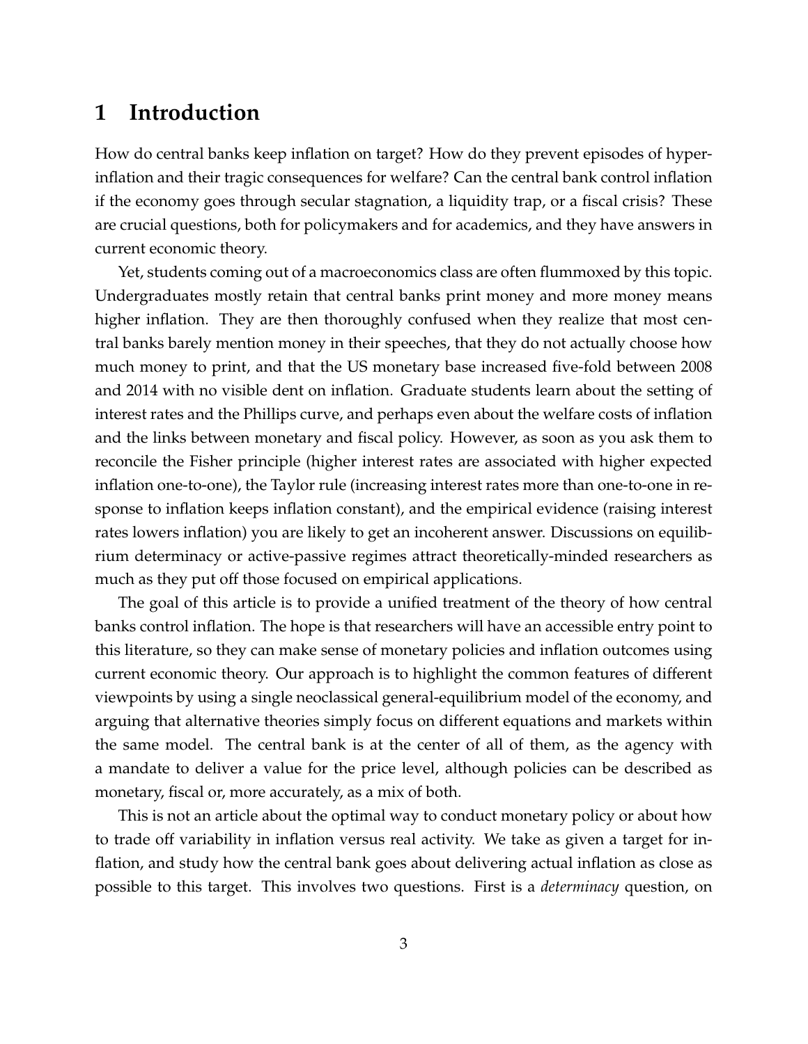# 1 Introduction

How do central banks keep inflation on target? How do they prevent episodes of hyperinflation and their tragic consequences for welfare? Can the central bank control inflation if the economy goes through secular stagnation, a liquidity trap, or a fiscal crisis? These are crucial questions, both for policymakers and for academics, and they have answers in current economic theory.

Yet, students coming out of a macroeconomics class are often flummoxed by this topic. Undergraduates mostly retain that central banks print money and more money means higher inflation. They are then thoroughly confused when they realize that most central banks barely mention money in their speeches, that they do not actually choose how much money to print, and that the US monetary base increased five-fold between 2008 and 2014 with no visible dent on inflation. Graduate students learn about the setting of interest rates and the Phillips curve, and perhaps even about the welfare costs of inflation and the links between monetary and fiscal policy. However, as soon as you ask them to reconcile the Fisher principle (higher interest rates are associated with higher expected inflation one-to-one), the Taylor rule (increasing interest rates more than one-to-one in response to inflation keeps inflation constant), and the empirical evidence (raising interest rates lowers inflation) you are likely to get an incoherent answer. Discussions on equilibrium determinacy or active-passive regimes attract theoretically-minded researchers as much as they put off those focused on empirical applications.

The goal of this article is to provide a unified treatment of the theory of how central banks control inflation. The hope is that researchers will have an accessible entry point to this literature, so they can make sense of monetary policies and inflation outcomes using current economic theory. Our approach is to highlight the common features of different viewpoints by using a single neoclassical general-equilibrium model of the economy, and arguing that alternative theories simply focus on different equations and markets within the same model. The central bank is at the center of all of them, as the agency with a mandate to deliver a value for the price level, although policies can be described as monetary, fiscal or, more accurately, as a mix of both.

This is not an article about the optimal way to conduct monetary policy or about how to trade off variability in inflation versus real activity. We take as given a target for inflation, and study how the central bank goes about delivering actual inflation as close as possible to this target. This involves two questions. First is a *determinacy* question, on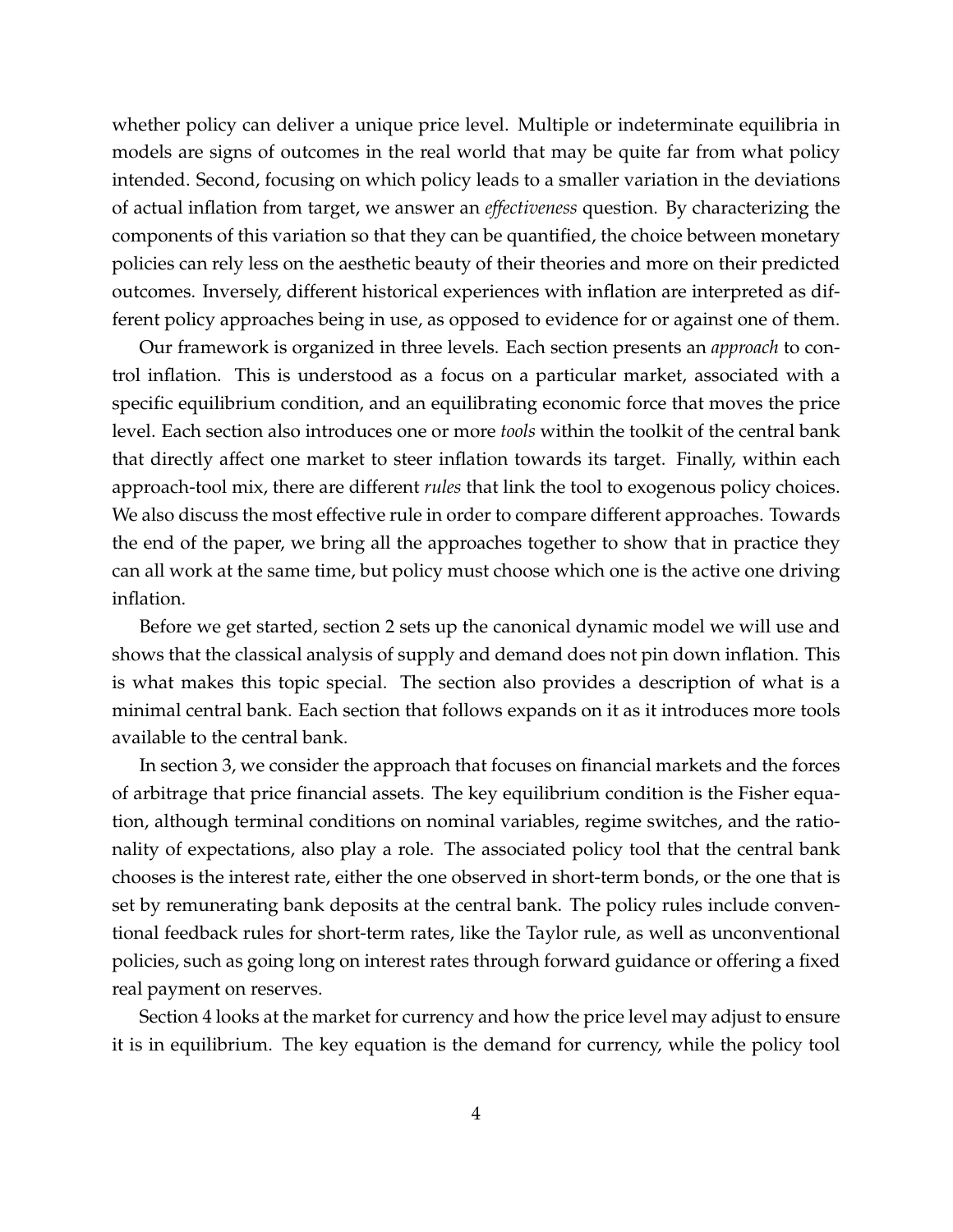whether policy can deliver a unique price level. Multiple or indeterminate equilibria in models are signs of outcomes in the real world that may be quite far from what policy intended. Second, focusing on which policy leads to a smaller variation in the deviations of actual inflation from target, we answer an *effectiveness* question. By characterizing the components of this variation so that they can be quantified, the choice between monetary policies can rely less on the aesthetic beauty of their theories and more on their predicted outcomes. Inversely, different historical experiences with inflation are interpreted as different policy approaches being in use, as opposed to evidence for or against one of them.

Our framework is organized in three levels. Each section presents an *approach* to control inflation. This is understood as a focus on a particular market, associated with a specific equilibrium condition, and an equilibrating economic force that moves the price level. Each section also introduces one or more *tools* within the toolkit of the central bank that directly affect one market to steer inflation towards its target. Finally, within each approach-tool mix, there are different *rules* that link the tool to exogenous policy choices. We also discuss the most effective rule in order to compare different approaches. Towards the end of the paper, we bring all the approaches together to show that in practice they can all work at the same time, but policy must choose which one is the active one driving inflation.

Before we get started, section 2 sets up the canonical dynamic model we will use and shows that the classical analysis of supply and demand does not pin down inflation. This is what makes this topic special. The section also provides a description of what is a minimal central bank. Each section that follows expands on it as it introduces more tools available to the central bank.

In section 3, we consider the approach that focuses on financial markets and the forces of arbitrage that price financial assets. The key equilibrium condition is the Fisher equation, although terminal conditions on nominal variables, regime switches, and the rationality of expectations, also play a role. The associated policy tool that the central bank chooses is the interest rate, either the one observed in short-term bonds, or the one that is set by remunerating bank deposits at the central bank. The policy rules include conventional feedback rules for short-term rates, like the Taylor rule, as well as unconventional policies, such as going long on interest rates through forward guidance or offering a fixed real payment on reserves.

Section 4 looks at the market for currency and how the price level may adjust to ensure it is in equilibrium. The key equation is the demand for currency, while the policy tool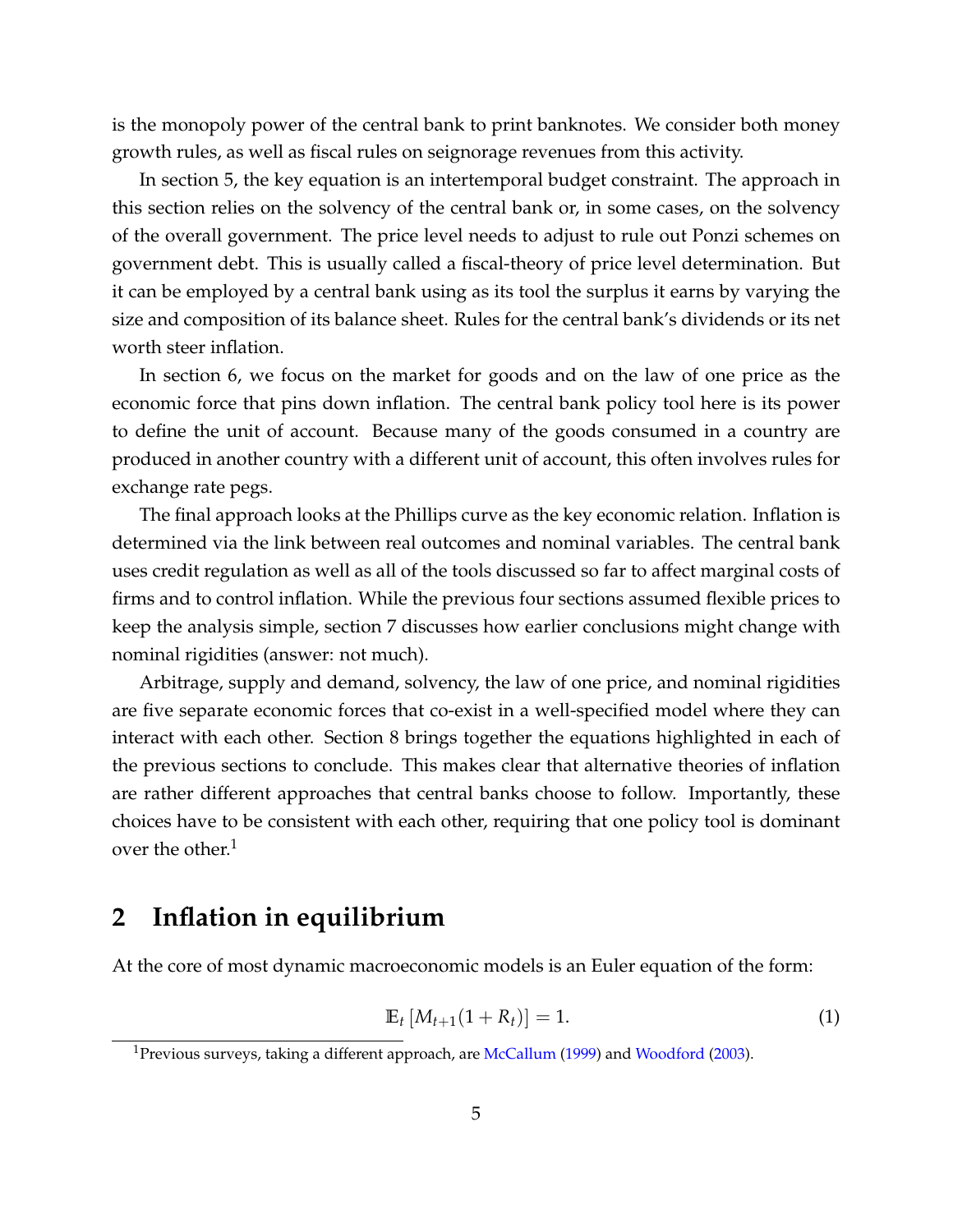is the monopoly power of the central bank to print banknotes. We consider both money growth rules, as well as fiscal rules on seignorage revenues from this activity.

In section 5, the key equation is an intertemporal budget constraint. The approach in this section relies on the solvency of the central bank or, in some cases, on the solvency of the overall government. The price level needs to adjust to rule out Ponzi schemes on government debt. This is usually called a fiscal-theory of price level determination. But it can be employed by a central bank using as its tool the surplus it earns by varying the size and composition of its balance sheet. Rules for the central bank's dividends or its net worth steer inflation.

In section 6, we focus on the market for goods and on the law of one price as the economic force that pins down inflation. The central bank policy tool here is its power to define the unit of account. Because many of the goods consumed in a country are produced in another country with a different unit of account, this often involves rules for exchange rate pegs.

The final approach looks at the Phillips curve as the key economic relation. Inflation is determined via the link between real outcomes and nominal variables. The central bank uses credit regulation as well as all of the tools discussed so far to affect marginal costs of firms and to control inflation. While the previous four sections assumed flexible prices to keep the analysis simple, section 7 discusses how earlier conclusions might change with nominal rigidities (answer: not much).

Arbitrage, supply and demand, solvency, the law of one price, and nominal rigidities are five separate economic forces that co-exist in a well-specified model where they can interact with each other. Section 8 brings together the equations highlighted in each of the previous sections to conclude. This makes clear that alternative theories of inflation are rather different approaches that central banks choose to follow. Importantly, these choices have to be consistent with each other, requiring that one policy tool is dominant over the other.[1]

## 2 Inflation in equilibrium

At the core of most dynamic macroeconomic models is an Euler equation of the form:

$$\mathbb{E}_t \left[ M_{t+1}(1 + R_t) \right] = 1. \tag{1}$$

[1] Previous surveys, taking a different approach, are McCallum (1999) and Woodford (2003).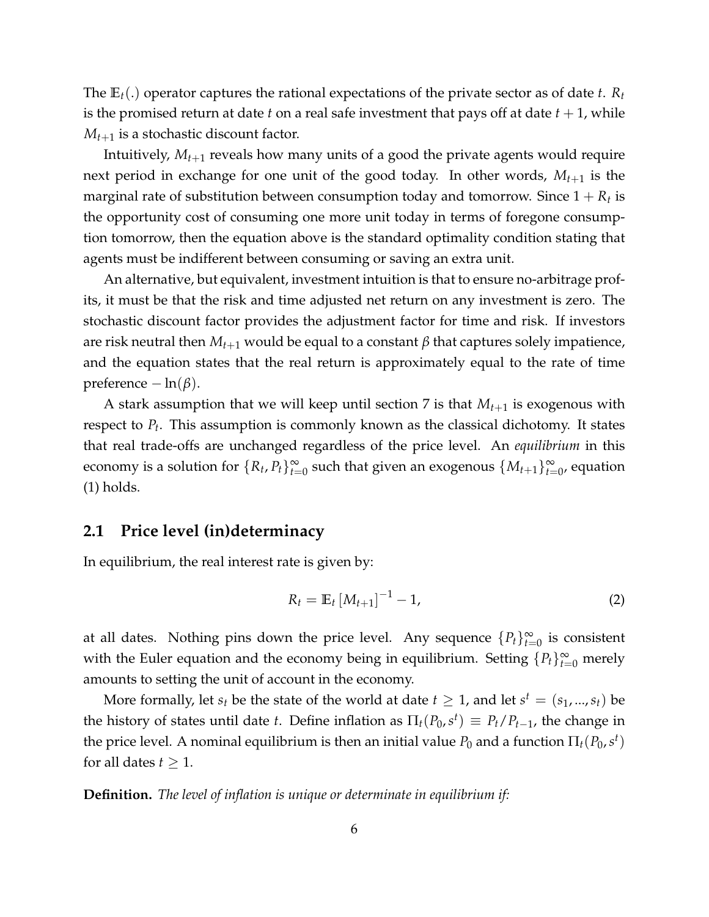The $\mathbb{E}_t(.)$ operator captures the rational expectations of the private sector as of date $t$. $R_t$ is the promised return at date $t$ on a real safe investment that pays off at date $t+1$, while $M_{t+1}$ is a stochastic discount factor.

Intuitively, $M_{t+1}$ reveals how many units of a good the private agents would require next period in exchange for one unit of the good today. In other words, $M_{t+1}$ is the marginal rate of substitution between consumption today and tomorrow. Since $1+R_t$ is the opportunity cost of consuming one more unit today in terms of foregone consumption tomorrow, then the equation above is the standard optimality condition stating that agents must be indifferent between consuming or saving an extra unit.

An alternative, but equivalent, investment intuition is that to ensure no-arbitrage profits, it must be that the risk and time adjusted net return on any investment is zero. The stochastic discount factor provides the adjustment factor for time and risk. If investors are risk neutral then $M_{t+1}$ would be equal to a constant $\beta$ that captures solely impatience, and the equation states that the real return is approximately equal to the rate of time preference $-\ln(\beta)$.

A stark assumption that we will keep until section 7 is that $M_{t+1}$ is exogenous with respect to $P_t$. This assumption is commonly known as the classical dichotomy. It states that real trade-offs are unchanged regardless of the price level. An *equilibrium* in this economy is a solution for $\{R_t, P_t\}_{t=0}^{\infty}$ such that given an exogenous $\{M_{t+1}\}_{t=0}^{\infty}$, equation (1) holds.

## 2.1 Price level (in)determinacy

In equilibrium, the real interest rate is given by:

$$R_t = \mathbb{E}_t \left[ M_{t+1} \right]^{-1} - 1, \tag{2}$$

at all dates. Nothing pins down the price level. Any sequence $\{P_t\}_{t=0}^{\infty}$ is consistent with the Euler equation and the economy being in equilibrium. Setting $\{P_t\}_{t=0}^{\infty}$ merely amounts to setting the unit of account in the economy.

More formally, let $s_t$ be the state of the world at date $t \geq 1$, and let $s^t = (s_1, ..., s_t)$ be the history of states until date $t$. Define inflation as $\Pi_t(P_0, s^t) \equiv P_t / P_{t-1}$, the change in the price level. A nominal equilibrium is then an initial value $P_0$ and a function $\Pi_t(P_0, s^t)$ for all dates $t \geq 1$.

**Definition.** *The level of inflation is unique or determinate in equilibrium if:*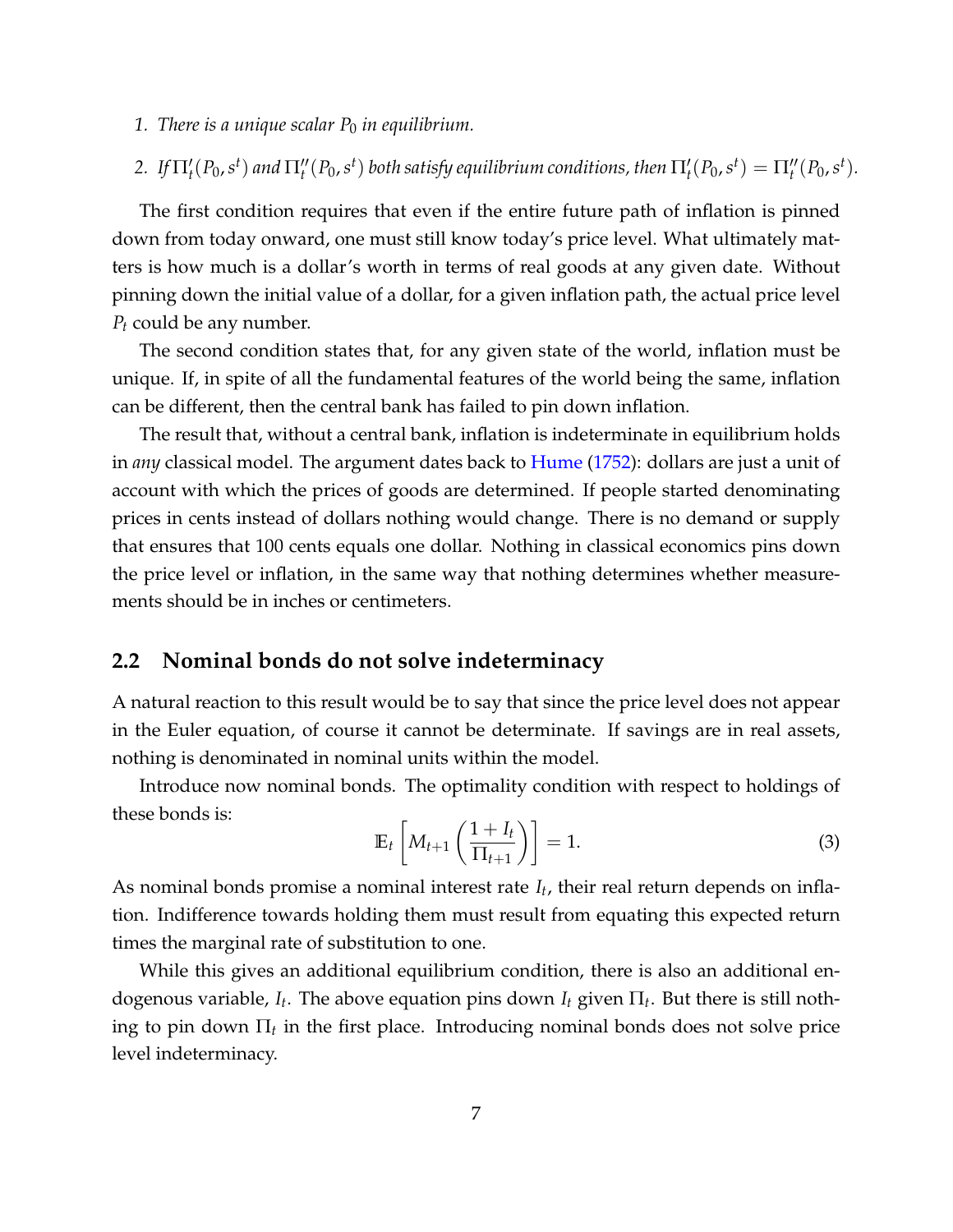1. *There is a unique scalar $P_0$ in equilibrium.*
2. *If $\Pi_t'(P_0, s^t)$ and $\Pi_t''(P_0, s^t)$ both satisfy equilibrium conditions, then $\Pi_t'(P_0, s^t) = \Pi_t''(P_0, s^t)$.*

The first condition requires that even if the entire future path of inflation is pinned down from today onward, one must still know today's price level. What ultimately matters is how much is a dollar's worth in terms of real goods at any given date. Without pinning down the initial value of a dollar, for a given inflation path, the actual price level $P_t$ could be any number.

The second condition states that, for any given state of the world, inflation must be unique. If, in spite of all the fundamental features of the world being the same, inflation can be different, then the central bank has failed to pin down inflation.

The result that, without a central bank, inflation is indeterminate in equilibrium holds in *any* classical model. The argument dates back to Hume (1752): dollars are just a unit of account with which the prices of goods are determined. If people started denominating prices in cents instead of dollars nothing would change. There is no demand or supply that ensures that 100 cents equals one dollar. Nothing in classical economics pins down the price level or inflation, in the same way that nothing determines whether measurements should be in inches or centimeters.

## 2.2 Nominal bonds do not solve indeterminacy

A natural reaction to this result would be to say that since the price level does not appear in the Euler equation, of course it cannot be determinate. If savings are in real assets, nothing is denominated in nominal units within the model.

Introduce now nominal bonds. The optimality condition with respect to holdings of these bonds is:

$$\mathbb{E}_t \left[ M_{t+1} \left( \frac{1 + I_t}{\Pi_{t+1}} \right) \right] = 1. \tag{3}$$

As nominal bonds promise a nominal interest rate $I_t$, their real return depends on inflation. Indifference towards holding them must result from equating this expected return times the marginal rate of substitution to one.

While this gives an additional equilibrium condition, there is also an additional endogenous variable, $I_t$. The above equation pins down $I_t$ given $\Pi_t$. But there is still nothing to pin down $\Pi_t$ in the first place. Introducing nominal bonds does not solve price level indeterminacy.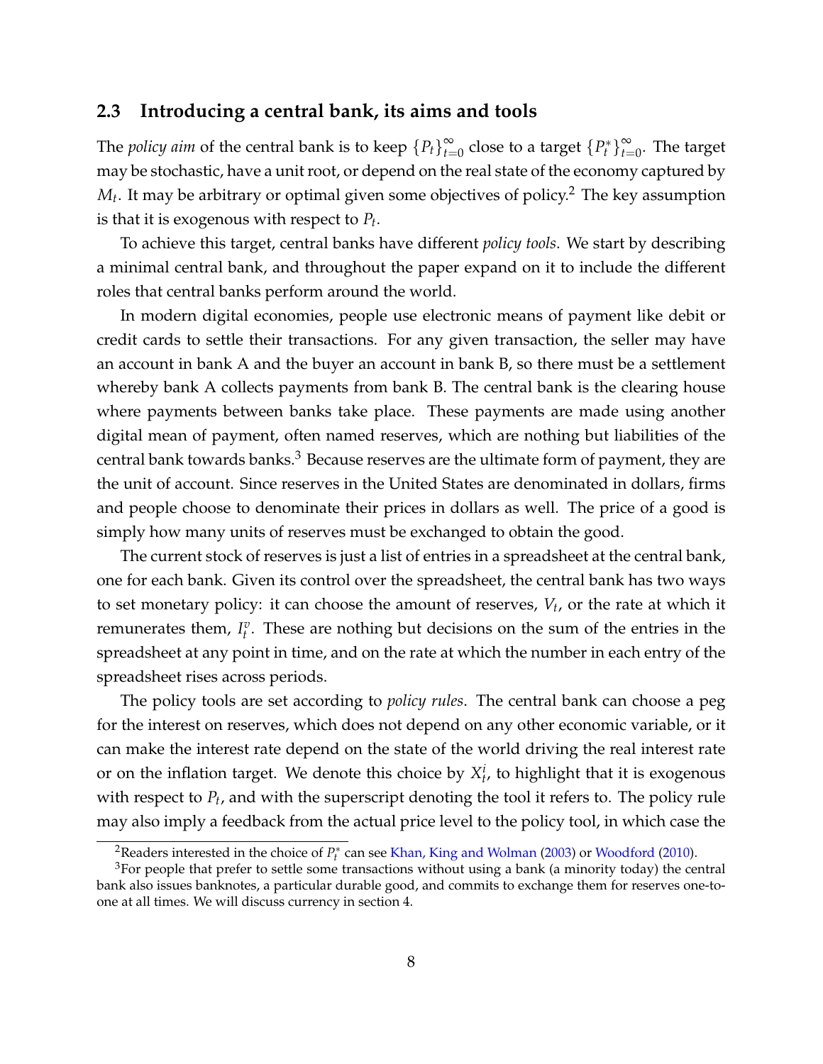### 2.3 Introducing a central bank, its aims and tools

The *policy aim* of the central bank is to keep $\{P_t\}_{t=0}^{\infty}$ close to a target $\{P_t^*\}_{t=0}^{\infty}$. The target may be stochastic, have a unit root, or depend on the real state of the economy captured by $M_t$. It may be arbitrary or optimal given some objectives of policy.[2] The key assumption is that it is exogenous with respect to $P_t$.

To achieve this target, central banks have different *policy tools*. We start by describing a minimal central bank, and throughout the paper expand on it to include the different roles that central banks perform around the world.

In modern digital economies, people use electronic means of payment like debit or credit cards to settle their transactions. For any given transaction, the seller may have an account in bank A and the buyer an account in bank B, so there must be a settlement whereby bank A collects payments from bank B. The central bank is the clearing house where payments between banks take place. These payments are made using another digital mean of payment, often named reserves, which are nothing but liabilities of the central bank towards banks.[3] Because reserves are the ultimate form of payment, they are the unit of account. Since reserves in the United States are denominated in dollars, firms and people choose to denominate their prices in dollars as well. The price of a good is simply how many units of reserves must be exchanged to obtain the good.

The current stock of reserves is just a list of entries in a spreadsheet at the central bank, one for each bank. Given its control over the spreadsheet, the central bank has two ways to set monetary policy: it can choose the amount of reserves, $V_t$, or the rate at which it remunerates them, $I_t^v$. These are nothing but decisions on the sum of the entries in the spreadsheet at any point in time, and on the rate at which the number in each entry of the spreadsheet rises across periods.

The policy tools are set according to *policy rules*. The central bank can choose a peg for the interest on reserves, which does not depend on any other economic variable, or it can make the interest rate depend on the state of the world driving the real interest rate or on the inflation target. We denote this choice by $X_t^i$, to highlight that it is exogenous with respect to $P_t$, and with the superscript denoting the tool it refers to. The policy rule may also imply a feedback from the actual price level to the policy tool, in which case the

---

[2] Readers interested in the choice of $P_t^*$ can see Khan, King and Wolman (2003) or Woodford (2010).

[3] For people that prefer to settle some transactions without using a bank (a minority today) the central bank also issues banknotes, a particular durable good, and commits to exchange them for reserves one-to-one at all times. We will discuss currency in section 4.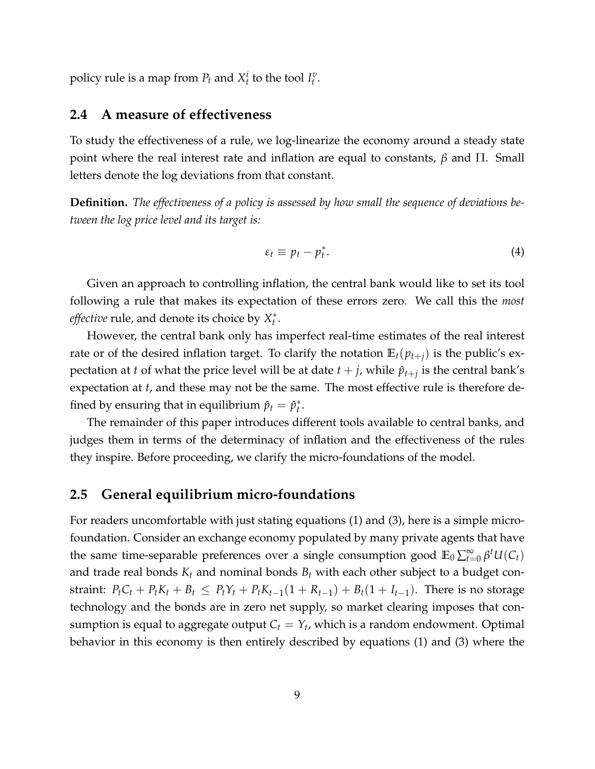policy rule is a map from $P_t$ and $X_t^i$ to the tool $I_t^v$.

## 2.4 A measure of effectiveness

To study the effectiveness of a rule, we log-linearize the economy around a steady state point where the real interest rate and inflation are equal to constants, $\beta$ and $\Pi$. Small letters denote the log deviations from that constant.

**Definition.** *The effectiveness of a policy is assessed by how small the sequence of deviations between the log price level and its target is:*

$$\varepsilon_t \equiv p_t - p_t^*. \tag{4}$$

Given an approach to controlling inflation, the central bank would like to set its tool following a rule that makes its expectation of these errors zero. We call this the *most effective* rule, and denote its choice by $X_t^*$.

However, the central bank only has imperfect real-time estimates of the real interest rate or of the desired inflation target. To clarify the notation $\mathbb{E}_t(p_{t+j})$ is the public's expectation at $t$ of what the price level will be at date $t+j$, while $\hat{p}_{t+j}$ is the central bank's expectation at $t$, and these may not be the same. The most effective rule is therefore defined by ensuring that in equilibrium $\hat{p}_t = \hat{p}_t^*$.

The remainder of this paper introduces different tools available to central banks, and judges them in terms of the determinacy of inflation and the effectiveness of the rules they inspire. Before proceeding, we clarify the micro-foundations of the model.

## 2.5 General equilibrium micro-foundations

For readers uncomfortable with just stating equations (1) and (3), here is a simple micro-foundation. Consider an exchange economy populated by many private agents that have the same time-separable preferences over a single consumption good $\mathbb{E}_0 \sum_{t=0}^{\infty} \beta^t U(C_t)$ and trade real bonds $K_t$ and nominal bonds $B_t$ with each other subject to a budget constraint: $P_t C_t + P_t K_t + B_t \leq P_t Y_t + P_t K_{t-1}(1 + R_{t-1}) + B_t(1 + I_{t-1})$. There is no storage technology and the bonds are in zero net supply, so market clearing imposes that consumption is equal to aggregate output $C_t = Y_t$, which is a random endowment. Optimal behavior in this economy is then entirely described by equations (1) and (3) where the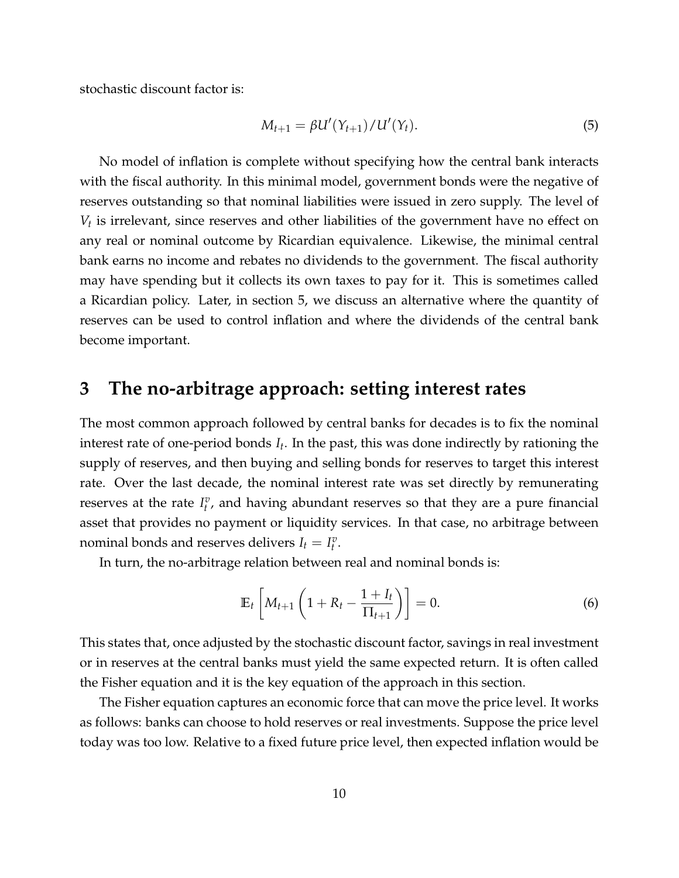stochastic discount factor is:

$$M_{t+1} = \beta U'(Y_{t+1})/U'(Y_t). \tag{5}$$

No model of inflation is complete without specifying how the central bank interacts with the fiscal authority. In this minimal model, government bonds were the negative of reserves outstanding so that nominal liabilities were issued in zero supply. The level of $V_t$ is irrelevant, since reserves and other liabilities of the government have no effect on any real or nominal outcome by Ricardian equivalence. Likewise, the minimal central bank earns no income and rebates no dividends to the government. The fiscal authority may have spending but it collects its own taxes to pay for it. This is sometimes called a Ricardian policy. Later, in section 5, we discuss an alternative where the quantity of reserves can be used to control inflation and where the dividends of the central bank become important.

# 3 The no-arbitrage approach: setting interest rates

The most common approach followed by central banks for decades is to fix the nominal interest rate of one-period bonds $I_t$. In the past, this was done indirectly by rationing the supply of reserves, and then buying and selling bonds for reserves to target this interest rate. Over the last decade, the nominal interest rate was set directly by remunerating reserves at the rate $I_t^v$, and having abundant reserves so that they are a pure financial asset that provides no payment or liquidity services. In that case, no arbitrage between nominal bonds and reserves delivers $I_t = I_t^v$.

In turn, the no-arbitrage relation between real and nominal bonds is:

$$\mathbb{E}_t \left[ M_{t+1} \left( 1 + R_t - \frac{1 + I_t}{\Pi_{t+1}} \right) \right] = 0. \tag{6}$$

This states that, once adjusted by the stochastic discount factor, savings in real investment or in reserves at the central banks must yield the same expected return. It is often called the Fisher equation and it is the key equation of the approach in this section.

The Fisher equation captures an economic force that can move the price level. It works as follows: banks can choose to hold reserves or real investments. Suppose the price level today was too low. Relative to a fixed future price level, then expected inflation would be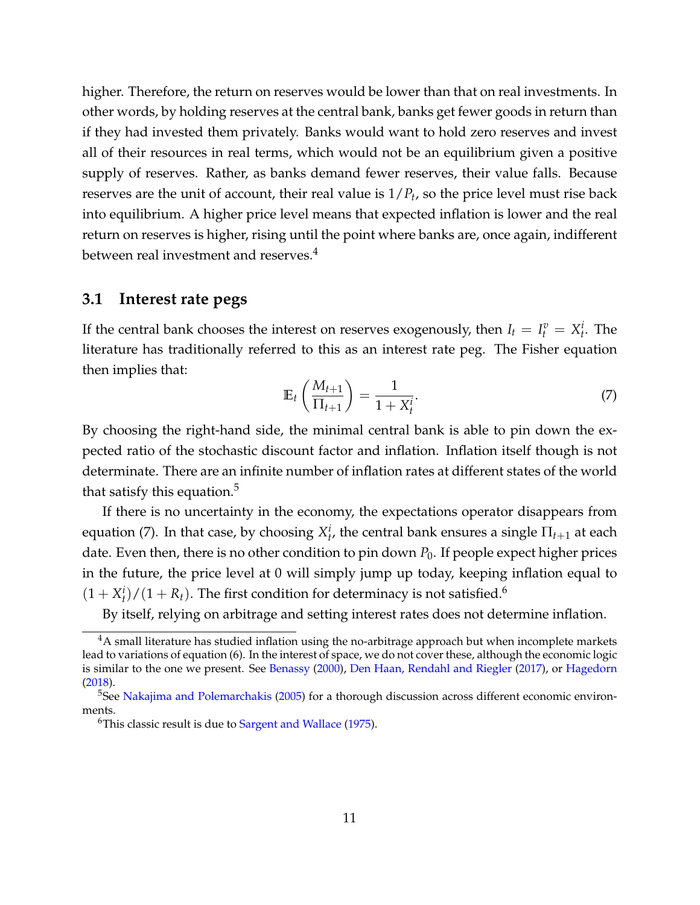higher. Therefore, the return on reserves would be lower than that on real investments. In other words, by holding reserves at the central bank, banks get fewer goods in return than if they had invested them privately. Banks would want to hold zero reserves and invest all of their resources in real terms, which would not be an equilibrium given a positive supply of reserves. Rather, as banks demand fewer reserves, their value falls. Because reserves are the unit of account, their real value is $1/P_t$, so the price level must rise back into equilibrium. A higher price level means that expected inflation is lower and the real return on reserves is higher, rising until the point where banks are, once again, indifferent between real investment and reserves.[4]

### 3.1 Interest rate pegs

If the central bank chooses the interest on reserves exogenously, then $I_t = I_t^v = X_t^i$. The literature has traditionally referred to this as an interest rate peg. The Fisher equation then implies that:

$$\mathbb{E}_t \left( \frac{M_{t+1}}{\Pi_{t+1}} \right) = \frac{1}{1 + X_t^i}. \tag{7}$$

By choosing the right-hand side, the minimal central bank is able to pin down the expected ratio of the stochastic discount factor and inflation. Inflation itself though is not determinate. There are an infinite number of inflation rates at different states of the world that satisfy this equation.[5]

If there is no uncertainty in the economy, the expectations operator disappears from equation (7). In that case, by choosing $X_t^i$, the central bank ensures a single $\Pi_{t+1}$ at each date. Even then, there is no other condition to pin down $P_0$. If people expect higher prices in the future, the price level at 0 will simply jump up today, keeping inflation equal to $(1 + X_t^i)/(1 + R_t)$. The first condition for determinacy is not satisfied.[6]

By itself, relying on arbitrage and setting interest rates does not determine inflation.

[4] A small literature has studied inflation using the no-arbitrage approach but when incomplete markets lead to variations of equation (6). In the interest of space, we do not cover these, although the economic logic is similar to the one we present. See Benassy (2000), Den Haan, Rendahl and Riegler (2017), or Hagedorn (2018).

[5] See Nakajima and Polemarchakis (2005) for a thorough discussion across different economic environments.

[6] This classic result is due to Sargent and Wallace (1975).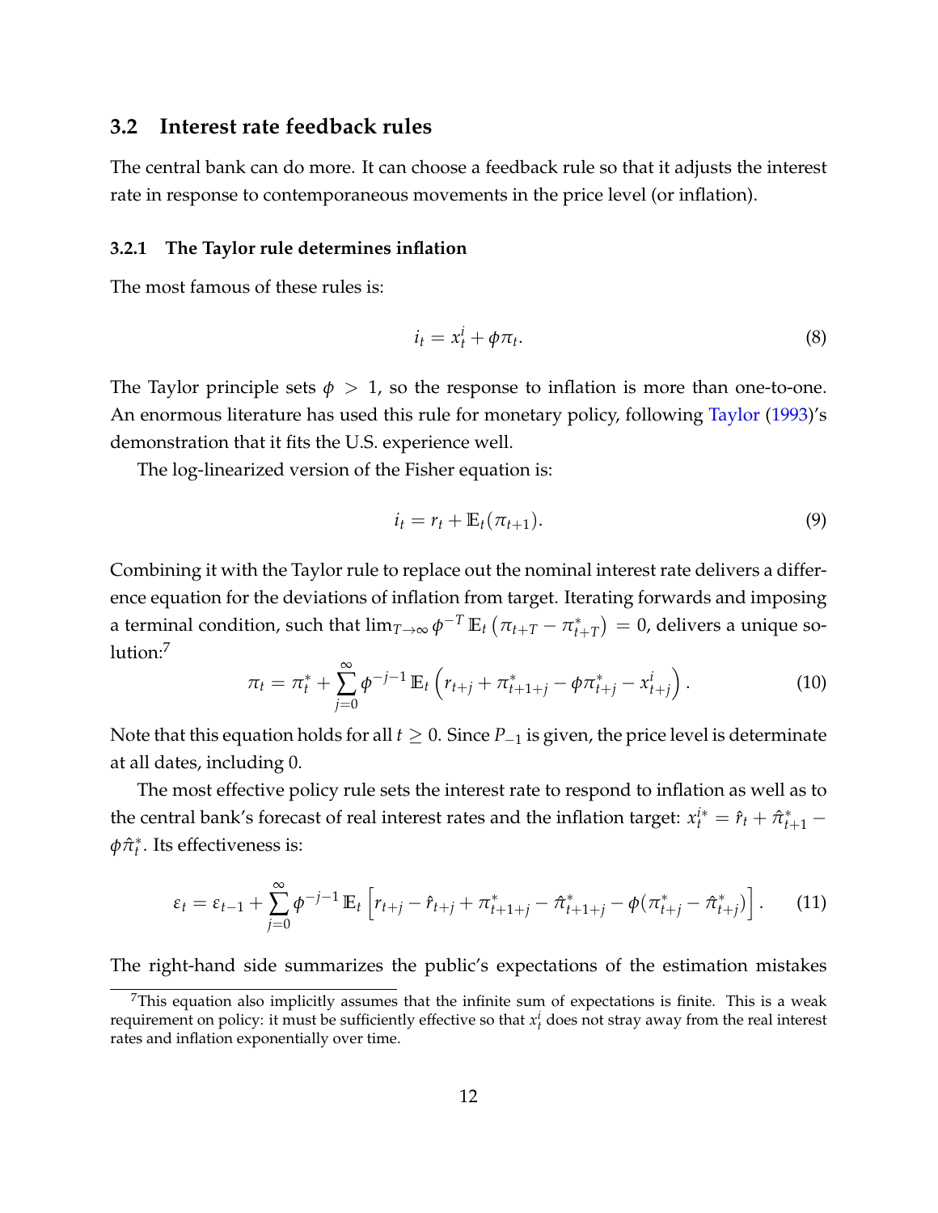### 3.2 Interest rate feedback rules

The central bank can do more. It can choose a feedback rule so that it adjusts the interest rate in response to contemporaneous movements in the price level (or inflation).

#### 3.2.1 The Taylor rule determines inflation

The most famous of these rules is:

$$i_t = x_t^i + \phi \pi_t. \tag{8}$$

The Taylor principle sets $\phi > 1$, so the response to inflation is more than one-to-one. An enormous literature has used this rule for monetary policy, following Taylor (1993)'s demonstration that it fits the U.S. experience well.

The log-linearized version of the Fisher equation is:

$$i_t = r_t + \mathbb{E}_t(\pi_{t+1}). \tag{9}$$

Combining it with the Taylor rule to replace out the nominal interest rate delivers a difference equation for the deviations of inflation from target. Iterating forwards and imposing a terminal condition, such that $\lim_{T\to\infty} \phi^{-T}\, \mathbb{E}_t\left(\pi_{t+T} - \pi^*_{t+T}\right) = 0$, delivers a unique solution:[7]

$$\pi_t = \pi_t^* + \sum_{j=0}^{\infty} \phi^{-j-1}\, \mathbb{E}_t\left(r_{t+j} + \pi^*_{t+1+j} - \phi \pi^*_{t+j} - x^i_{t+j}\right). \tag{10}$$

Note that this equation holds for all $t \geq 0$. Since $P_{-1}$ is given, the price level is determinate at all dates, including 0.

The most effective policy rule sets the interest rate to respond to inflation as well as to the central bank's forecast of real interest rates and the inflation target: $x_t^{i*} = \hat{r}_t + \hat{\pi}^*_{t+1} - \phi \hat{\pi}^*_t$. Its effectiveness is:

$$\varepsilon_t = \varepsilon_{t-1} + \sum_{j=0}^{\infty} \phi^{-j-1}\, \mathbb{E}_t\left[r_{t+j} - \hat{r}_{t+j} + \pi^*_{t+1+j} - \hat{\pi}^*_{t+1+j} - \phi(\pi^*_{t+j} - \hat{\pi}^*_{t+j})\right]. \tag{11}$$

The right-hand side summarizes the public's expectations of the estimation mistakes

[7] This equation also implicitly assumes that the infinite sum of expectations is finite. This is a weak requirement on policy: it must be sufficiently effective so that $x_t^i$ does not stray away from the real interest rates and inflation exponentially over time.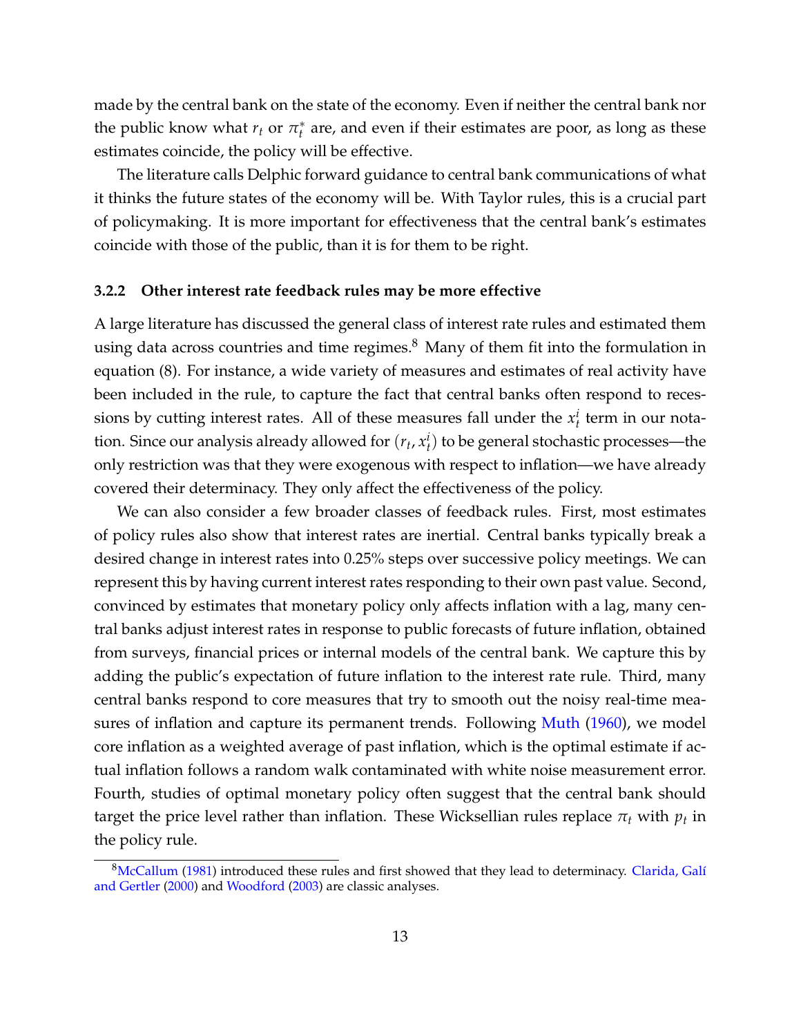made by the central bank on the state of the economy. Even if neither the central bank nor the public know what $r_t$ or $\pi_t^*$ are, and even if their estimates are poor, as long as these estimates coincide, the policy will be effective.

The literature calls Delphic forward guidance to central bank communications of what it thinks the future states of the economy will be. With Taylor rules, this is a crucial part of policymaking. It is more important for effectiveness that the central bank's estimates coincide with those of the public, than it is for them to be right.

### 3.2.2 Other interest rate feedback rules may be more effective

A large literature has discussed the general class of interest rate rules and estimated them using data across countries and time regimes.[8] Many of them fit into the formulation in equation (8). For instance, a wide variety of measures and estimates of real activity have been included in the rule, to capture the fact that central banks often respond to recessions by cutting interest rates. All of these measures fall under the $x_t^i$ term in our notation. Since our analysis already allowed for $(r_t, x_t^i)$ to be general stochastic processes—the only restriction was that they were exogenous with respect to inflation—we have already covered their determinacy. They only affect the effectiveness of the policy.

We can also consider a few broader classes of feedback rules. First, most estimates of policy rules also show that interest rates are inertial. Central banks typically break a desired change in interest rates into 0.25% steps over successive policy meetings. We can represent this by having current interest rates responding to their own past value. Second, convinced by estimates that monetary policy only affects inflation with a lag, many central banks adjust interest rates in response to public forecasts of future inflation, obtained from surveys, financial prices or internal models of the central bank. We capture this by adding the public's expectation of future inflation to the interest rate rule. Third, many central banks respond to core measures that try to smooth out the noisy real-time measures of inflation and capture its permanent trends. Following Muth (1960), we model core inflation as a weighted average of past inflation, which is the optimal estimate if actual inflation follows a random walk contaminated with white noise measurement error. Fourth, studies of optimal monetary policy often suggest that the central bank should target the price level rather than inflation. These Wicksellian rules replace $\pi_t$ with $p_t$ in the policy rule.

[8] McCallum (1981) introduced these rules and first showed that they lead to determinacy. Clarida, Galí and Gertler (2000) and Woodford (2003) are classic analyses.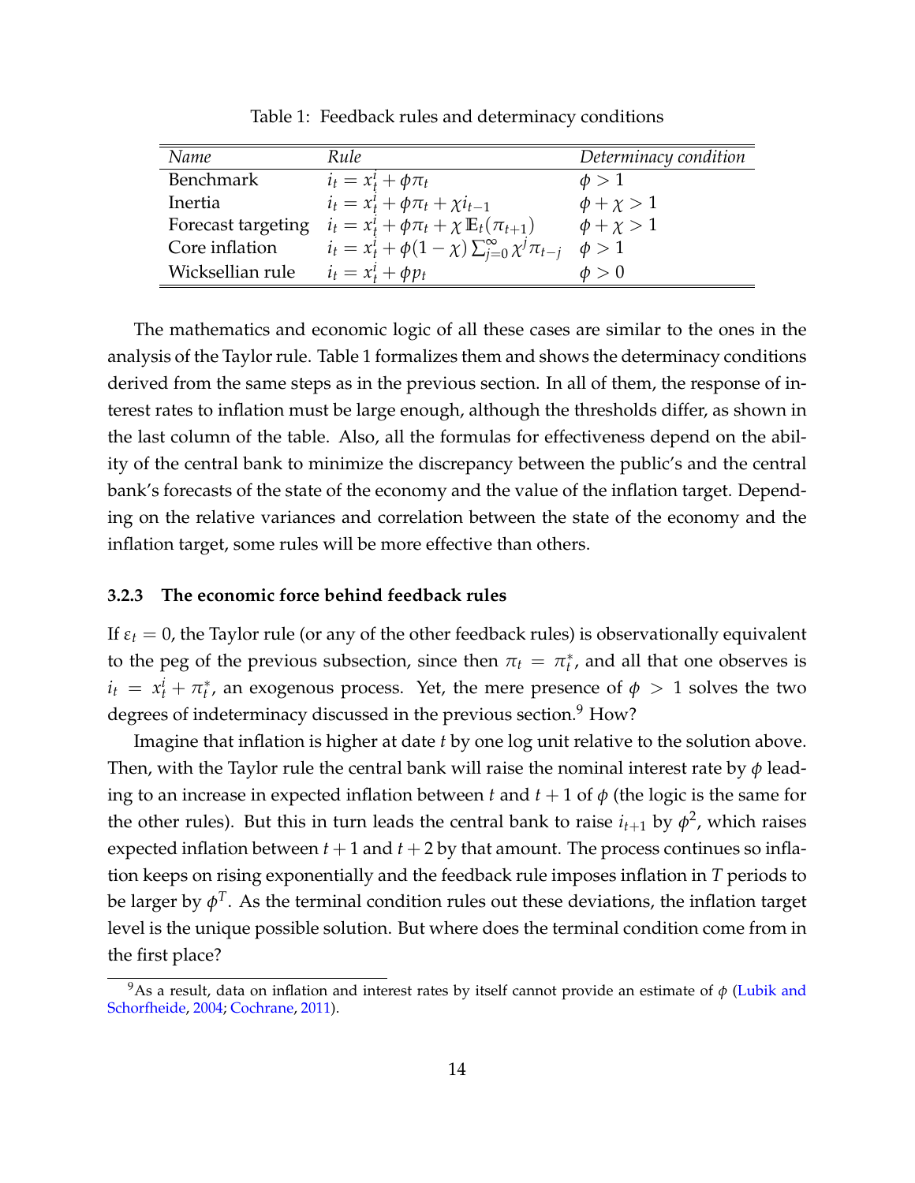Table 1: Feedback rules and determinacy conditions

| *Name* | *Rule* | *Determinacy condition* |
|---|---|---|
| Benchmark | $i_t = x_t^i + \phi \pi_t$ | $\phi > 1$ |
| Inertia | $i_t = x_t^i + \phi \pi_t + \chi i_{t-1}$ | $\phi + \chi > 1$ |
| Forecast targeting | $i_t = x_t^i + \phi \pi_t + \chi \, \mathbb{E}_t(\pi_{t+1})$ | $\phi + \chi > 1$ |
| Core inflation | $i_t = x_t^i + \phi(1-\chi) \sum_{j=0}^{\infty} \chi^j \pi_{t-j}$ | $\phi > 1$ |
| Wicksellian rule | $i_t = x_t^i + \phi p_t$ | $\phi > 0$ |

The mathematics and economic logic of all these cases are similar to the ones in the analysis of the Taylor rule. Table 1 formalizes them and shows the determinacy conditions derived from the same steps as in the previous section. In all of them, the response of interest rates to inflation must be large enough, although the thresholds differ, as shown in the last column of the table. Also, all the formulas for effectiveness depend on the ability of the central bank to minimize the discrepancy between the public's and the central bank's forecasts of the state of the economy and the value of the inflation target. Depending on the relative variances and correlation between the state of the economy and the inflation target, some rules will be more effective than others.

### 3.2.3 The economic force behind feedback rules

If $\varepsilon_t = 0$, the Taylor rule (or any of the other feedback rules) is observationally equivalent to the peg of the previous subsection, since then $\pi_t = \pi_t^*$, and all that one observes is $i_t = x_t^i + \pi_t^*$, an exogenous process. Yet, the mere presence of $\phi > 1$ solves the two degrees of indeterminacy discussed in the previous section.[9] How?

Imagine that inflation is higher at date $t$ by one log unit relative to the solution above. Then, with the Taylor rule the central bank will raise the nominal interest rate by $\phi$ leading to an increase in expected inflation between $t$ and $t+1$ of $\phi$ (the logic is the same for the other rules). But this in turn leads the central bank to raise $i_{t+1}$ by $\phi^2$, which raises expected inflation between $t+1$ and $t+2$ by that amount. The process continues so inflation keeps on rising exponentially and the feedback rule imposes inflation in $T$ periods to be larger by $\phi^T$. As the terminal condition rules out these deviations, the inflation target level is the unique possible solution. But where does the terminal condition come from in the first place?

[9] As a result, data on inflation and interest rates by itself cannot provide an estimate of $\phi$ (Lubik and Schorfheide, 2004; Cochrane, 2011).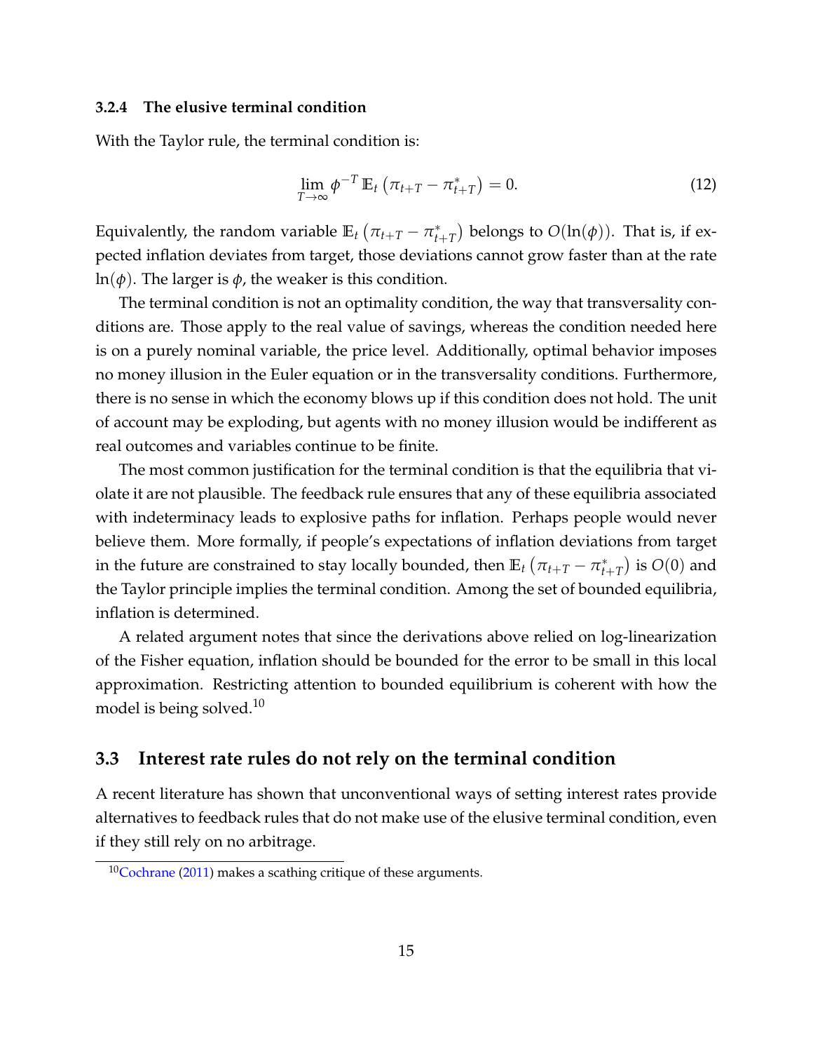### 3.2.4 The elusive terminal condition

With the Taylor rule, the terminal condition is:

$$\lim_{T \to \infty} \phi^{-T} \, \mathbb{E}_t \left( \pi_{t+T} - \pi^*_{t+T} \right) = 0. \tag{12}$$

Equivalently, the random variable $\mathbb{E}_t \left( \pi_{t+T} - \pi^*_{t+T} \right)$ belongs to $O(\ln(\phi))$. That is, if expected inflation deviates from target, those deviations cannot grow faster than at the rate $\ln(\phi)$. The larger is $\phi$, the weaker is this condition.

The terminal condition is not an optimality condition, the way that transversality conditions are. Those apply to the real value of savings, whereas the condition needed here is on a purely nominal variable, the price level. Additionally, optimal behavior imposes no money illusion in the Euler equation or in the transversality conditions. Furthermore, there is no sense in which the economy blows up if this condition does not hold. The unit of account may be exploding, but agents with no money illusion would be indifferent as real outcomes and variables continue to be finite.

The most common justification for the terminal condition is that the equilibria that violate it are not plausible. The feedback rule ensures that any of these equilibria associated with indeterminacy leads to explosive paths for inflation. Perhaps people would never believe them. More formally, if people's expectations of inflation deviations from target in the future are constrained to stay locally bounded, then $\mathbb{E}_t \left( \pi_{t+T} - \pi^*_{t+T} \right)$ is $O(0)$ and the Taylor principle implies the terminal condition. Among the set of bounded equilibria, inflation is determined.

A related argument notes that since the derivations above relied on log-linearization of the Fisher equation, inflation should be bounded for the error to be small in this local approximation. Restricting attention to bounded equilibrium is coherent with how the model is being solved.[10]

## 3.3 Interest rate rules do not rely on the terminal condition

A recent literature has shown that unconventional ways of setting interest rates provide alternatives to feedback rules that do not make use of the elusive terminal condition, even if they still rely on no arbitrage.

[10] Cochrane (2011) makes a scathing critique of these arguments.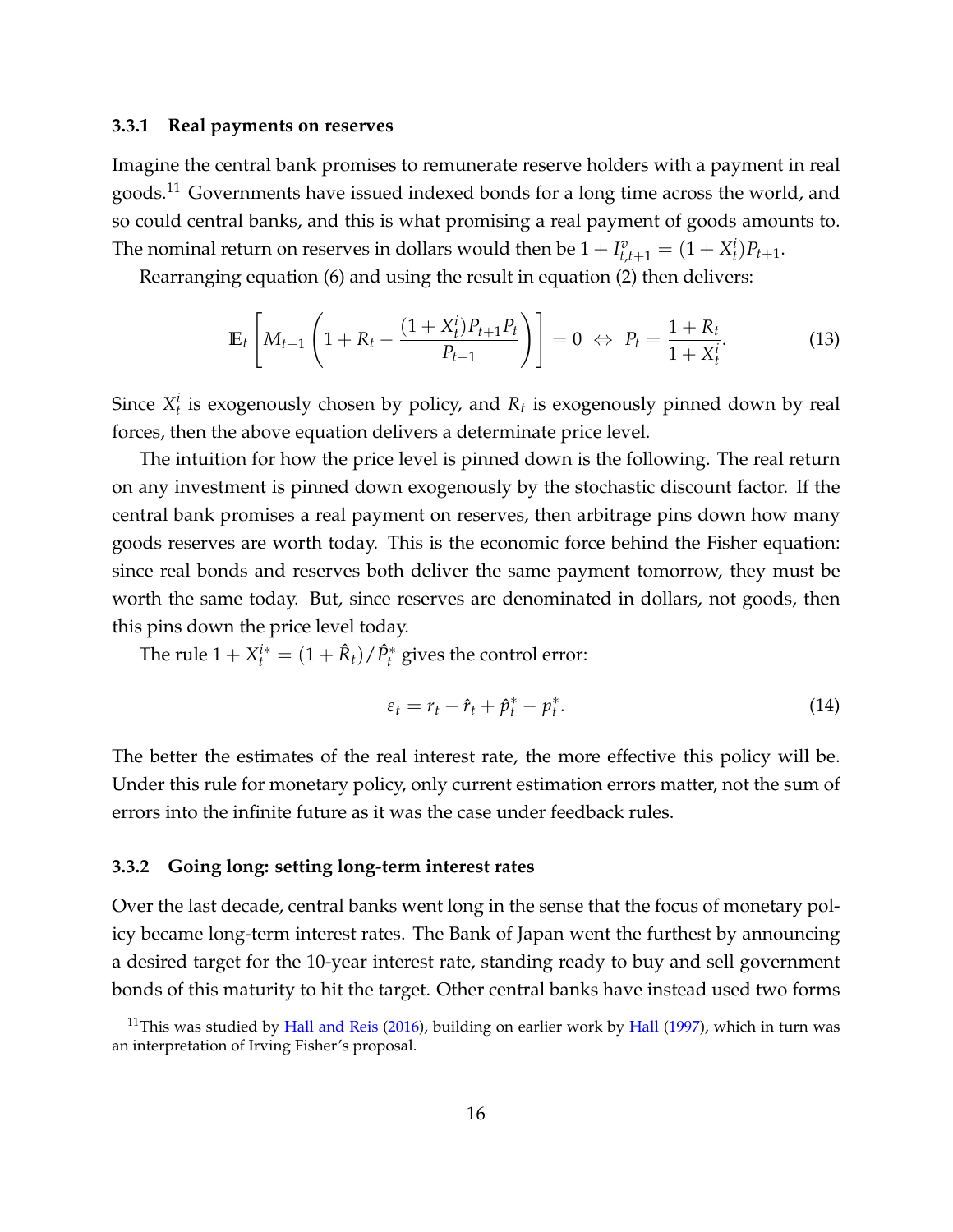### 3.3.1 Real payments on reserves

Imagine the central bank promises to remunerate reserve holders with a payment in real goods.[11] Governments have issued indexed bonds for a long time across the world, and so could central banks, and this is what promising a real payment of goods amounts to. The nominal return on reserves in dollars would then be $1 + I^v_{t,t+1} = (1 + X^i_t)P_{t+1}$.

Rearranging equation (6) and using the result in equation (2) then delivers:

$$\mathbb{E}_t \left[ M_{t+1} \left( 1 + R_t - \frac{(1 + X^i_t)P_{t+1}P_t}{P_{t+1}} \right) \right] = 0 \;\Leftrightarrow\; P_t = \frac{1 + R_t}{1 + X^i_t}. \tag{13}$$

Since $X^i_t$ is exogenously chosen by policy, and $R_t$ is exogenously pinned down by real forces, then the above equation delivers a determinate price level.

The intuition for how the price level is pinned down is the following. The real return on any investment is pinned down exogenously by the stochastic discount factor. If the central bank promises a real payment on reserves, then arbitrage pins down how many goods reserves are worth today. This is the economic force behind the Fisher equation: since real bonds and reserves both deliver the same payment tomorrow, they must be worth the same today. But, since reserves are denominated in dollars, not goods, then this pins down the price level today.

The rule $1 + X^{i*}_t = (1 + \hat{R}_t)/\hat{P}^*_t$ gives the control error:

$$\varepsilon_t = r_t - \hat{r}_t + \hat{p}^*_t - p^*_t. \tag{14}$$

The better the estimates of the real interest rate, the more effective this policy will be. Under this rule for monetary policy, only current estimation errors matter, not the sum of errors into the infinite future as it was the case under feedback rules.

### 3.3.2 Going long: setting long-term interest rates

Over the last decade, central banks went long in the sense that the focus of monetary policy became long-term interest rates. The Bank of Japan went the furthest by announcing a desired target for the 10-year interest rate, standing ready to buy and sell government bonds of this maturity to hit the target. Other central banks have instead used two forms

[11] This was studied by Hall and Reis (2016), building on earlier work by Hall (1997), which in turn was an interpretation of Irving Fisher's proposal.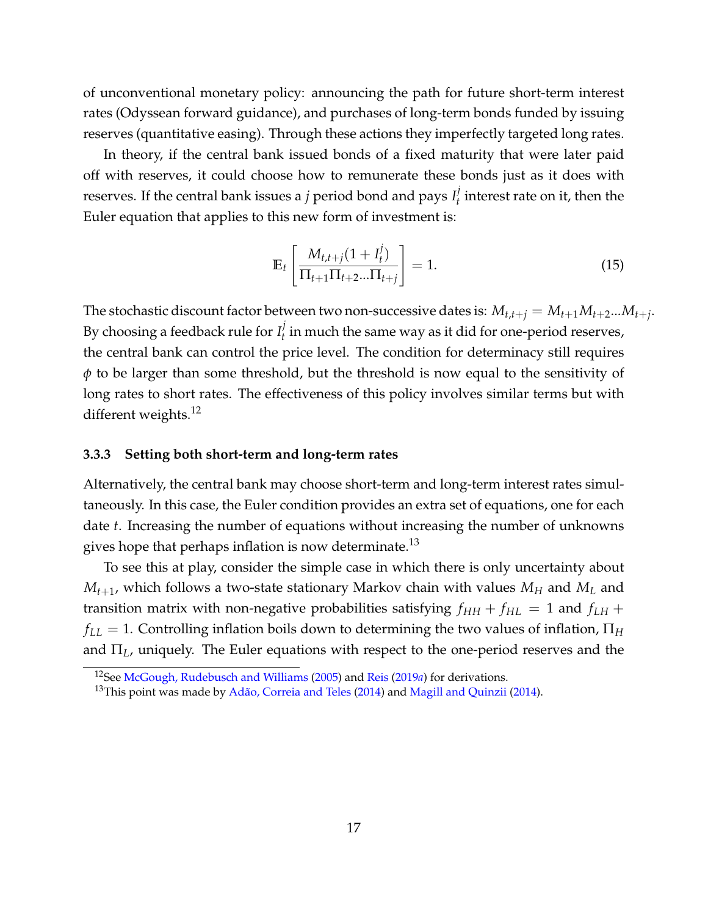of unconventional monetary policy: announcing the path for future short-term interest rates (Odyssean forward guidance), and purchases of long-term bonds funded by issuing reserves (quantitative easing). Through these actions they imperfectly targeted long rates.

In theory, if the central bank issued bonds of a fixed maturity that were later paid off with reserves, it could choose how to remunerate these bonds just as it does with reserves. If the central bank issues a $j$ period bond and pays $I_t^j$ interest rate on it, then the Euler equation that applies to this new form of investment is:

$$\mathbb{E}_t \left[ \frac{M_{t,t+j}(1 + I_t^j)}{\Pi_{t+1}\Pi_{t+2}...\Pi_{t+j}} \right] = 1. \tag{15}$$

The stochastic discount factor between two non-successive dates is: $M_{t,t+j} = M_{t+1}M_{t+2}...M_{t+j}$. By choosing a feedback rule for $I_t^j$ in much the same way as it did for one-period reserves, the central bank can control the price level. The condition for determinacy still requires $\phi$ to be larger than some threshold, but the threshold is now equal to the sensitivity of long rates to short rates. The effectiveness of this policy involves similar terms but with different weights.[12]

### 3.3.3 Setting both short-term and long-term rates

Alternatively, the central bank may choose short-term and long-term interest rates simultaneously. In this case, the Euler condition provides an extra set of equations, one for each date $t$. Increasing the number of equations without increasing the number of unknowns gives hope that perhaps inflation is now determinate.[13]

To see this at play, consider the simple case in which there is only uncertainty about $M_{t+1}$, which follows a two-state stationary Markov chain with values $M_H$ and $M_L$ and transition matrix with non-negative probabilities satisfying $f_{HH} + f_{HL} = 1$ and $f_{LH} + f_{LL} = 1$. Controlling inflation boils down to determining the two values of inflation, $\Pi_H$ and $\Pi_L$, uniquely. The Euler equations with respect to the one-period reserves and the

[12] See McGough, Rudebusch and Williams (2005) and Reis (2019*a*) for derivations.

[13] This point was made by Adão, Correia and Teles (2014) and Magill and Quinzii (2014).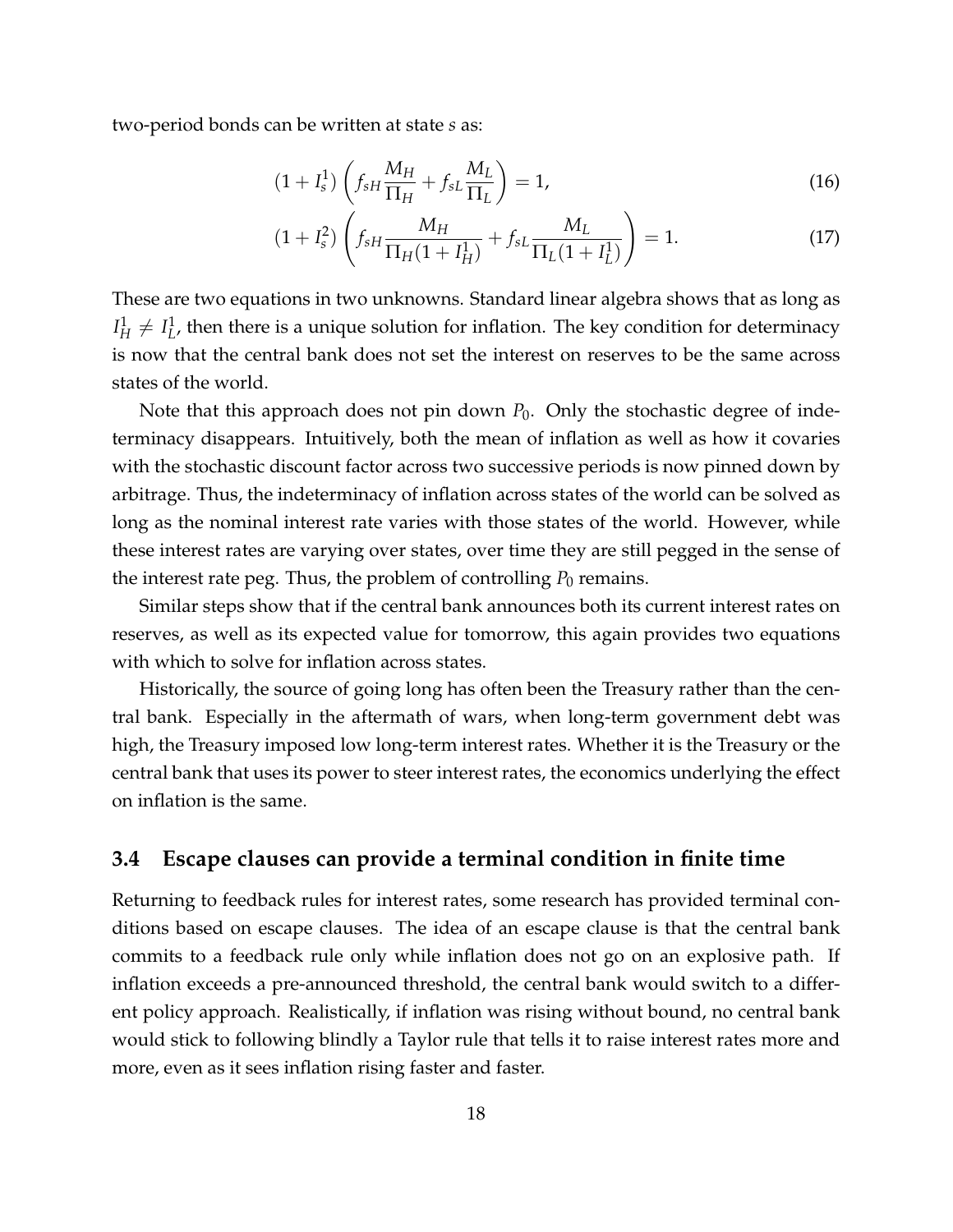two-period bonds can be written at state $s$ as:

$$(1 + I_s^1) \left( f_{sH} \frac{M_H}{\Pi_H} + f_{sL} \frac{M_L}{\Pi_L} \right) = 1, \tag{16}$$

$$(1 + I_s^2) \left( f_{sH} \frac{M_H}{\Pi_H (1 + I_H^1)} + f_{sL} \frac{M_L}{\Pi_L (1 + I_L^1)} \right) = 1. \tag{17}$$

These are two equations in two unknowns. Standard linear algebra shows that as long as $I_H^1 \neq I_L^1$, then there is a unique solution for inflation. The key condition for determinacy is now that the central bank does not set the interest on reserves to be the same across states of the world.

Note that this approach does not pin down $P_0$. Only the stochastic degree of indeterminacy disappears. Intuitively, both the mean of inflation as well as how it covaries with the stochastic discount factor across two successive periods is now pinned down by arbitrage. Thus, the indeterminacy of inflation across states of the world can be solved as long as the nominal interest rate varies with those states of the world. However, while these interest rates are varying over states, over time they are still pegged in the sense of the interest rate peg. Thus, the problem of controlling $P_0$ remains.

Similar steps show that if the central bank announces both its current interest rates on reserves, as well as its expected value for tomorrow, this again provides two equations with which to solve for inflation across states.

Historically, the source of going long has often been the Treasury rather than the central bank. Especially in the aftermath of wars, when long-term government debt was high, the Treasury imposed low long-term interest rates. Whether it is the Treasury or the central bank that uses its power to steer interest rates, the economics underlying the effect on inflation is the same.

### 3.4 Escape clauses can provide a terminal condition in finite time

Returning to feedback rules for interest rates, some research has provided terminal conditions based on escape clauses. The idea of an escape clause is that the central bank commits to a feedback rule only while inflation does not go on an explosive path. If inflation exceeds a pre-announced threshold, the central bank would switch to a different policy approach. Realistically, if inflation was rising without bound, no central bank would stick to following blindly a Taylor rule that tells it to raise interest rates more and more, even as it sees inflation rising faster and faster.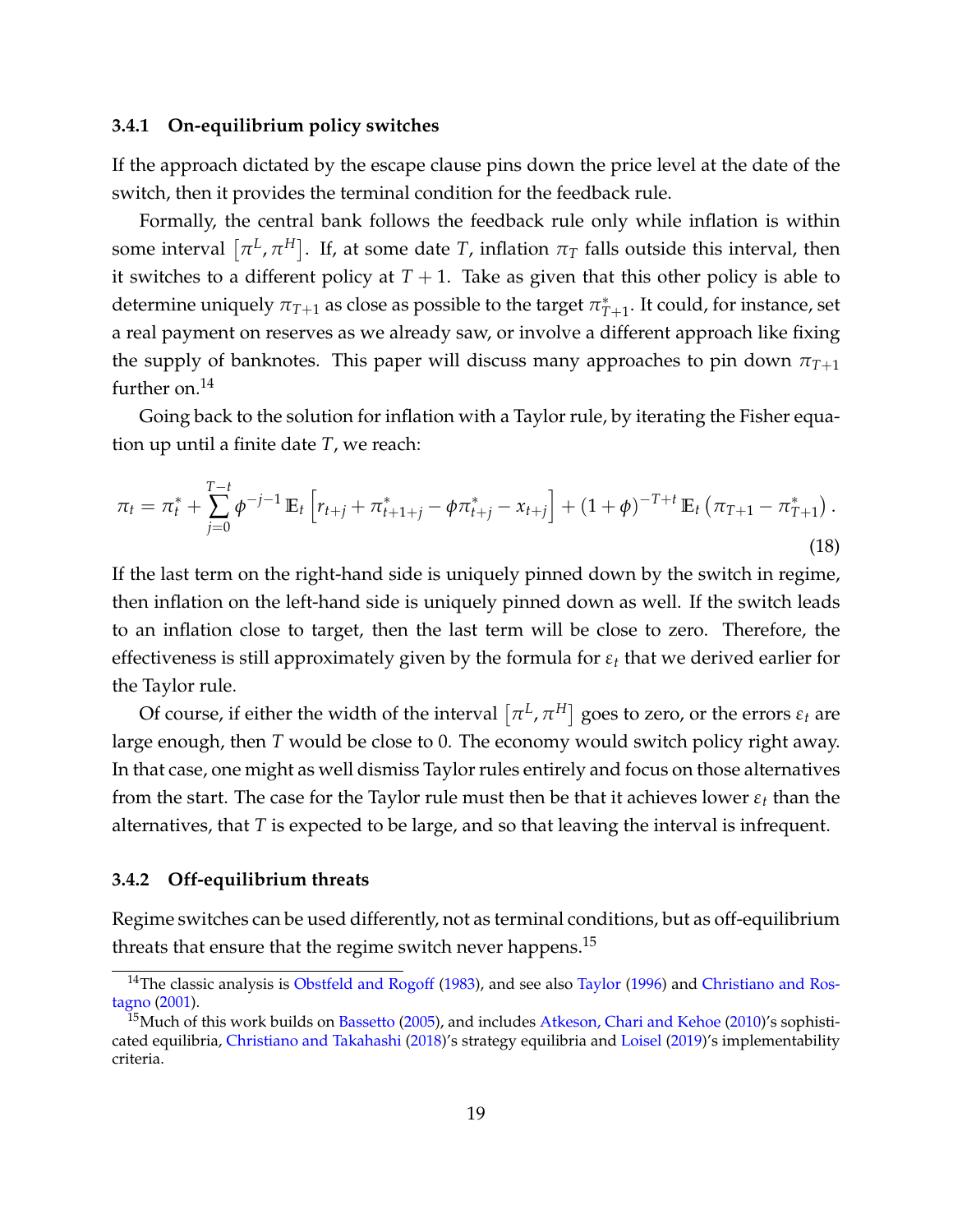### 3.4.1 On-equilibrium policy switches

If the approach dictated by the escape clause pins down the price level at the date of the switch, then it provides the terminal condition for the feedback rule.

Formally, the central bank follows the feedback rule only while inflation is within some interval $\left[\pi^L, \pi^H\right]$. If, at some date $T$, inflation $\pi_T$ falls outside this interval, then it switches to a different policy at $T+1$. Take as given that this other policy is able to determine uniquely $\pi_{T+1}$ as close as possible to the target $\pi^*_{T+1}$. It could, for instance, set a real payment on reserves as we already saw, or involve a different approach like fixing the supply of banknotes. This paper will discuss many approaches to pin down $\pi_{T+1}$ further on.[14]

Going back to the solution for inflation with a Taylor rule, by iterating the Fisher equation up until a finite date $T$, we reach:

$$\pi_t = \pi^*_t + \sum_{j=0}^{T-t} \phi^{-j-1}\, \mathbb{E}_t \left[ r_{t+j} + \pi^*_{t+1+j} - \phi \pi^*_{t+j} - x_{t+j} \right] + (1+\phi)^{-T+t}\, \mathbb{E}_t \left( \pi_{T+1} - \pi^*_{T+1} \right). \tag{18}$$

If the last term on the right-hand side is uniquely pinned down by the switch in regime, then inflation on the left-hand side is uniquely pinned down as well. If the switch leads to an inflation close to target, then the last term will be close to zero. Therefore, the effectiveness is still approximately given by the formula for $\varepsilon_t$ that we derived earlier for the Taylor rule.

Of course, if either the width of the interval $\left[\pi^L, \pi^H\right]$ goes to zero, or the errors $\varepsilon_t$ are large enough, then $T$ would be close to 0. The economy would switch policy right away. In that case, one might as well dismiss Taylor rules entirely and focus on those alternatives from the start. The case for the Taylor rule must then be that it achieves lower $\varepsilon_t$ than the alternatives, that $T$ is expected to be large, and so that leaving the interval is infrequent.

### 3.4.2 Off-equilibrium threats

Regime switches can be used differently, not as terminal conditions, but as off-equilibrium threats that ensure that the regime switch never happens.[15]

[14] The classic analysis is Obstfeld and Rogoff (1983), and see also Taylor (1996) and Christiano and Rostagno (2001).

[15] Much of this work builds on Bassetto (2005), and includes Atkeson, Chari and Kehoe (2010)'s sophisticated equilibria, Christiano and Takahashi (2018)'s strategy equilibria and Loisel (2019)'s implementability criteria.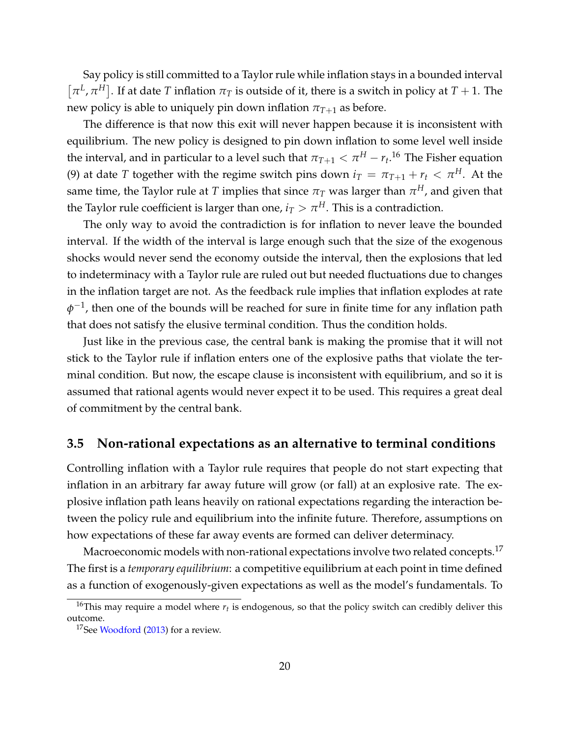Say policy is still committed to a Taylor rule while inflation stays in a bounded interval $\left[\pi^L, \pi^H\right]$. If at date $T$ inflation $\pi_T$ is outside of it, there is a switch in policy at $T+1$. The new policy is able to uniquely pin down inflation $\pi_{T+1}$ as before.

The difference is that now this exit will never happen because it is inconsistent with equilibrium. The new policy is designed to pin down inflation to some level well inside the interval, and in particular to a level such that $\pi_{T+1} < \pi^H - r_t$.[16] The Fisher equation (9) at date $T$ together with the regime switch pins down $i_T = \pi_{T+1} + r_t < \pi^H$. At the same time, the Taylor rule at $T$ implies that since $\pi_T$ was larger than $\pi^H$, and given that the Taylor rule coefficient is larger than one, $i_T > \pi^H$. This is a contradiction.

The only way to avoid the contradiction is for inflation to never leave the bounded interval. If the width of the interval is large enough such that the size of the exogenous shocks would never send the economy outside the interval, then the explosions that led to indeterminacy with a Taylor rule are ruled out but needed fluctuations due to changes in the inflation target are not. As the feedback rule implies that inflation explodes at rate $\phi^{-1}$, then one of the bounds will be reached for sure in finite time for any inflation path that does not satisfy the elusive terminal condition. Thus the condition holds.

Just like in the previous case, the central bank is making the promise that it will not stick to the Taylor rule if inflation enters one of the explosive paths that violate the terminal condition. But now, the escape clause is inconsistent with equilibrium, and so it is assumed that rational agents would never expect it to be used. This requires a great deal of commitment by the central bank.

### 3.5 Non-rational expectations as an alternative to terminal conditions

Controlling inflation with a Taylor rule requires that people do not start expecting that inflation in an arbitrary far away future will grow (or fall) at an explosive rate. The explosive inflation path leans heavily on rational expectations regarding the interaction between the policy rule and equilibrium into the infinite future. Therefore, assumptions on how expectations of these far away events are formed can deliver determinacy.

Macroeconomic models with non-rational expectations involve two related concepts.[17] The first is a *temporary equilibrium*: a competitive equilibrium at each point in time defined as a function of exogenously-given expectations as well as the model's fundamentals. To

[16] This may require a model where $r_t$ is endogenous, so that the policy switch can credibly deliver this outcome.

[17] See Woodford (2013) for a review.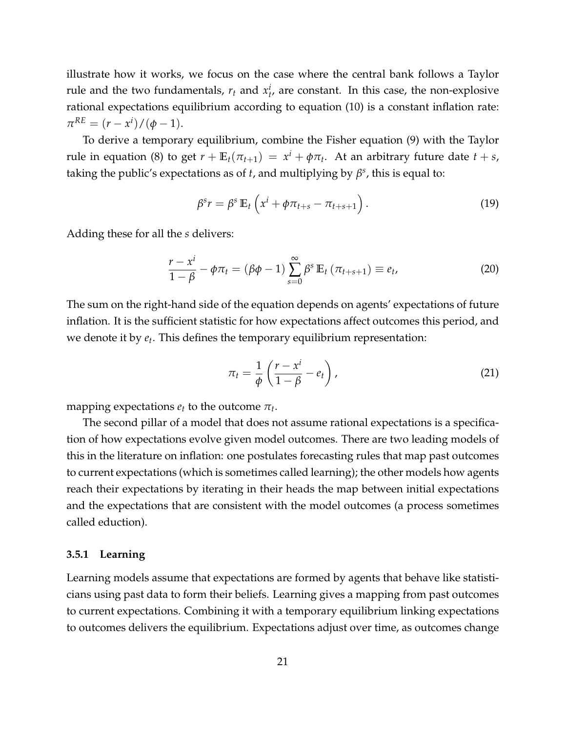illustrate how it works, we focus on the case where the central bank follows a Taylor rule and the two fundamentals, $r_t$ and $x_t^i$, are constant. In this case, the non-explosive rational expectations equilibrium according to equation (10) is a constant inflation rate: $\pi^{RE} = (r - x^i)/(\phi - 1)$.

To derive a temporary equilibrium, combine the Fisher equation (9) with the Taylor rule in equation (8) to get $r + \mathbb{E}_t(\pi_{t+1}) = x^i + \phi\pi_t$. At an arbitrary future date $t + s$, taking the public's expectations as of $t$, and multiplying by $\beta^s$, this is equal to:

$$\beta^s r = \beta^s \, \mathbb{E}_t \left( x^i + \phi\pi_{t+s} - \pi_{t+s+1} \right). \tag{19}$$

Adding these for all the $s$ delivers:

$$\frac{r - x^i}{1 - \beta} - \phi\pi_t = (\beta\phi - 1) \sum_{s=0}^{\infty} \beta^s \, \mathbb{E}_t \left( \pi_{t+s+1} \right) \equiv e_t, \tag{20}$$

The sum on the right-hand side of the equation depends on agents' expectations of future inflation. It is the sufficient statistic for how expectations affect outcomes this period, and we denote it by $e_t$. This defines the temporary equilibrium representation:

$$\pi_t = \frac{1}{\phi} \left( \frac{r - x^i}{1 - \beta} - e_t \right), \tag{21}$$

mapping expectations $e_t$ to the outcome $\pi_t$.

The second pillar of a model that does not assume rational expectations is a specification of how expectations evolve given model outcomes. There are two leading models of this in the literature on inflation: one postulates forecasting rules that map past outcomes to current expectations (which is sometimes called learning); the other models how agents reach their expectations by iterating in their heads the map between initial expectations and the expectations that are consistent with the model outcomes (a process sometimes called eduction).

### 3.5.1 Learning

Learning models assume that expectations are formed by agents that behave like statisticians using past data to form their beliefs. Learning gives a mapping from past outcomes to current expectations. Combining it with a temporary equilibrium linking expectations to outcomes delivers the equilibrium. Expectations adjust over time, as outcomes change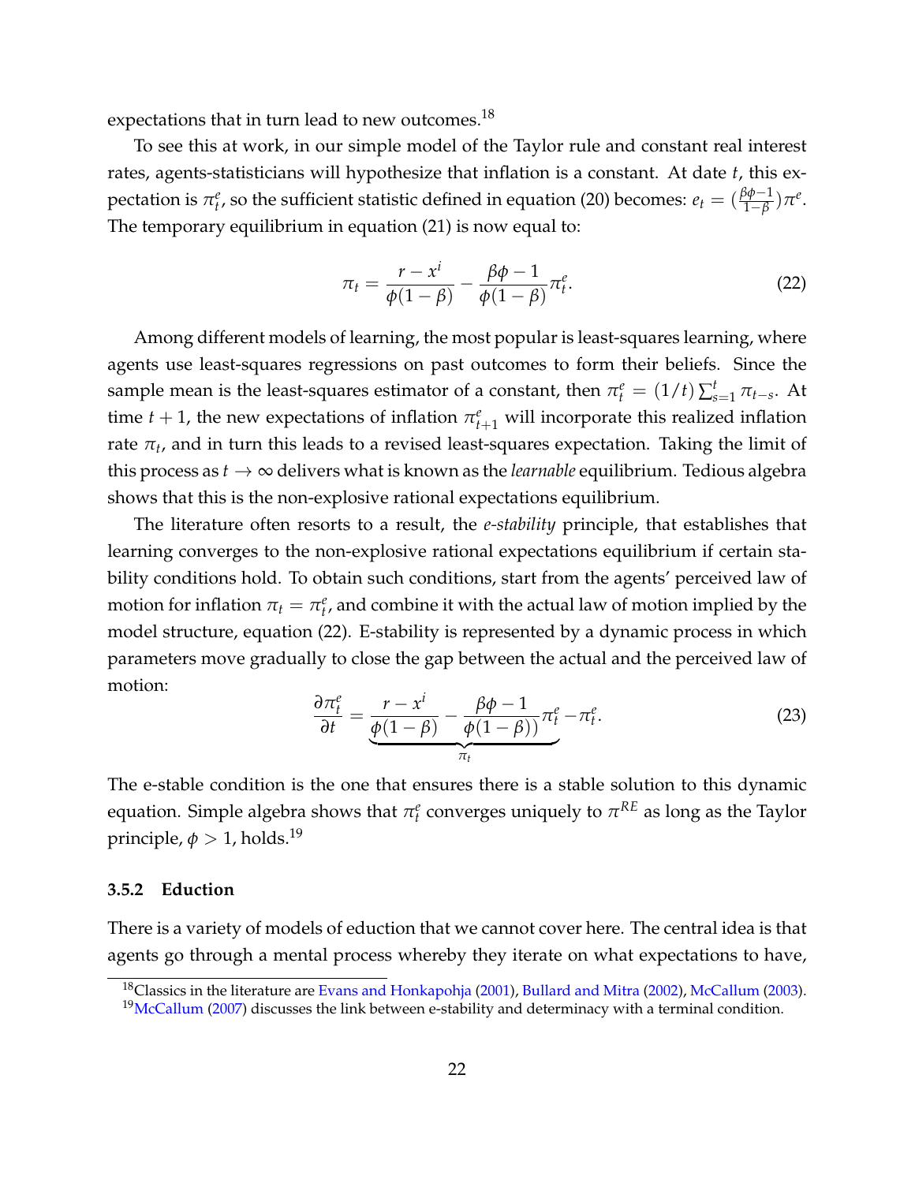expectations that in turn lead to new outcomes.[18]

To see this at work, in our simple model of the Taylor rule and constant real interest rates, agents-statisticians will hypothesize that inflation is a constant. At date $t$, this expectation is $\pi_t^e$, so the sufficient statistic defined in equation (20) becomes: $e_t = (\frac{\beta\phi - 1}{1-\beta})\pi^e$. The temporary equilibrium in equation (21) is now equal to:

$$\pi_t = \frac{r - x^i}{\phi(1-\beta)} - \frac{\beta\phi - 1}{\phi(1-\beta)}\pi_t^e. \tag{22}$$

Among different models of learning, the most popular is least-squares learning, where agents use least-squares regressions on past outcomes to form their beliefs. Since the sample mean is the least-squares estimator of a constant, then $\pi_t^e = (1/t)\sum_{s=1}^{t} \pi_{t-s}$. At time $t+1$, the new expectations of inflation $\pi_{t+1}^e$ will incorporate this realized inflation rate $\pi_t$, and in turn this leads to a revised least-squares expectation. Taking the limit of this process as $t \to \infty$ delivers what is known as the *learnable* equilibrium. Tedious algebra shows that this is the non-explosive rational expectations equilibrium.

The literature often resorts to a result, the *e-stability* principle, that establishes that learning converges to the non-explosive rational expectations equilibrium if certain stability conditions hold. To obtain such conditions, start from the agents' perceived law of motion for inflation $\pi_t = \pi_t^e$, and combine it with the actual law of motion implied by the model structure, equation (22). E-stability is represented by a dynamic process in which parameters move gradually to close the gap between the actual and the perceived law of motion:

$$\frac{\partial \pi_t^e}{\partial t} = \underbrace{\frac{r - x^i}{\phi(1-\beta)} - \frac{\beta\phi - 1}{\phi(1-\beta))}\pi_t^e}_{\pi_t} - \pi_t^e. \tag{23}$$

The e-stable condition is the one that ensures there is a stable solution to this dynamic equation. Simple algebra shows that $\pi_t^e$ converges uniquely to $\pi^{RE}$ as long as the Taylor principle, $\phi > 1$, holds.[19]

### 3.5.2 Eduction

There is a variety of models of eduction that we cannot cover here. The central idea is that agents go through a mental process whereby they iterate on what expectations to have,

[18] Classics in the literature are Evans and Honkapohja (2001), Bullard and Mitra (2002), McCallum (2003).

[19] McCallum (2007) discusses the link between e-stability and determinacy with a terminal condition.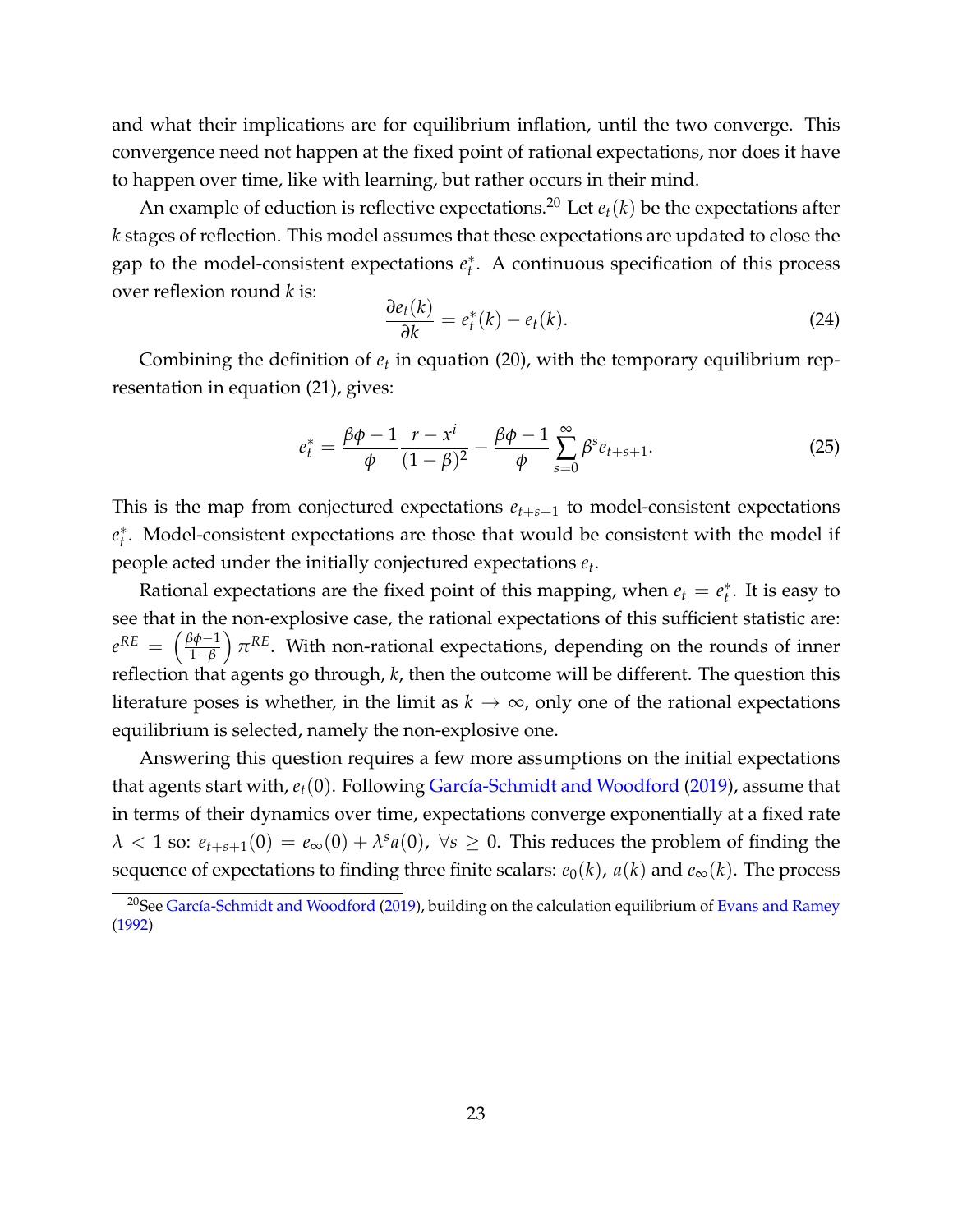and what their implications are for equilibrium inflation, until the two converge. This convergence need not happen at the fixed point of rational expectations, nor does it have to happen over time, like with learning, but rather occurs in their mind.

An example of eduction is reflective expectations.[20] Let $e_t(k)$ be the expectations after $k$ stages of reflection. This model assumes that these expectations are updated to close the gap to the model-consistent expectations $e_t^*$. A continuous specification of this process over reflexion round $k$ is:

$$\frac{\partial e_t(k)}{\partial k} = e_t^*(k) - e_t(k). \tag{24}$$

Combining the definition of $e_t$ in equation (20), with the temporary equilibrium representation in equation (21), gives:

$$e_t^* = \frac{\beta\phi - 1}{\phi} \frac{r - x^i}{(1-\beta)^2} - \frac{\beta\phi - 1}{\phi} \sum_{s=0}^{\infty} \beta^s e_{t+s+1}. \tag{25}$$

This is the map from conjectured expectations $e_{t+s+1}$ to model-consistent expectations $e_t^*$. Model-consistent expectations are those that would be consistent with the model if people acted under the initially conjectured expectations $e_t$.

Rational expectations are the fixed point of this mapping, when $e_t = e_t^*$. It is easy to see that in the non-explosive case, the rational expectations of this sufficient statistic are: $e^{RE} = \left(\frac{\beta\phi-1}{1-\beta}\right)\pi^{RE}$. With non-rational expectations, depending on the rounds of inner reflection that agents go through, $k$, then the outcome will be different. The question this literature poses is whether, in the limit as $k \to \infty$, only one of the rational expectations equilibrium is selected, namely the non-explosive one.

Answering this question requires a few more assumptions on the initial expectations that agents start with, $e_t(0)$. Following García-Schmidt and Woodford (2019), assume that in terms of their dynamics over time, expectations converge exponentially at a fixed rate $\lambda < 1$ so: $e_{t+s+1}(0) = e_\infty(0) + \lambda^s a(0)$, $\forall s \geq 0$. This reduces the problem of finding the sequence of expectations to finding three finite scalars: $e_0(k)$, $a(k)$ and $e_\infty(k)$. The process

[20] See García-Schmidt and Woodford (2019), building on the calculation equilibrium of Evans and Ramey (1992)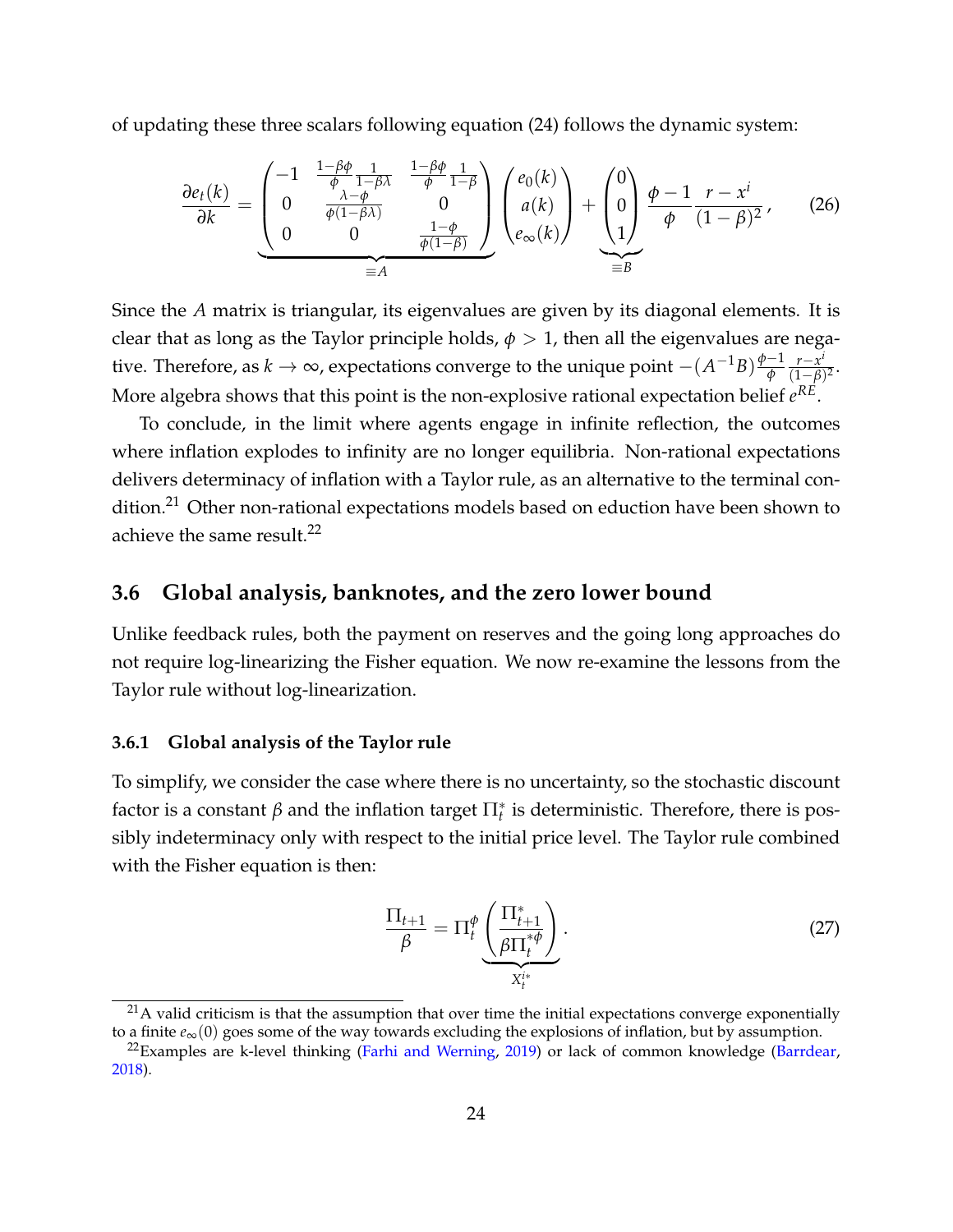of updating these three scalars following equation (24) follows the dynamic system:

$$\frac{\partial e_t(k)}{\partial k} = \underbrace{\begin{pmatrix} -1 & \frac{1-\beta\phi}{\phi}\frac{1}{1-\beta\lambda} & \frac{1-\beta\phi}{\phi}\frac{1}{1-\beta} \\ 0 & \frac{\lambda-\phi}{\phi(1-\beta\lambda)} & 0 \\ 0 & 0 & \frac{1-\phi}{\phi(1-\beta)} \end{pmatrix}}_{\equiv A} \begin{pmatrix} e_0(k) \\ a(k) \\ e_\infty(k) \end{pmatrix} + \underbrace{\begin{pmatrix} 0 \\ 0 \\ 1 \end{pmatrix}}_{\equiv B} \frac{\phi-1}{\phi}\frac{r-x^i}{(1-\beta)^2}, \tag{26}$$

Since the $A$ matrix is triangular, its eigenvalues are given by its diagonal elements. It is clear that as long as the Taylor principle holds, $\phi > 1$, then all the eigenvalues are negative. Therefore, as $k \to \infty$, expectations converge to the unique point $-(A^{-1}B)\frac{\phi-1}{\phi}\frac{r-x^i}{(1-\beta)^2}$. More algebra shows that this point is the non-explosive rational expectation belief $e^{RE}$.

To conclude, in the limit where agents engage in infinite reflection, the outcomes where inflation explodes to infinity are no longer equilibria. Non-rational expectations delivers determinacy of inflation with a Taylor rule, as an alternative to the terminal condition.[21] Other non-rational expectations models based on eduction have been shown to achieve the same result.[22]

## 3.6 Global analysis, banknotes, and the zero lower bound

Unlike feedback rules, both the payment on reserves and the going long approaches do not require log-linearizing the Fisher equation. We now re-examine the lessons from the Taylor rule without log-linearization.

### 3.6.1 Global analysis of the Taylor rule

To simplify, we consider the case where there is no uncertainty, so the stochastic discount factor is a constant $\beta$ and the inflation target $\Pi_t^*$ is deterministic. Therefore, there is possibly indeterminacy only with respect to the initial price level. The Taylor rule combined with the Fisher equation is then:

$$\frac{\Pi_{t+1}}{\beta} = \Pi_t^{\phi} \underbrace{\left(\frac{\Pi_{t+1}^*}{\beta \Pi_t^{*\phi}}\right)}_{X_t^{i*}}. \tag{27}$$

[21] A valid criticism is that the assumption that over time the initial expectations converge exponentially to a finite $e_\infty(0)$ goes some of the way towards excluding the explosions of inflation, but by assumption.

[22] Examples are k-level thinking (Farhi and Werning, 2019) or lack of common knowledge (Barrdear, 2018).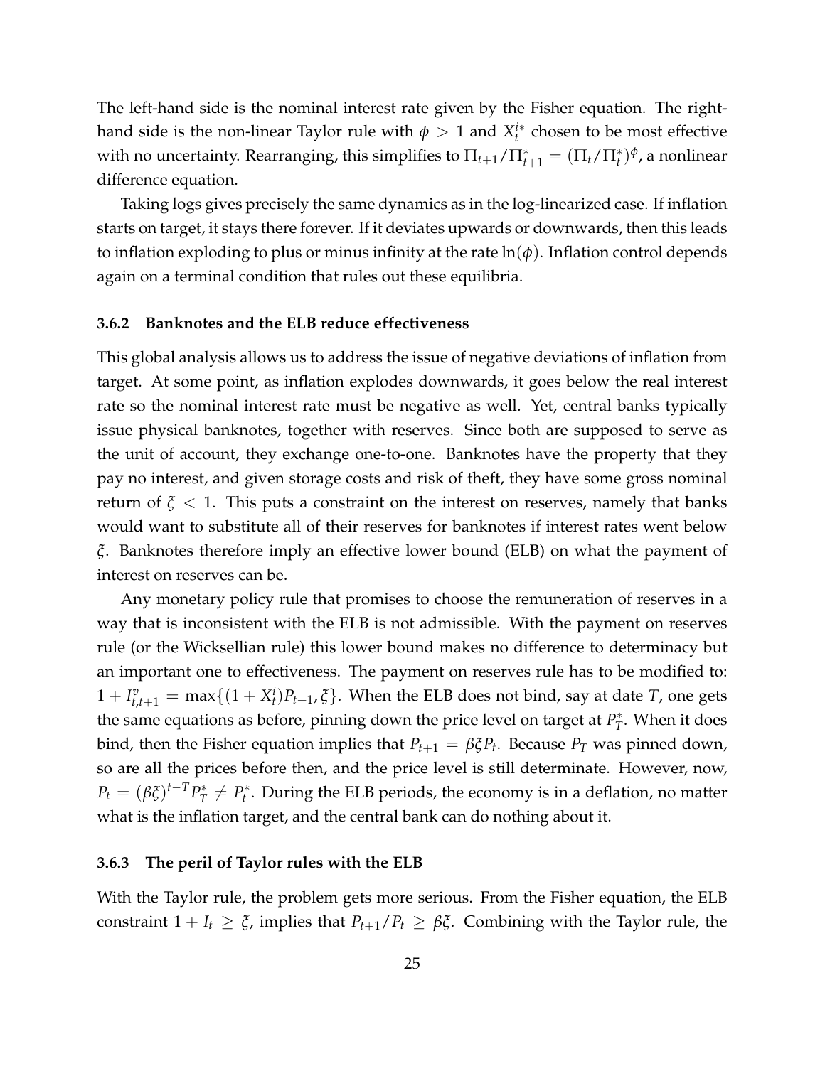The left-hand side is the nominal interest rate given by the Fisher equation. The right-hand side is the non-linear Taylor rule with $\phi > 1$ and $X_t^{i*}$ chosen to be most effective with no uncertainty. Rearranging, this simplifies to $\Pi_{t+1}/\Pi^*_{t+1} = (\Pi_t/\Pi^*_t)^\phi$, a nonlinear difference equation.

Taking logs gives precisely the same dynamics as in the log-linearized case. If inflation starts on target, it stays there forever. If it deviates upwards or downwards, then this leads to inflation exploding to plus or minus infinity at the rate $\ln(\phi)$. Inflation control depends again on a terminal condition that rules out these equilibria.

### 3.6.2 Banknotes and the ELB reduce effectiveness

This global analysis allows us to address the issue of negative deviations of inflation from target. At some point, as inflation explodes downwards, it goes below the real interest rate so the nominal interest rate must be negative as well. Yet, central banks typically issue physical banknotes, together with reserves. Since both are supposed to serve as the unit of account, they exchange one-to-one. Banknotes have the property that they pay no interest, and given storage costs and risk of theft, they have some gross nominal return of $\xi < 1$. This puts a constraint on the interest on reserves, namely that banks would want to substitute all of their reserves for banknotes if interest rates went below $\xi$. Banknotes therefore imply an effective lower bound (ELB) on what the payment of interest on reserves can be.

Any monetary policy rule that promises to choose the remuneration of reserves in a way that is inconsistent with the ELB is not admissible. With the payment on reserves rule (or the Wicksellian rule) this lower bound makes no difference to determinacy but an important one to effectiveness. The payment on reserves rule has to be modified to: $1 + I^v_{t,t+1} = \max\{(1 + X^i_t)P_{t+1}, \xi\}$. When the ELB does not bind, say at date $T$, one gets the same equations as before, pinning down the price level on target at $P^*_T$. When it does bind, then the Fisher equation implies that $P_{t+1} = \beta\xi P_t$. Because $P_T$ was pinned down, so are all the prices before then, and the price level is still determinate. However, now, $P_t = (\beta\xi)^{t-T}P^*_T \neq P^*_t$. During the ELB periods, the economy is in a deflation, no matter what is the inflation target, and the central bank can do nothing about it.

### 3.6.3 The peril of Taylor rules with the ELB

With the Taylor rule, the problem gets more serious. From the Fisher equation, the ELB constraint $1 + I_t \geq \xi$, implies that $P_{t+1}/P_t \geq \beta\xi$. Combining with the Taylor rule, the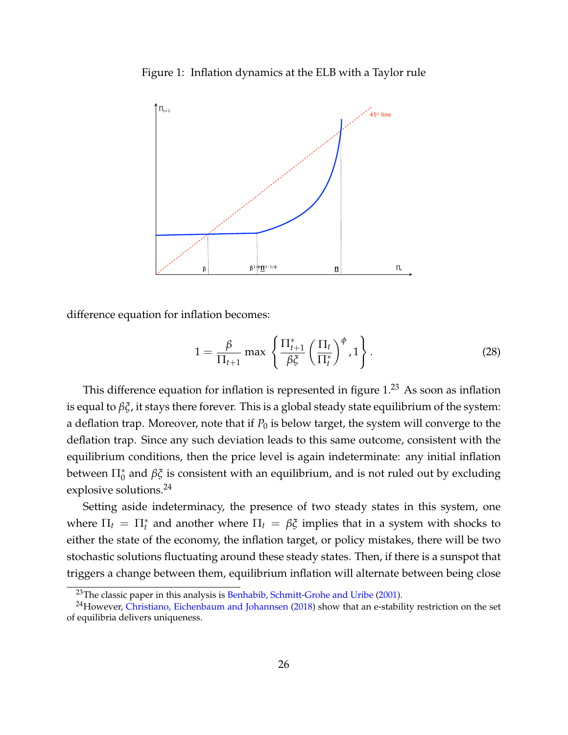Figure 1: Inflation dynamics at the ELB with a Taylor rule

difference equation for inflation becomes:

$$1 = \frac{\beta}{\Pi_{t+1}} \max\left\{ \frac{\Pi^*_{t+1}}{\beta\xi} \left(\frac{\Pi_t}{\Pi^*_t}\right)^{\phi}, 1 \right\}. \tag{28}$$

This difference equation for inflation is represented in figure 1.[23] As soon as inflation is equal to $\beta\xi$, it stays there forever. This is a global steady state equilibrium of the system: a deflation trap. Moreover, note that if $P_0$ is below target, the system will converge to the deflation trap. Since any such deviation leads to this same outcome, consistent with the equilibrium conditions, then the price level is again indeterminate: any initial inflation between $\Pi^*_0$ and $\beta\xi$ is consistent with an equilibrium, and is not ruled out by excluding explosive solutions.[24]

Setting aside indeterminacy, the presence of two steady states in this system, one where $\Pi_t = \Pi^*_t$ and another where $\Pi_t = \beta\xi$ implies that in a system with shocks to either the state of the economy, the inflation target, or policy mistakes, there will be two stochastic solutions fluctuating around these steady states. Then, if there is a sunspot that triggers a change between them, equilibrium inflation will alternate between being close

[23] The classic paper in this analysis is Benhabib, Schmitt-Grohe and Uribe (2001).

[24] However, Christiano, Eichenbaum and Johannsen (2018) show that an e-stability restriction on the set of equilibria delivers uniqueness.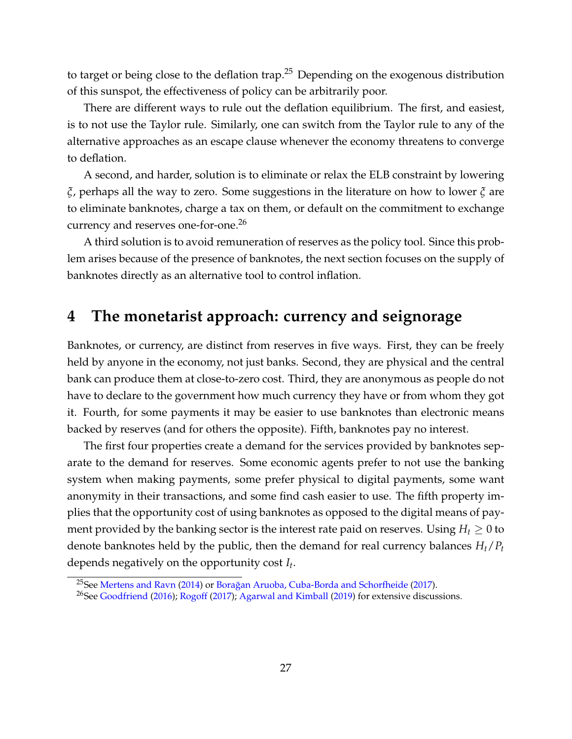to target or being close to the deflation trap.[25] Depending on the exogenous distribution of this sunspot, the effectiveness of policy can be arbitrarily poor.

There are different ways to rule out the deflation equilibrium. The first, and easiest, is to not use the Taylor rule. Similarly, one can switch from the Taylor rule to any of the alternative approaches as an escape clause whenever the economy threatens to converge to deflation.

A second, and harder, solution is to eliminate or relax the ELB constraint by lowering $\xi$, perhaps all the way to zero. Some suggestions in the literature on how to lower $\xi$ are to eliminate banknotes, charge a tax on them, or default on the commitment to exchange currency and reserves one-for-one.[26]

A third solution is to avoid remuneration of reserves as the policy tool. Since this problem arises because of the presence of banknotes, the next section focuses on the supply of banknotes directly as an alternative tool to control inflation.

# 4 The monetarist approach: currency and seignorage

Banknotes, or currency, are distinct from reserves in five ways. First, they can be freely held by anyone in the economy, not just banks. Second, they are physical and the central bank can produce them at close-to-zero cost. Third, they are anonymous as people do not have to declare to the government how much currency they have or from whom they got it. Fourth, for some payments it may be easier to use banknotes than electronic means backed by reserves (and for others the opposite). Fifth, banknotes pay no interest.

The first four properties create a demand for the services provided by banknotes separate to the demand for reserves. Some economic agents prefer to not use the banking system when making payments, some prefer physical to digital payments, some want anonymity in their transactions, and some find cash easier to use. The fifth property implies that the opportunity cost of using banknotes as opposed to the digital means of payment provided by the banking sector is the interest rate paid on reserves. Using $H_t \geq 0$ to denote banknotes held by the public, then the demand for real currency balances $H_t/P_t$ depends negatively on the opportunity cost $I_t$.

[25] See Mertens and Ravn (2014) or Borağan Aruoba, Cuba-Borda and Schorfheide (2017).

[26] See Goodfriend (2016); Rogoff (2017); Agarwal and Kimball (2019) for extensive discussions.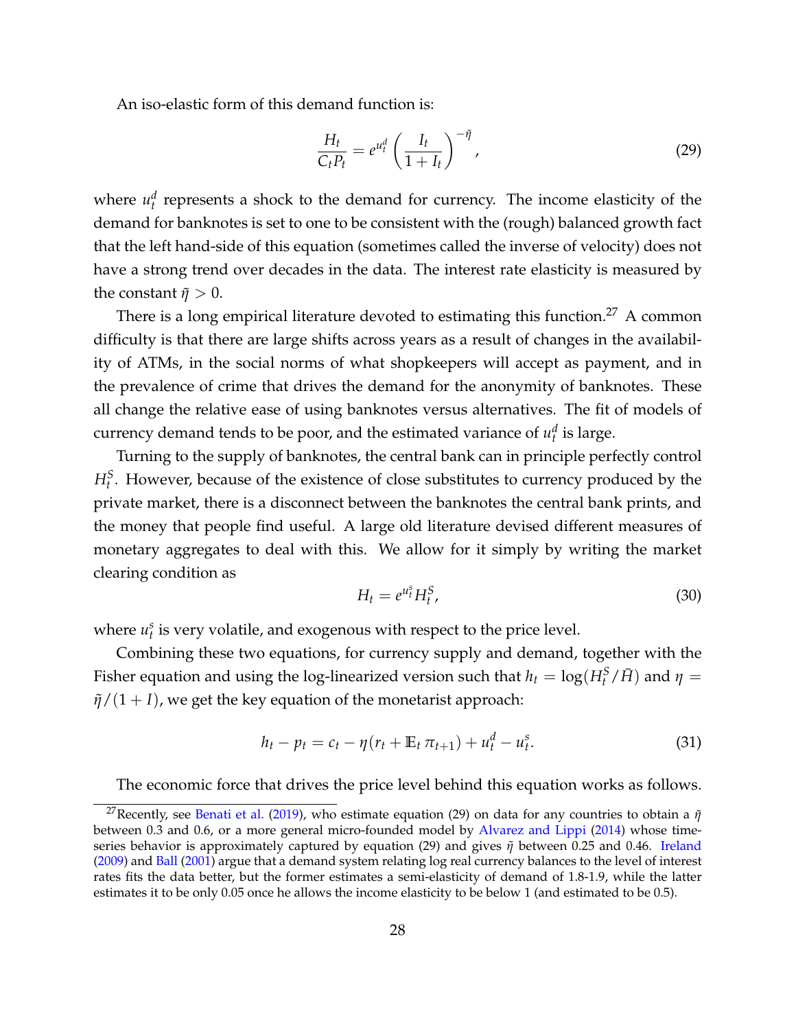An iso-elastic form of this demand function is:

$$\frac{H_t}{C_t P_t} = e^{u_t^d} \left( \frac{I_t}{1 + I_t} \right)^{-\tilde{\eta}}, \tag{29}$$

where $u_t^d$ represents a shock to the demand for currency. The income elasticity of the demand for banknotes is set to one to be consistent with the (rough) balanced growth fact that the left hand-side of this equation (sometimes called the inverse of velocity) does not have a strong trend over decades in the data. The interest rate elasticity is measured by the constant $\tilde{\eta} > 0$.

There is a long empirical literature devoted to estimating this function.[27] A common difficulty is that there are large shifts across years as a result of changes in the availability of ATMs, in the social norms of what shopkeepers will accept as payment, and in the prevalence of crime that drives the demand for the anonymity of banknotes. These all change the relative ease of using banknotes versus alternatives. The fit of models of currency demand tends to be poor, and the estimated variance of $u_t^d$ is large.

Turning to the supply of banknotes, the central bank can in principle perfectly control $H_t^S$. However, because of the existence of close substitutes to currency produced by the private market, there is a disconnect between the banknotes the central bank prints, and the money that people find useful. A large old literature devised different measures of monetary aggregates to deal with this. We allow for it simply by writing the market clearing condition as

$$H_t = e^{u_t^s} H_t^S, \tag{30}$$

where $u_t^s$ is very volatile, and exogenous with respect to the price level.

Combining these two equations, for currency supply and demand, together with the Fisher equation and using the log-linearized version such that $h_t = \log(H_t^S / \bar{H})$ and $\eta = \tilde{\eta}/(1 + I)$, we get the key equation of the monetarist approach:

$$h_t - p_t = c_t - \eta(r_t + \mathbb{E}_t \, \pi_{t+1}) + u_t^d - u_t^s. \tag{31}$$

The economic force that drives the price level behind this equation works as follows.

---

[27] Recently, see Benati et al. (2019), who estimate equation (29) on data for any countries to obtain a $\tilde{\eta}$ between 0.3 and 0.6, or a more general micro-founded model by Alvarez and Lippi (2014) whose time-series behavior is approximately captured by equation (29) and gives $\tilde{\eta}$ between 0.25 and 0.46. Ireland (2009) and Ball (2001) argue that a demand system relating log real currency balances to the level of interest rates fits the data better, but the former estimates a semi-elasticity of demand of 1.8-1.9, while the latter estimates it to be only 0.05 once he allows the income elasticity to be below 1 (and estimated to be 0.5).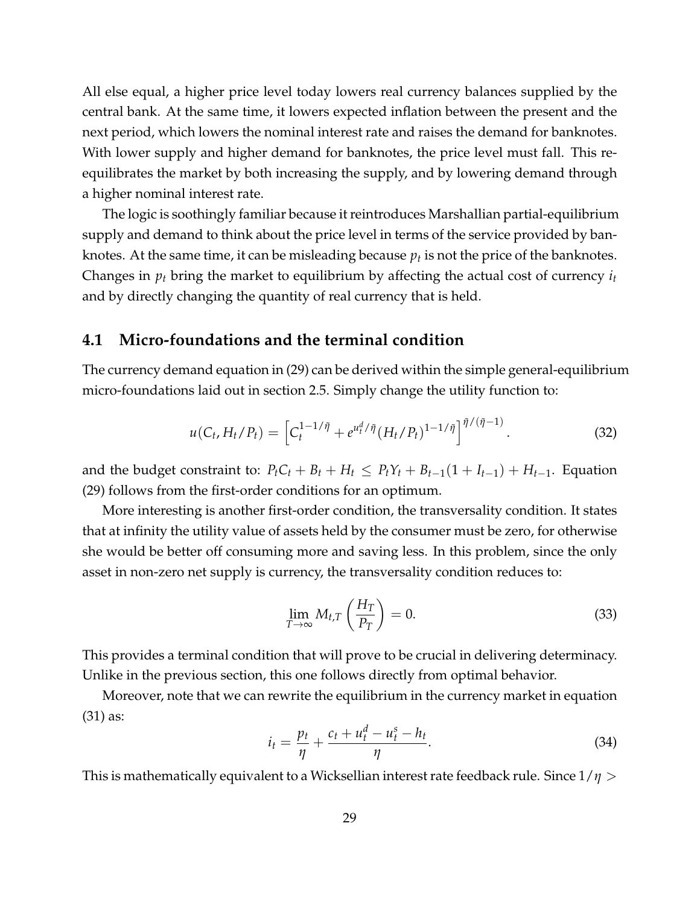All else equal, a higher price level today lowers real currency balances supplied by the central bank. At the same time, it lowers expected inflation between the present and the next period, which lowers the nominal interest rate and raises the demand for banknotes. With lower supply and higher demand for banknotes, the price level must fall. This re-equilibrates the market by both increasing the supply, and by lowering demand through a higher nominal interest rate.

The logic is soothingly familiar because it reintroduces Marshallian partial-equilibrium supply and demand to think about the price level in terms of the service provided by banknotes. At the same time, it can be misleading because $p_t$ is not the price of the banknotes. Changes in $p_t$ bring the market to equilibrium by affecting the actual cost of currency $i_t$ and by directly changing the quantity of real currency that is held.

## 4.1 Micro-foundations and the terminal condition

The currency demand equation in (29) can be derived within the simple general-equilibrium micro-foundations laid out in section 2.5. Simply change the utility function to:

$$u(C_t, H_t/P_t) = \left[C_t^{1-1/\tilde{\eta}} + e^{u_t^d/\tilde{\eta}}(H_t/P_t)^{1-1/\tilde{\eta}}\right]^{\tilde{\eta}/(\tilde{\eta}-1)}. \tag{32}$$

and the budget constraint to: $P_t C_t + B_t + H_t \leq P_t Y_t + B_{t-1}(1 + I_{t-1}) + H_{t-1}$. Equation (29) follows from the first-order conditions for an optimum.

More interesting is another first-order condition, the transversality condition. It states that at infinity the utility value of assets held by the consumer must be zero, for otherwise she would be better off consuming more and saving less. In this problem, since the only asset in non-zero net supply is currency, the transversality condition reduces to:

$$\lim_{T\to\infty} M_{t,T}\left(\frac{H_T}{P_T}\right) = 0. \tag{33}$$

This provides a terminal condition that will prove to be crucial in delivering determinacy. Unlike in the previous section, this one follows directly from optimal behavior.

Moreover, note that we can rewrite the equilibrium in the currency market in equation (31) as:

$$i_t = \frac{p_t}{\eta} + \frac{c_t + u_t^d - u_t^s - h_t}{\eta}. \tag{34}$$

This is mathematically equivalent to a Wicksellian interest rate feedback rule. Since $1/\eta >$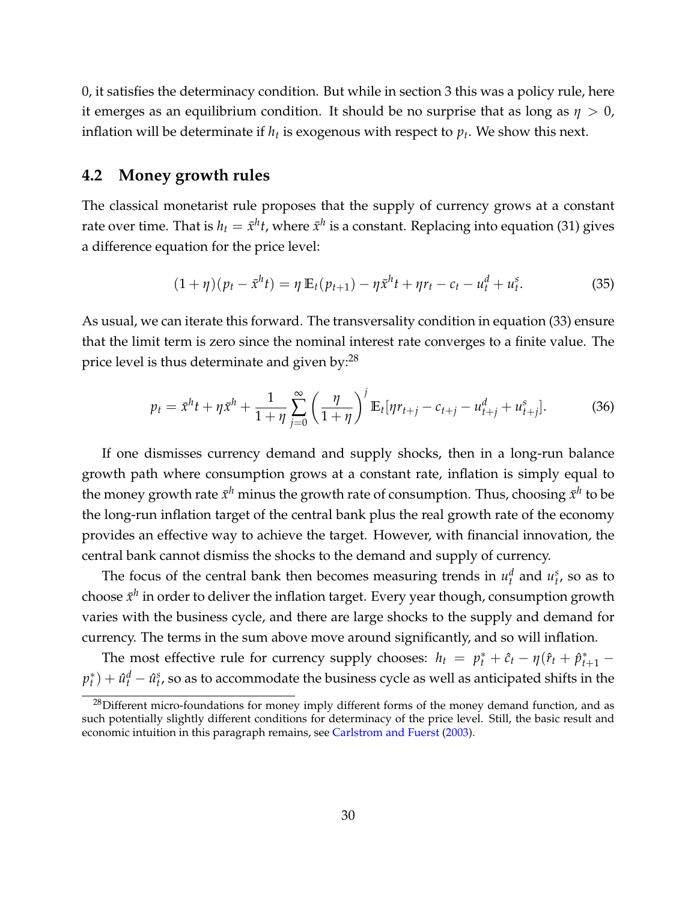0, it satisfies the determinacy condition. But while in section 3 this was a policy rule, here it emerges as an equilibrium condition. It should be no surprise that as long as $\eta > 0$, inflation will be determinate if $h_t$ is exogenous with respect to $p_t$. We show this next.

## 4.2 Money growth rules

The classical monetarist rule proposes that the supply of currency grows at a constant rate over time. That is $h_t = \bar{x}^h t$, where $\bar{x}^h$ is a constant. Replacing into equation (31) gives a difference equation for the price level:

$$(1+\eta)(p_t - \bar{x}^h t) = \eta \, \mathbb{E}_t(p_{t+1}) - \eta \bar{x}^h t + \eta r_t - c_t - u_t^d + u_t^s. \tag{35}$$

As usual, we can iterate this forward. The transversality condition in equation (33) ensure that the limit term is zero since the nominal interest rate converges to a finite value. The price level is thus determinate and given by:[28]

$$p_t = \bar{x}^h t + \eta \bar{x}^h + \frac{1}{1+\eta} \sum_{j=0}^{\infty} \left( \frac{\eta}{1+\eta} \right)^j \mathbb{E}_t[\eta r_{t+j} - c_{t+j} - u_{t+j}^d + u_{t+j}^s]. \tag{36}$$

If one dismisses currency demand and supply shocks, then in a long-run balance growth path where consumption grows at a constant rate, inflation is simply equal to the money growth rate $\bar{x}^h$ minus the growth rate of consumption. Thus, choosing $\bar{x}^h$ to be the long-run inflation target of the central bank plus the real growth rate of the economy provides an effective way to achieve the target. However, with financial innovation, the central bank cannot dismiss the shocks to the demand and supply of currency.

The focus of the central bank then becomes measuring trends in $u_t^d$ and $u_t^s$, so as to choose $\bar{x}^h$ in order to deliver the inflation target. Every year though, consumption growth varies with the business cycle, and there are large shocks to the supply and demand for currency. The terms in the sum above move around significantly, and so will inflation.

The most effective rule for currency supply chooses: $h_t = p_t^* + \hat{c}_t - \eta(\hat{r}_t + \hat{p}_{t+1}^* - p_t^*) + \hat{u}_t^d - \hat{u}_t^s$, so as to accommodate the business cycle as well as anticipated shifts in the

[28] Different micro-foundations for money imply different forms of the money demand function, and as such potentially slightly different conditions for determinacy of the price level. Still, the basic result and economic intuition in this paragraph remains, see Carlstrom and Fuerst (2003).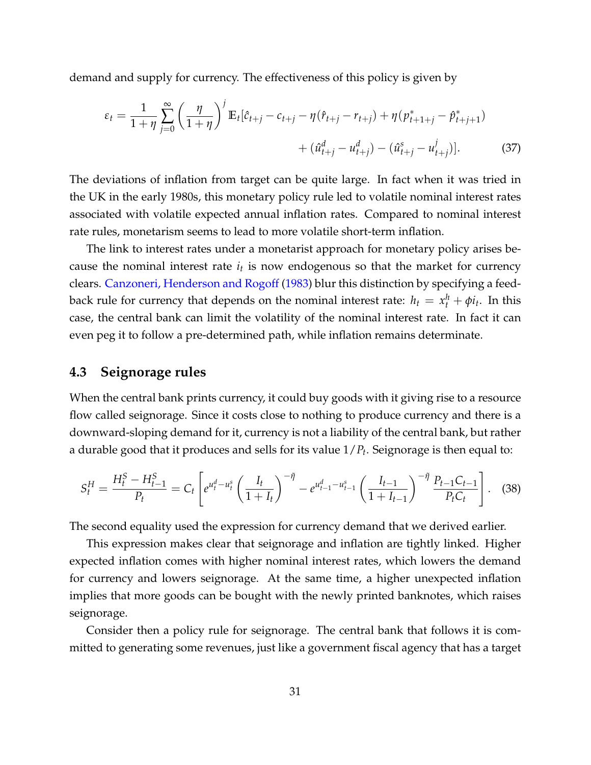demand and supply for currency. The effectiveness of this policy is given by

$$\varepsilon_t = \frac{1}{1+\eta} \sum_{j=0}^{\infty} \left( \frac{\eta}{1+\eta} \right)^j \mathbb{E}_t [\hat{c}_{t+j} - c_{t+j} - \eta(\hat{r}_{t+j} - r_{t+j}) + \eta(p^*_{t+1+j} - \hat{p}^*_{t+j+1}) + (\hat{u}^d_{t+j} - u^d_{t+j}) - (\hat{u}^s_{t+j} - u^j_{t+j})]. \quad (37)$$

The deviations of inflation from target can be quite large. In fact when it was tried in the UK in the early 1980s, this monetary policy rule led to volatile nominal interest rates associated with volatile expected annual inflation rates. Compared to nominal interest rate rules, monetarism seems to lead to more volatile short-term inflation.

The link to interest rates under a monetarist approach for monetary policy arises because the nominal interest rate $i_t$ is now endogenous so that the market for currency clears. Canzoneri, Henderson and Rogoff (1983) blur this distinction by specifying a feedback rule for currency that depends on the nominal interest rate: $h_t = x^h_t + \phi i_t$. In this case, the central bank can limit the volatility of the nominal interest rate. In fact it can even peg it to follow a pre-determined path, while inflation remains determinate.

## 4.3 Seignorage rules

When the central bank prints currency, it could buy goods with it giving rise to a resource flow called seignorage. Since it costs close to nothing to produce currency and there is a downward-sloping demand for it, currency is not a liability of the central bank, but rather a durable good that it produces and sells for its value $1/P_t$. Seignorage is then equal to:

$$S^H_t = \frac{H^S_t - H^S_{t-1}}{P_t} = C_t \left[ e^{u^d_t - u^s_t} \left( \frac{I_t}{1+I_t} \right)^{-\tilde{\eta}} - e^{u^d_{t-1} - u^s_{t-1}} \left( \frac{I_{t-1}}{1+I_{t-1}} \right)^{-\tilde{\eta}} \frac{P_{t-1}C_{t-1}}{P_t C_t} \right]. \quad (38)$$

The second equality used the expression for currency demand that we derived earlier.

This expression makes clear that seignorage and inflation are tightly linked. Higher expected inflation comes with higher nominal interest rates, which lowers the demand for currency and lowers seignorage. At the same time, a higher unexpected inflation implies that more goods can be bought with the newly printed banknotes, which raises seignorage.

Consider then a policy rule for seignorage. The central bank that follows it is committed to generating some revenues, just like a government fiscal agency that has a target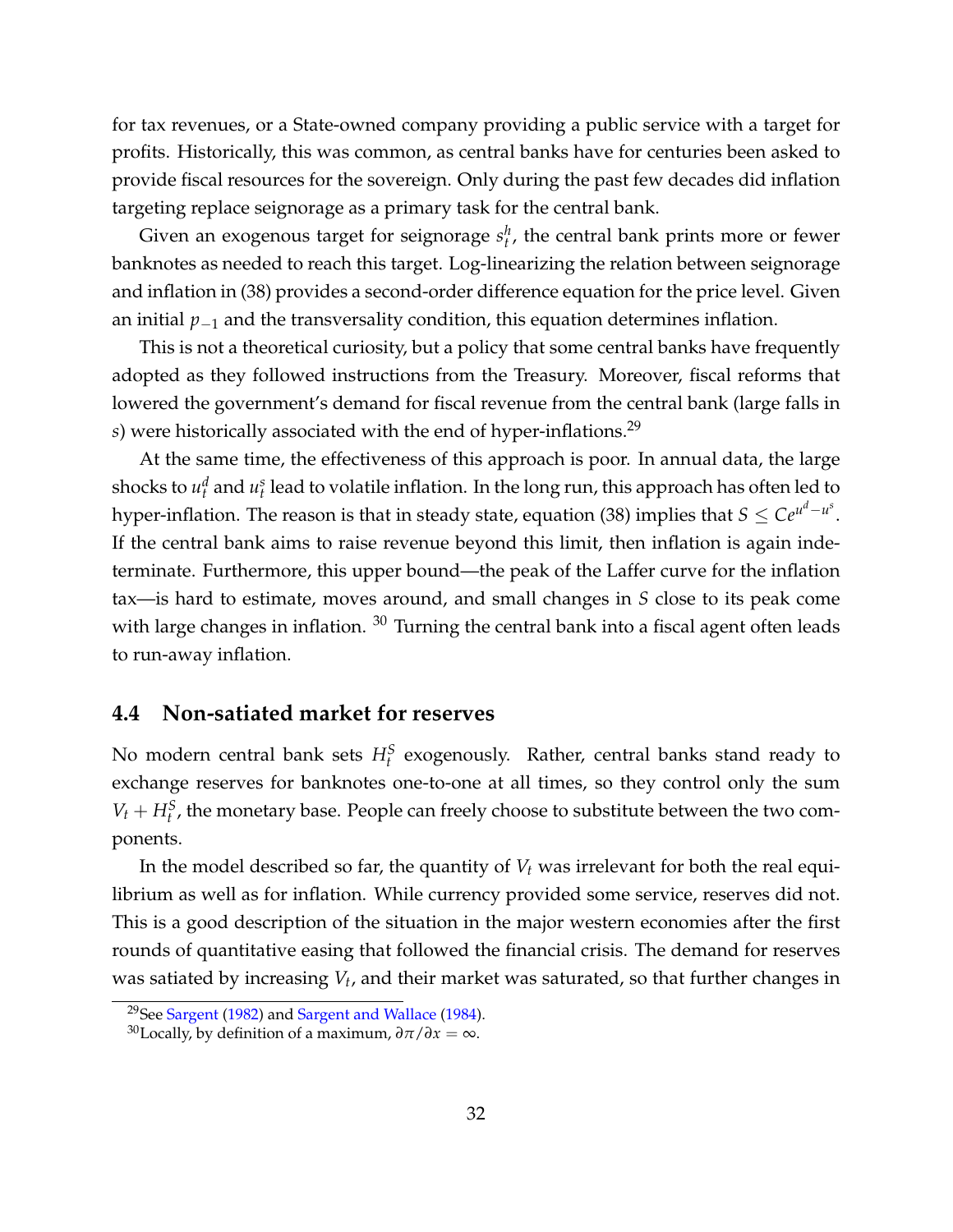for tax revenues, or a State-owned company providing a public service with a target for profits. Historically, this was common, as central banks have for centuries been asked to provide fiscal resources for the sovereign. Only during the past few decades did inflation targeting replace seignorage as a primary task for the central bank.

Given an exogenous target for seignorage $s_t^h$, the central bank prints more or fewer banknotes as needed to reach this target. Log-linearizing the relation between seignorage and inflation in (38) provides a second-order difference equation for the price level. Given an initial $p_{-1}$ and the transversality condition, this equation determines inflation.

This is not a theoretical curiosity, but a policy that some central banks have frequently adopted as they followed instructions from the Treasury. Moreover, fiscal reforms that lowered the government's demand for fiscal revenue from the central bank (large falls in $s$) were historically associated with the end of hyper-inflations.[29]

At the same time, the effectiveness of this approach is poor. In annual data, the large shocks to $u_t^d$ and $u_t^s$ lead to volatile inflation. In the long run, this approach has often led to hyper-inflation. The reason is that in steady state, equation (38) implies that $S \leq Ce^{u^d - u^s}$. If the central bank aims to raise revenue beyond this limit, then inflation is again indeterminate. Furthermore, this upper bound—the peak of the Laffer curve for the inflation tax—is hard to estimate, moves around, and small changes in $S$ close to its peak come with large changes in inflation. [30] Turning the central bank into a fiscal agent often leads to run-away inflation.

## 4.4 Non-satiated market for reserves

No modern central bank sets $H_t^S$ exogenously. Rather, central banks stand ready to exchange reserves for banknotes one-to-one at all times, so they control only the sum $V_t + H_t^S$, the monetary base. People can freely choose to substitute between the two components.

In the model described so far, the quantity of $V_t$ was irrelevant for both the real equilibrium as well as for inflation. While currency provided some service, reserves did not. This is a good description of the situation in the major western economies after the first rounds of quantitative easing that followed the financial crisis. The demand for reserves was satiated by increasing $V_t$, and their market was saturated, so that further changes in

[29]See Sargent (1982) and Sargent and Wallace (1984).

[30]Locally, by definition of a maximum, $\partial \pi / \partial x = \infty$.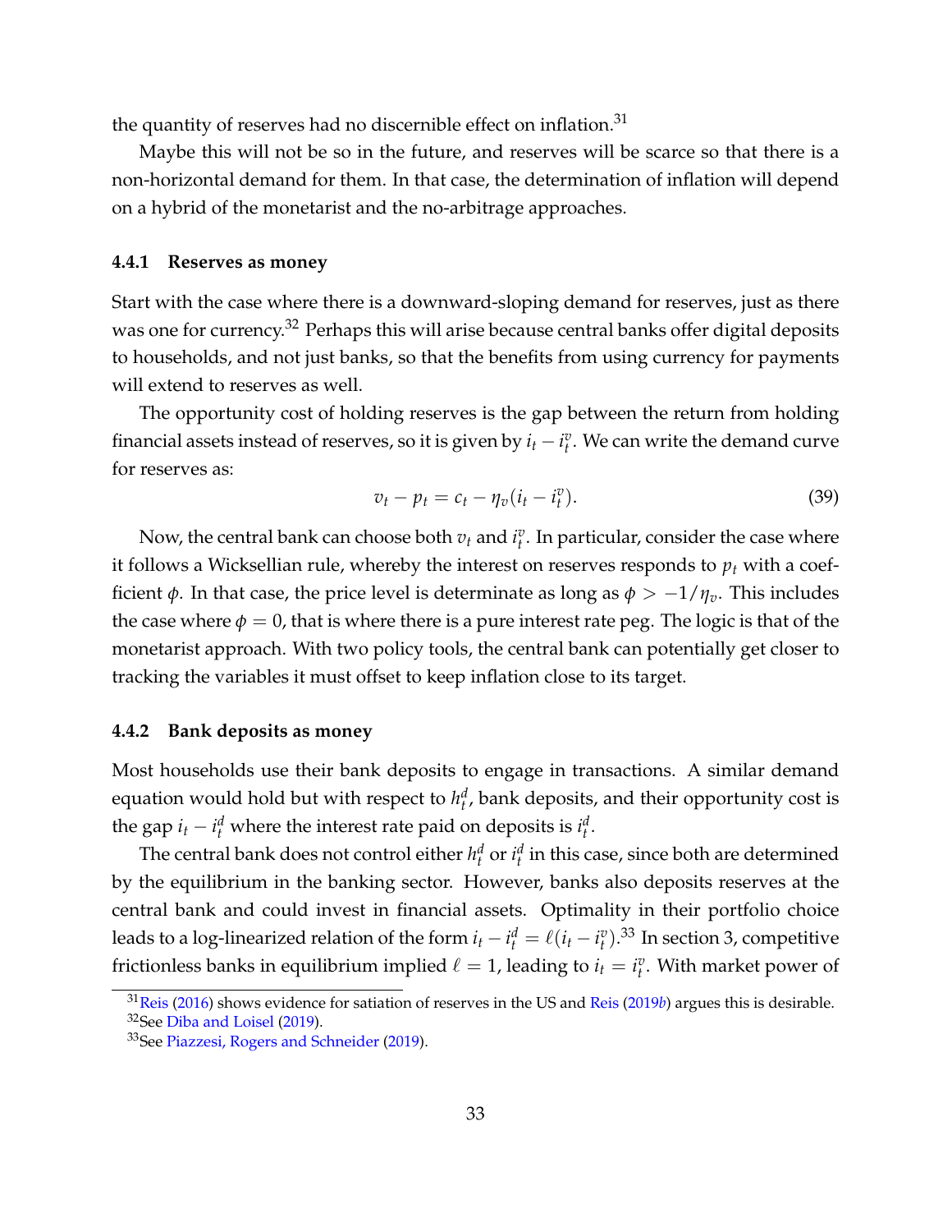the quantity of reserves had no discernible effect on inflation.[31]

Maybe this will not be so in the future, and reserves will be scarce so that there is a non-horizontal demand for them. In that case, the determination of inflation will depend on a hybrid of the monetarist and the no-arbitrage approaches.

#### 4.4.1 Reserves as money

Start with the case where there is a downward-sloping demand for reserves, just as there was one for currency.[32] Perhaps this will arise because central banks offer digital deposits to households, and not just banks, so that the benefits from using currency for payments will extend to reserves as well.

The opportunity cost of holding reserves is the gap between the return from holding financial assets instead of reserves, so it is given by $i_t - i_t^v$. We can write the demand curve for reserves as:

$$v_t - p_t = c_t - \eta_v(i_t - i_t^v). \tag{39}$$

Now, the central bank can choose both $v_t$ and $i_t^v$. In particular, consider the case where it follows a Wicksellian rule, whereby the interest on reserves responds to $p_t$ with a coefficient $\phi$. In that case, the price level is determinate as long as $\phi > -1/\eta_v$. This includes the case where $\phi = 0$, that is where there is a pure interest rate peg. The logic is that of the monetarist approach. With two policy tools, the central bank can potentially get closer to tracking the variables it must offset to keep inflation close to its target.

#### 4.4.2 Bank deposits as money

Most households use their bank deposits to engage in transactions. A similar demand equation would hold but with respect to $h_t^d$, bank deposits, and their opportunity cost is the gap $i_t - i_t^d$ where the interest rate paid on deposits is $i_t^d$.

The central bank does not control either $h_t^d$ or $i_t^d$ in this case, since both are determined by the equilibrium in the banking sector. However, banks also deposits reserves at the central bank and could invest in financial assets. Optimality in their portfolio choice leads to a log-linearized relation of the form $i_t - i_t^d = \ell(i_t - i_t^v)$.[33] In section 3, competitive frictionless banks in equilibrium implied $\ell = 1$, leading to $i_t = i_t^v$. With market power of

[31] Reis (2016) shows evidence for satiation of reserves in the US and Reis (2019*b*) argues this is desirable.

[32] See Diba and Loisel (2019).

[33] See Piazzesi, Rogers and Schneider (2019).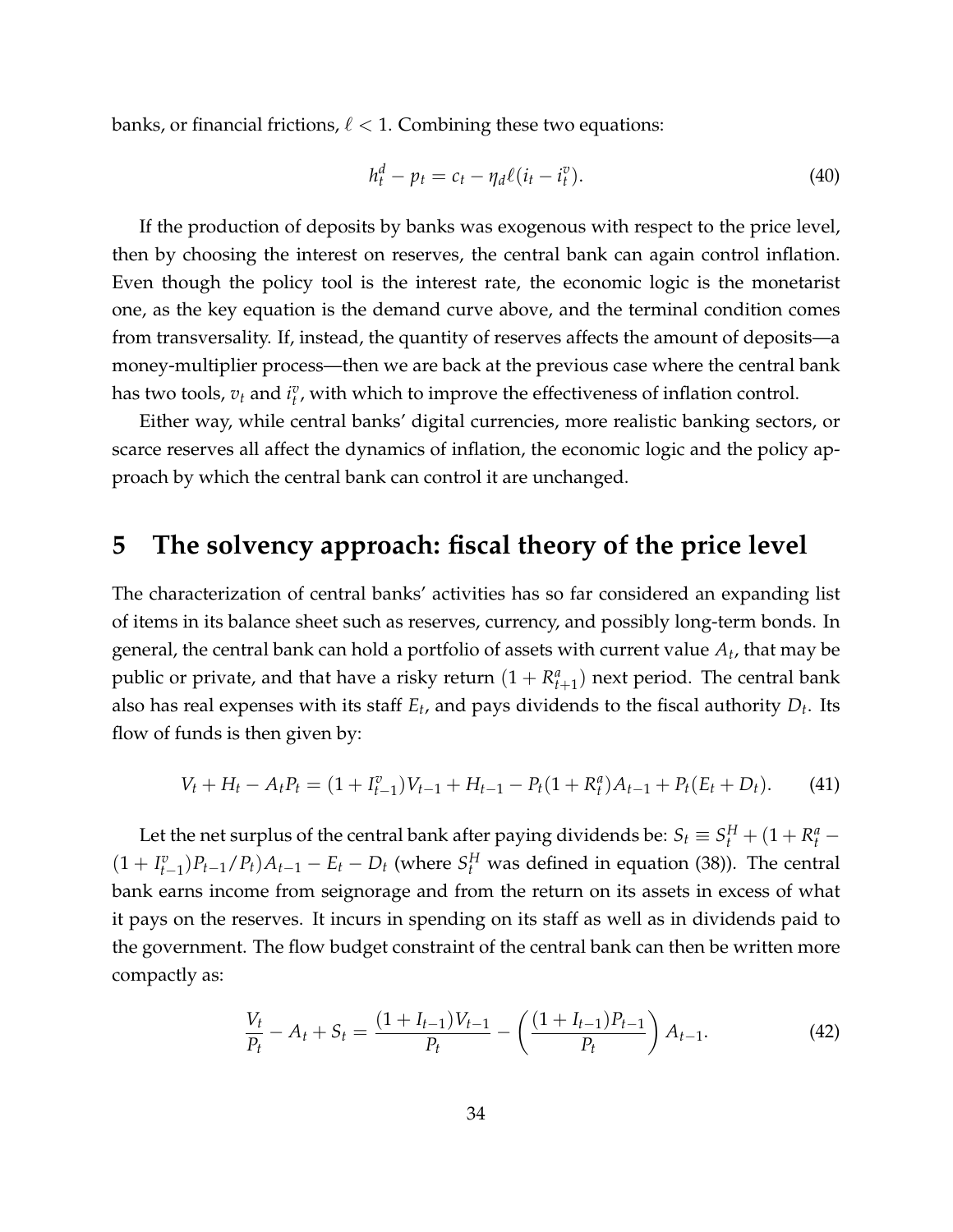banks, or financial frictions, $\ell < 1$. Combining these two equations:

$$h_t^d - p_t = c_t - \eta_d \ell (i_t - i_t^v). \tag{40}$$

If the production of deposits by banks was exogenous with respect to the price level, then by choosing the interest on reserves, the central bank can again control inflation. Even though the policy tool is the interest rate, the economic logic is the monetarist one, as the key equation is the demand curve above, and the terminal condition comes from transversality. If, instead, the quantity of reserves affects the amount of deposits—a money-multiplier process—then we are back at the previous case where the central bank has two tools, $v_t$ and $i_t^v$, with which to improve the effectiveness of inflation control.

Either way, while central banks' digital currencies, more realistic banking sectors, or scarce reserves all affect the dynamics of inflation, the economic logic and the policy approach by which the central bank can control it are unchanged.

# 5 The solvency approach: fiscal theory of the price level

The characterization of central banks' activities has so far considered an expanding list of items in its balance sheet such as reserves, currency, and possibly long-term bonds. In general, the central bank can hold a portfolio of assets with current value $A_t$, that may be public or private, and that have a risky return $(1 + R_{t+1}^a)$ next period. The central bank also has real expenses with its staff $E_t$, and pays dividends to the fiscal authority $D_t$. Its flow of funds is then given by:

$$V_t + H_t - A_t P_t = (1 + I_{t-1}^v) V_{t-1} + H_{t-1} - P_t (1 + R_t^a) A_{t-1} + P_t (E_t + D_t). \tag{41}$$

Let the net surplus of the central bank after paying dividends be: $S_t \equiv S_t^H + (1 + R_t^a - (1 + I_{t-1}^v) P_{t-1}/P_t) A_{t-1} - E_t - D_t$ (where $S_t^H$ was defined in equation (38)). The central bank earns income from seignorage and from the return on its assets in excess of what it pays on the reserves. It incurs in spending on its staff as well as in dividends paid to the government. The flow budget constraint of the central bank can then be written more compactly as:

$$\frac{V_t}{P_t} - A_t + S_t = \frac{(1 + I_{t-1}) V_{t-1}}{P_t} - \left( \frac{(1 + I_{t-1}) P_{t-1}}{P_t} \right) A_{t-1}. \tag{42}$$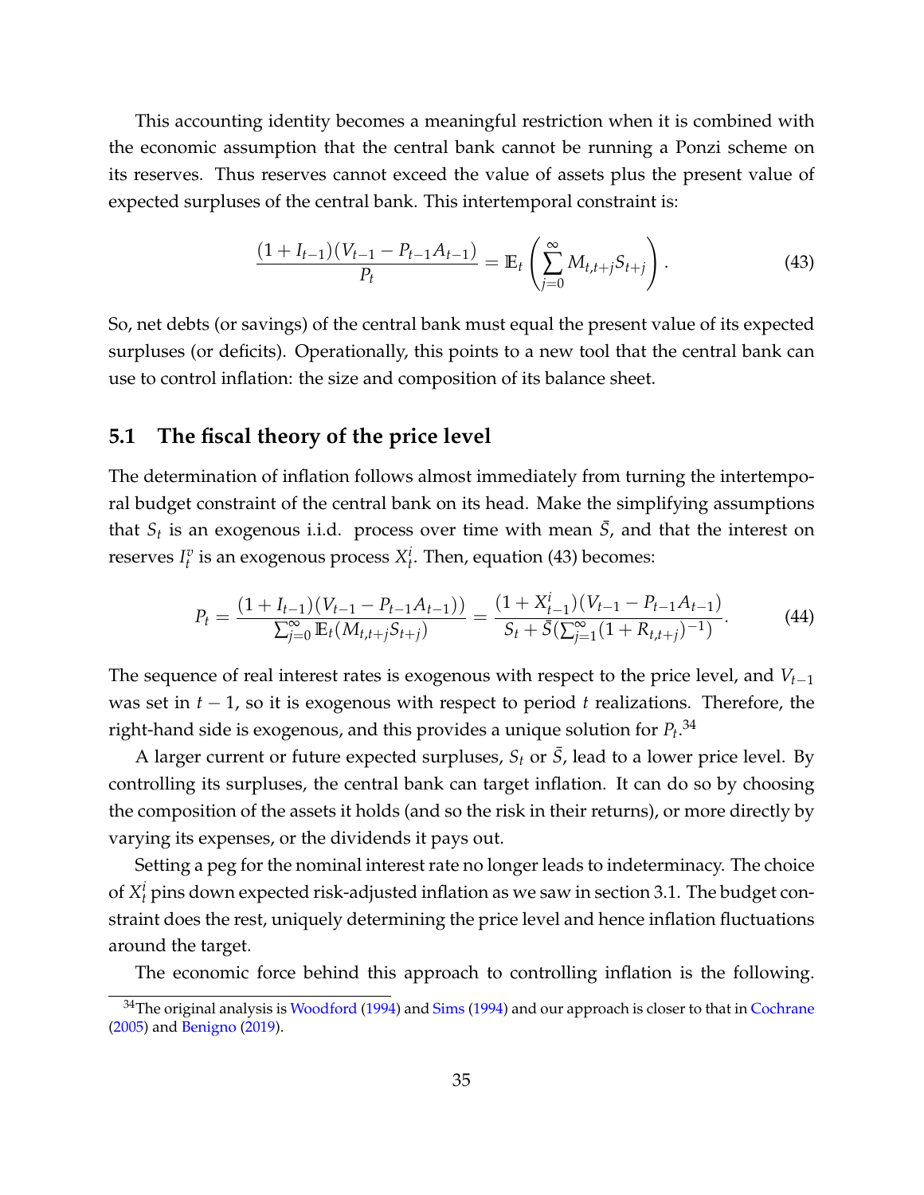This accounting identity becomes a meaningful restriction when it is combined with the economic assumption that the central bank cannot be running a Ponzi scheme on its reserves. Thus reserves cannot exceed the value of assets plus the present value of expected surpluses of the central bank. This intertemporal constraint is:

$$\frac{(1+I_{t-1})(V_{t-1} - P_{t-1}A_{t-1})}{P_t} = \mathbb{E}_t\left(\sum_{j=0}^{\infty} M_{t,t+j}S_{t+j}\right). \tag{43}$$

So, net debts (or savings) of the central bank must equal the present value of its expected surpluses (or deficits). Operationally, this points to a new tool that the central bank can use to control inflation: the size and composition of its balance sheet.

## 5.1 The fiscal theory of the price level

The determination of inflation follows almost immediately from turning the intertemporal budget constraint of the central bank on its head. Make the simplifying assumptions that $S_t$ is an exogenous i.i.d. process over time with mean $\bar{S}$, and that the interest on reserves $I_t^v$ is an exogenous process $X_t^i$. Then, equation (43) becomes:

$$P_t = \frac{(1+I_{t-1})(V_{t-1} - P_{t-1}A_{t-1}))}{\sum_{j=0}^{\infty}\mathbb{E}_t(M_{t,t+j}S_{t+j})} = \frac{(1+X_{t-1}^i)(V_{t-1} - P_{t-1}A_{t-1})}{S_t + \bar{S}(\sum_{j=1}^{\infty}(1+R_{t,t+j})^{-1})}. \tag{44}$$

The sequence of real interest rates is exogenous with respect to the price level, and $V_{t-1}$ was set in $t-1$, so it is exogenous with respect to period $t$ realizations. Therefore, the right-hand side is exogenous, and this provides a unique solution for $P_t$.[34]

A larger current or future expected surpluses, $S_t$ or $\bar{S}$, lead to a lower price level. By controlling its surpluses, the central bank can target inflation. It can do so by choosing the composition of the assets it holds (and so the risk in their returns), or more directly by varying its expenses, or the dividends it pays out.

Setting a peg for the nominal interest rate no longer leads to indeterminacy. The choice of $X_t^i$ pins down expected risk-adjusted inflation as we saw in section 3.1. The budget constraint does the rest, uniquely determining the price level and hence inflation fluctuations around the target.

The economic force behind this approach to controlling inflation is the following.

[34] The original analysis is Woodford (1994) and Sims (1994) and our approach is closer to that in Cochrane (2005) and Benigno (2019).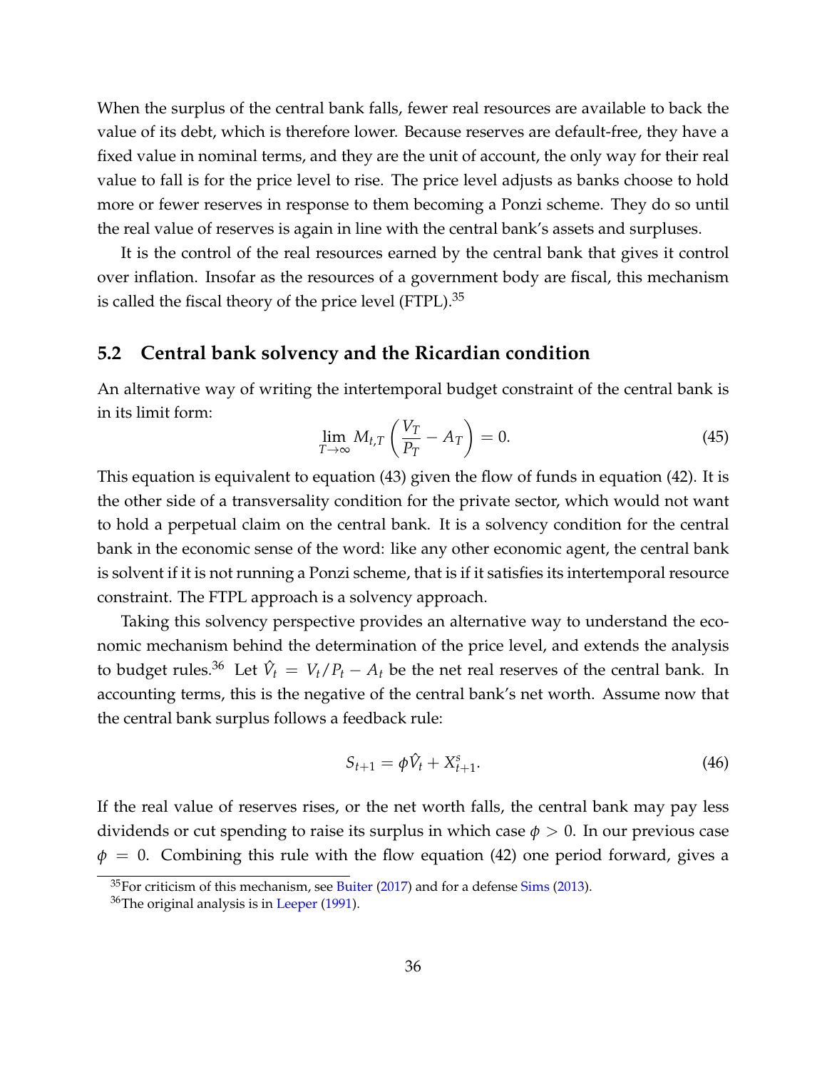When the surplus of the central bank falls, fewer real resources are available to back the value of its debt, which is therefore lower. Because reserves are default-free, they have a fixed value in nominal terms, and they are the unit of account, the only way for their real value to fall is for the price level to rise. The price level adjusts as banks choose to hold more or fewer reserves in response to them becoming a Ponzi scheme. They do so until the real value of reserves is again in line with the central bank's assets and surpluses.

It is the control of the real resources earned by the central bank that gives it control over inflation. Insofar as the resources of a government body are fiscal, this mechanism is called the fiscal theory of the price level (FTPL).[35]

## 5.2 Central bank solvency and the Ricardian condition

An alternative way of writing the intertemporal budget constraint of the central bank is in its limit form:

$$\lim_{T \to \infty} M_{t,T} \left( \frac{V_T}{P_T} - A_T \right) = 0. \tag{45}$$

This equation is equivalent to equation (43) given the flow of funds in equation (42). It is the other side of a transversality condition for the private sector, which would not want to hold a perpetual claim on the central bank. It is a solvency condition for the central bank in the economic sense of the word: like any other economic agent, the central bank is solvent if it is not running a Ponzi scheme, that is if it satisfies its intertemporal resource constraint. The FTPL approach is a solvency approach.

Taking this solvency perspective provides an alternative way to understand the economic mechanism behind the determination of the price level, and extends the analysis to budget rules.[36] Let $\hat{V}_t = V_t/P_t - A_t$ be the net real reserves of the central bank. In accounting terms, this is the negative of the central bank's net worth. Assume now that the central bank surplus follows a feedback rule:

$$S_{t+1} = \phi \hat{V}_t + X^s_{t+1}. \tag{46}$$

If the real value of reserves rises, or the net worth falls, the central bank may pay less dividends or cut spending to raise its surplus in which case $\phi > 0$. In our previous case $\phi = 0$. Combining this rule with the flow equation (42) one period forward, gives a

[35]For criticism of this mechanism, see Buiter (2017) and for a defense Sims (2013).

[36]The original analysis is in Leeper (1991).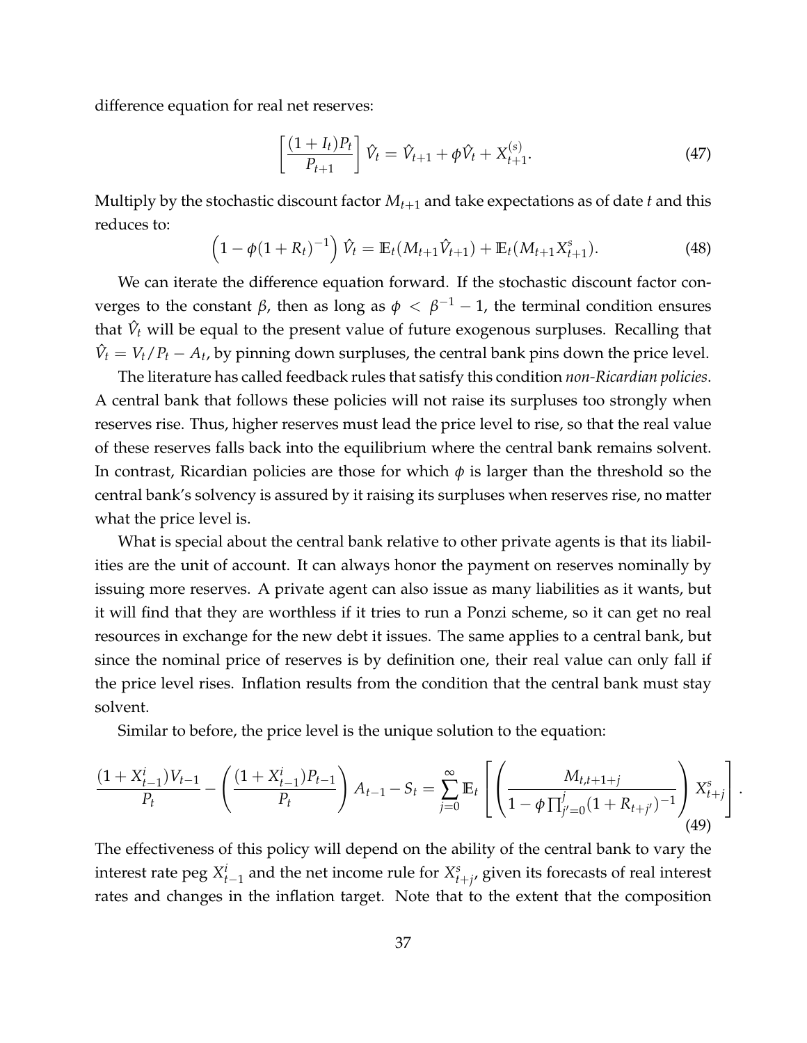difference equation for real net reserves:

$$\left[\frac{(1+I_t)P_t}{P_{t+1}}\right]\hat{V}_t = \hat{V}_{t+1} + \phi\hat{V}_t + X_{t+1}^{(s)}. \tag{47}$$

Multiply by the stochastic discount factor $M_{t+1}$ and take expectations as of date $t$ and this reduces to:

$$\left(1 - \phi(1+R_t)^{-1}\right)\hat{V}_t = \mathbb{E}_t(M_{t+1}\hat{V}_{t+1}) + \mathbb{E}_t(M_{t+1}X_{t+1}^s). \tag{48}$$

We can iterate the difference equation forward. If the stochastic discount factor converges to the constant $\beta$, then as long as $\phi < \beta^{-1} - 1$, the terminal condition ensures that $\hat{V}_t$ will be equal to the present value of future exogenous surpluses. Recalling that $\hat{V}_t = V_t/P_t - A_t$, by pinning down surpluses, the central bank pins down the price level.

The literature has called feedback rules that satisfy this condition *non-Ricardian policies*. A central bank that follows these policies will not raise its surpluses too strongly when reserves rise. Thus, higher reserves must lead the price level to rise, so that the real value of these reserves falls back into the equilibrium where the central bank remains solvent. In contrast, Ricardian policies are those for which $\phi$ is larger than the threshold so the central bank's solvency is assured by it raising its surpluses when reserves rise, no matter what the price level is.

What is special about the central bank relative to other private agents is that its liabilities are the unit of account. It can always honor the payment on reserves nominally by issuing more reserves. A private agent can also issue as many liabilities as it wants, but it will find that they are worthless if it tries to run a Ponzi scheme, so it can get no real resources in exchange for the new debt it issues. The same applies to a central bank, but since the nominal price of reserves is by definition one, their real value can only fall if the price level rises. Inflation results from the condition that the central bank must stay solvent.

Similar to before, the price level is the unique solution to the equation:

$$\frac{(1+X_{t-1}^i)V_{t-1}}{P_t} - \left(\frac{(1+X_{t-1}^i)P_{t-1}}{P_t}\right)A_{t-1} - S_t = \sum_{j=0}^{\infty}\mathbb{E}_t\left[\left(\frac{M_{t,t+1+j}}{1-\phi\prod_{j'=0}^{j}(1+R_{t+j'})^{-1}}\right)X_{t+j}^s\right]. \tag{49}$$

The effectiveness of this policy will depend on the ability of the central bank to vary the interest rate peg $X_{t-1}^i$ and the net income rule for $X_{t+j}^s$, given its forecasts of real interest rates and changes in the inflation target. Note that to the extent that the composition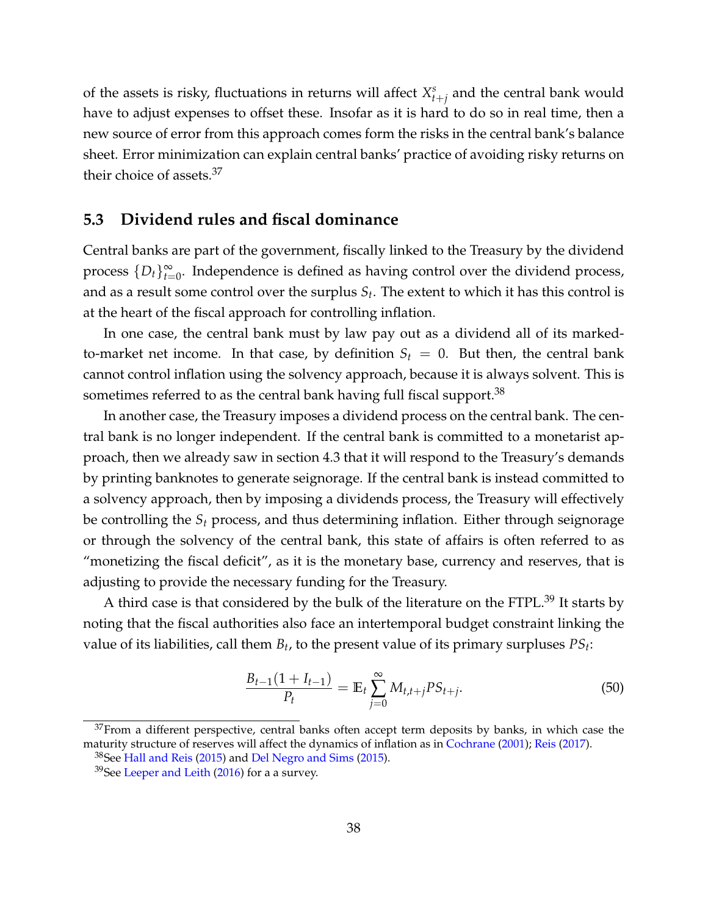of the assets is risky, fluctuations in returns will affect $X^s_{t+j}$ and the central bank would have to adjust expenses to offset these. Insofar as it is hard to do so in real time, then a new source of error from this approach comes form the risks in the central bank's balance sheet. Error minimization can explain central banks' practice of avoiding risky returns on their choice of assets.[37]

## 5.3 Dividend rules and fiscal dominance

Central banks are part of the government, fiscally linked to the Treasury by the dividend process $\{D_t\}_{t=0}^{\infty}$. Independence is defined as having control over the dividend process, and as a result some control over the surplus $S_t$. The extent to which it has this control is at the heart of the fiscal approach for controlling inflation.

In one case, the central bank must by law pay out as a dividend all of its marked-to-market net income. In that case, by definition $S_t = 0$. But then, the central bank cannot control inflation using the solvency approach, because it is always solvent. This is sometimes referred to as the central bank having full fiscal support.[38]

In another case, the Treasury imposes a dividend process on the central bank. The central bank is no longer independent. If the central bank is committed to a monetarist approach, then we already saw in section 4.3 that it will respond to the Treasury's demands by printing banknotes to generate seignorage. If the central bank is instead committed to a solvency approach, then by imposing a dividends process, the Treasury will effectively be controlling the $S_t$ process, and thus determining inflation. Either through seignorage or through the solvency of the central bank, this state of affairs is often referred to as "monetizing the fiscal deficit", as it is the monetary base, currency and reserves, that is adjusting to provide the necessary funding for the Treasury.

A third case is that considered by the bulk of the literature on the FTPL.[39] It starts by noting that the fiscal authorities also face an intertemporal budget constraint linking the value of its liabilities, call them $B_t$, to the present value of its primary surpluses $PS_t$:

$$\frac{B_{t-1}(1 + I_{t-1})}{P_t} = \mathbb{E}_t \sum_{j=0}^{\infty} M_{t,t+j} PS_{t+j}. \tag{50}$$

[37] From a different perspective, central banks often accept term deposits by banks, in which case the maturity structure of reserves will affect the dynamics of inflation as in Cochrane (2001); Reis (2017).

[38] See Hall and Reis (2015) and Del Negro and Sims (2015).

[39] See Leeper and Leith (2016) for a a survey.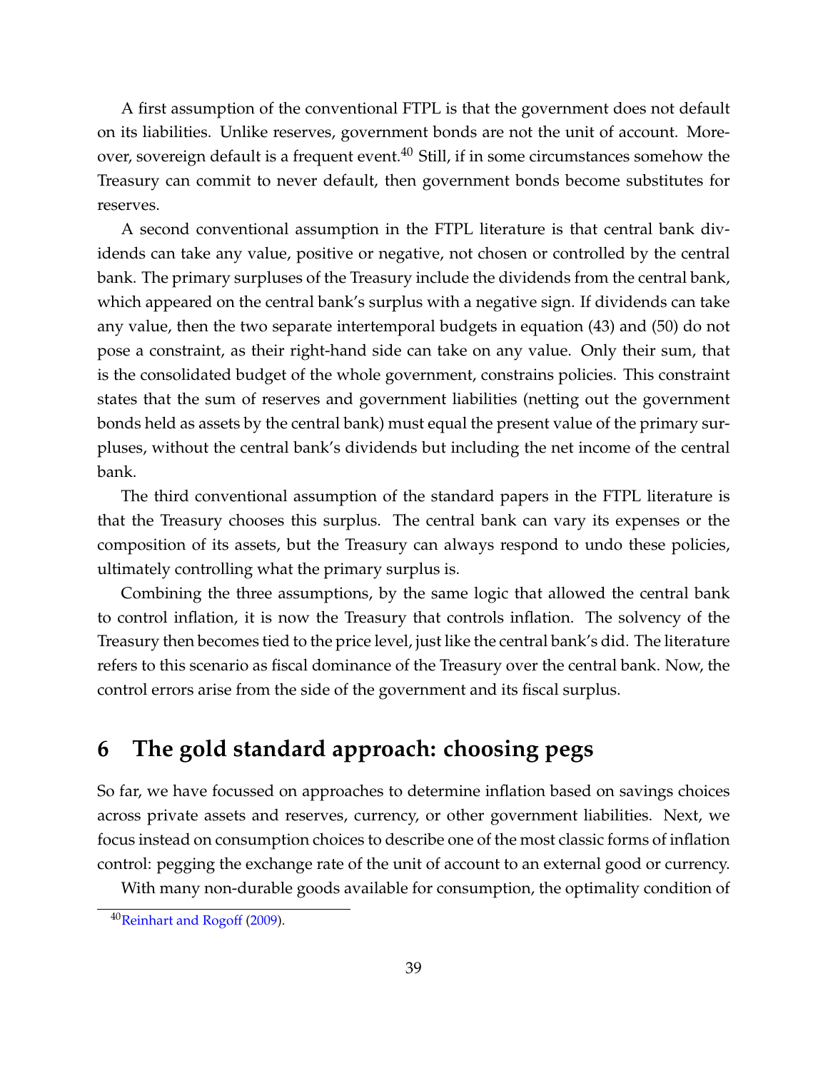A first assumption of the conventional FTPL is that the government does not default on its liabilities. Unlike reserves, government bonds are not the unit of account. Moreover, sovereign default is a frequent event.[40] Still, if in some circumstances somehow the Treasury can commit to never default, then government bonds become substitutes for reserves.

A second conventional assumption in the FTPL literature is that central bank dividends can take any value, positive or negative, not chosen or controlled by the central bank. The primary surpluses of the Treasury include the dividends from the central bank, which appeared on the central bank's surplus with a negative sign. If dividends can take any value, then the two separate intertemporal budgets in equation (43) and (50) do not pose a constraint, as their right-hand side can take on any value. Only their sum, that is the consolidated budget of the whole government, constrains policies. This constraint states that the sum of reserves and government liabilities (netting out the government bonds held as assets by the central bank) must equal the present value of the primary surpluses, without the central bank's dividends but including the net income of the central bank.

The third conventional assumption of the standard papers in the FTPL literature is that the Treasury chooses this surplus. The central bank can vary its expenses or the composition of its assets, but the Treasury can always respond to undo these policies, ultimately controlling what the primary surplus is.

Combining the three assumptions, by the same logic that allowed the central bank to control inflation, it is now the Treasury that controls inflation. The solvency of the Treasury then becomes tied to the price level, just like the central bank's did. The literature refers to this scenario as fiscal dominance of the Treasury over the central bank. Now, the control errors arise from the side of the government and its fiscal surplus.

# 6 The gold standard approach: choosing pegs

So far, we have focussed on approaches to determine inflation based on savings choices across private assets and reserves, currency, or other government liabilities. Next, we focus instead on consumption choices to describe one of the most classic forms of inflation control: pegging the exchange rate of the unit of account to an external good or currency.

With many non-durable goods available for consumption, the optimality condition of

[40] Reinhart and Rogoff (2009).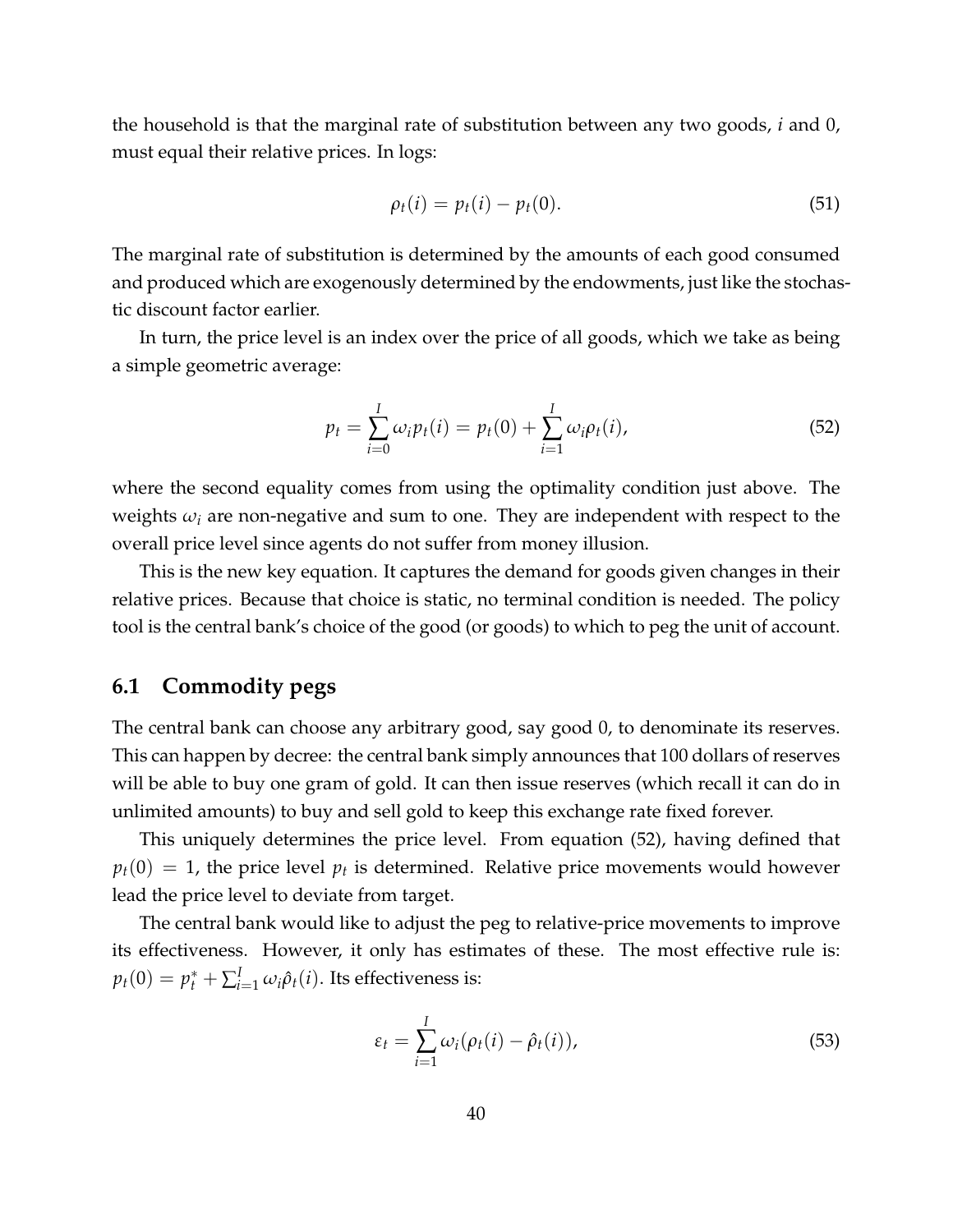the household is that the marginal rate of substitution between any two goods, $i$ and 0, must equal their relative prices. In logs:

$$\rho_t(i) = p_t(i) - p_t(0). \tag{51}$$

The marginal rate of substitution is determined by the amounts of each good consumed and produced which are exogenously determined by the endowments, just like the stochastic discount factor earlier.

In turn, the price level is an index over the price of all goods, which we take as being a simple geometric average:

$$p_t = \sum_{i=0}^{I} \omega_i p_t(i) = p_t(0) + \sum_{i=1}^{I} \omega_i \rho_t(i), \tag{52}$$

where the second equality comes from using the optimality condition just above. The weights $\omega_i$ are non-negative and sum to one. They are independent with respect to the overall price level since agents do not suffer from money illusion.

This is the new key equation. It captures the demand for goods given changes in their relative prices. Because that choice is static, no terminal condition is needed. The policy tool is the central bank's choice of the good (or goods) to which to peg the unit of account.

## 6.1 Commodity pegs

The central bank can choose any arbitrary good, say good 0, to denominate its reserves. This can happen by decree: the central bank simply announces that 100 dollars of reserves will be able to buy one gram of gold. It can then issue reserves (which recall it can do in unlimited amounts) to buy and sell gold to keep this exchange rate fixed forever.

This uniquely determines the price level. From equation (52), having defined that $p_t(0) = 1$, the price level $p_t$ is determined. Relative price movements would however lead the price level to deviate from target.

The central bank would like to adjust the peg to relative-price movements to improve its effectiveness. However, it only has estimates of these. The most effective rule is: $p_t(0) = p_t^* + \sum_{i=1}^{I} \omega_i \hat{\rho}_t(i)$. Its effectiveness is:

$$\varepsilon_t = \sum_{i=1}^{I} \omega_i (\rho_t(i) - \hat{\rho}_t(i)), \tag{53}$$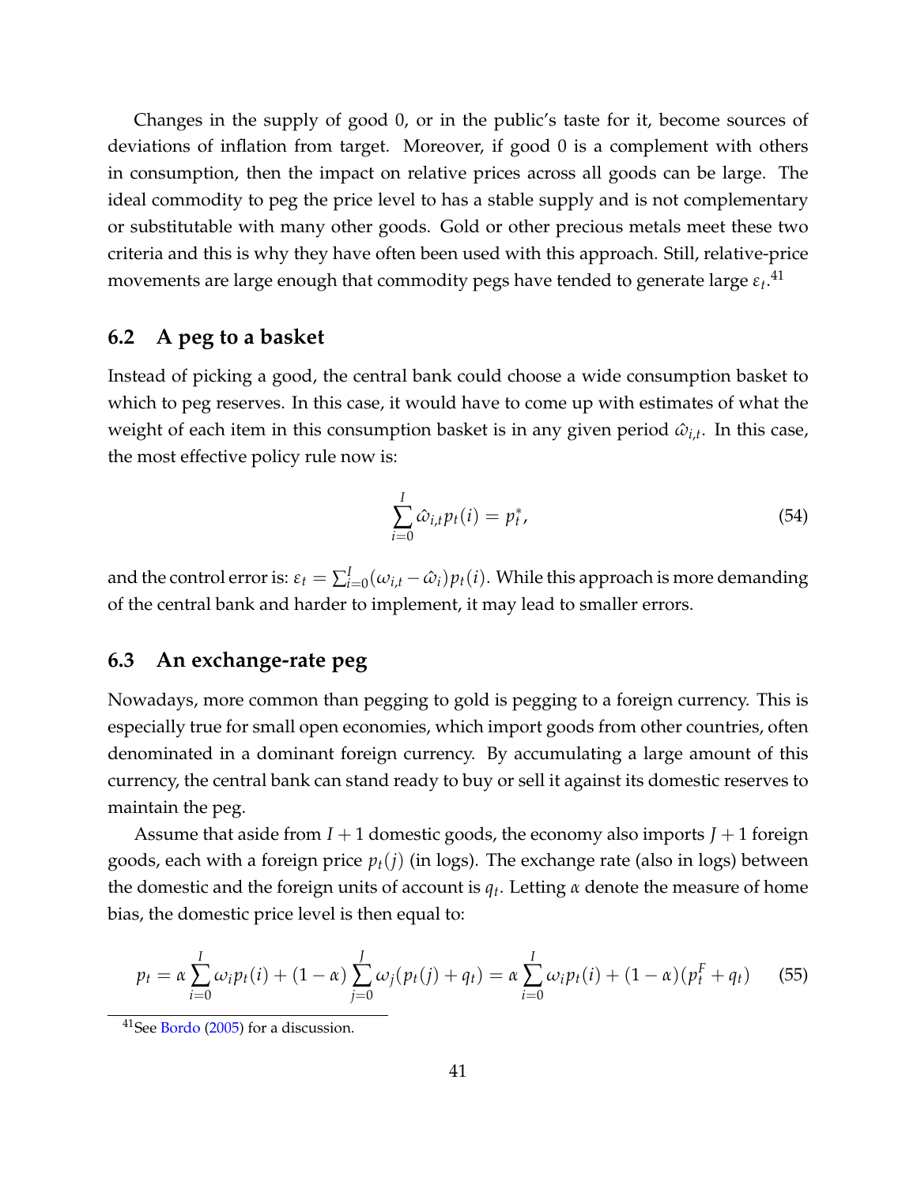Changes in the supply of good 0, or in the public's taste for it, become sources of deviations of inflation from target. Moreover, if good 0 is a complement with others in consumption, then the impact on relative prices across all goods can be large. The ideal commodity to peg the price level to has a stable supply and is not complementary or substitutable with many other goods. Gold or other precious metals meet these two criteria and this is why they have often been used with this approach. Still, relative-price movements are large enough that commodity pegs have tended to generate large $\varepsilon_t$.[41]

## 6.2 A peg to a basket

Instead of picking a good, the central bank could choose a wide consumption basket to which to peg reserves. In this case, it would have to come up with estimates of what the weight of each item in this consumption basket is in any given period $\hat{\omega}_{i,t}$. In this case, the most effective policy rule now is:

$$\sum_{i=0}^{I} \hat{\omega}_{i,t} p_t(i) = p_t^*, \tag{54}$$

and the control error is: $\varepsilon_t = \sum_{i=0}^{I} (\omega_{i,t} - \hat{\omega}_i) p_t(i)$. While this approach is more demanding of the central bank and harder to implement, it may lead to smaller errors.

## 6.3 An exchange-rate peg

Nowadays, more common than pegging to gold is pegging to a foreign currency. This is especially true for small open economies, which import goods from other countries, often denominated in a dominant foreign currency. By accumulating a large amount of this currency, the central bank can stand ready to buy or sell it against its domestic reserves to maintain the peg.

Assume that aside from $I + 1$ domestic goods, the economy also imports $J + 1$ foreign goods, each with a foreign price $p_t(j)$ (in logs). The exchange rate (also in logs) between the domestic and the foreign units of account is $q_t$. Letting $\alpha$ denote the measure of home bias, the domestic price level is then equal to:

$$p_t = \alpha \sum_{i=0}^{I} \omega_i p_t(i) + (1 - \alpha) \sum_{j=0}^{J} \omega_j (p_t(j) + q_t) = \alpha \sum_{i=0}^{I} \omega_i p_t(i) + (1 - \alpha)(p_t^F + q_t) \tag{55}$$

[41] See Bordo (2005) for a discussion.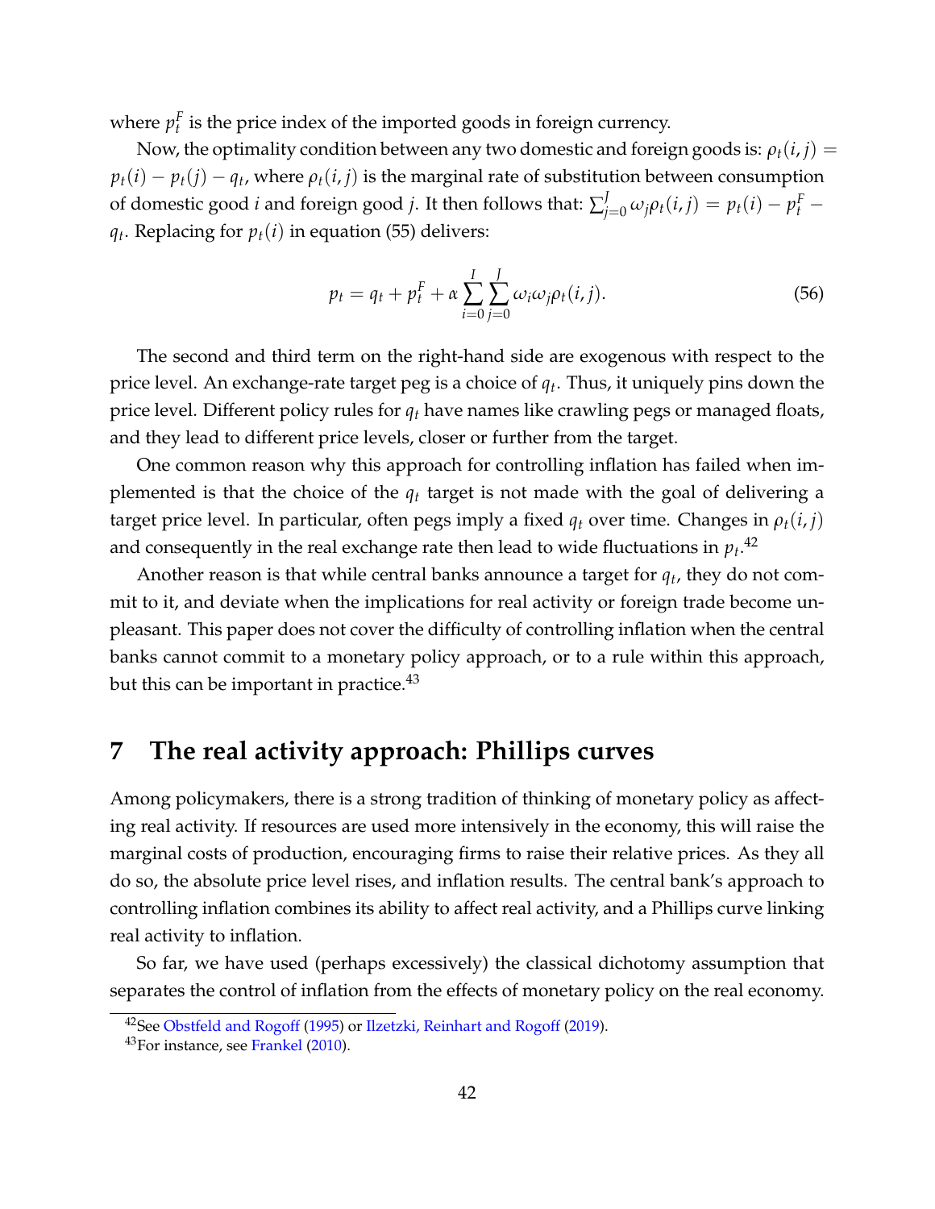where $p_t^F$ is the price index of the imported goods in foreign currency.

Now, the optimality condition between any two domestic and foreign goods is: $\rho_t(i,j) = p_t(i) - p_t(j) - q_t$, where $\rho_t(i,j)$ is the marginal rate of substitution between consumption of domestic good $i$ and foreign good $j$. It then follows that: $\sum_{j=0}^{J} \omega_j \rho_t(i,j) = p_t(i) - p_t^F - q_t$. Replacing for $p_t(i)$ in equation (55) delivers:

$$p_t = q_t + p_t^F + \alpha \sum_{i=0}^{I} \sum_{j=0}^{J} \omega_i \omega_j \rho_t(i,j). \tag{56}$$

The second and third term on the right-hand side are exogenous with respect to the price level. An exchange-rate target peg is a choice of $q_t$. Thus, it uniquely pins down the price level. Different policy rules for $q_t$ have names like crawling pegs or managed floats, and they lead to different price levels, closer or further from the target.

One common reason why this approach for controlling inflation has failed when implemented is that the choice of the $q_t$ target is not made with the goal of delivering a target price level. In particular, often pegs imply a fixed $q_t$ over time. Changes in $\rho_t(i,j)$ and consequently in the real exchange rate then lead to wide fluctuations in $p_t$.[42]

Another reason is that while central banks announce a target for $q_t$, they do not commit to it, and deviate when the implications for real activity or foreign trade become unpleasant. This paper does not cover the difficulty of controlling inflation when the central banks cannot commit to a monetary policy approach, or to a rule within this approach, but this can be important in practice.[43]

# 7 The real activity approach: Phillips curves

Among policymakers, there is a strong tradition of thinking of monetary policy as affecting real activity. If resources are used more intensively in the economy, this will raise the marginal costs of production, encouraging firms to raise their relative prices. As they all do so, the absolute price level rises, and inflation results. The central bank's approach to controlling inflation combines its ability to affect real activity, and a Phillips curve linking real activity to inflation.

So far, we have used (perhaps excessively) the classical dichotomy assumption that separates the control of inflation from the effects of monetary policy on the real economy.

[42] See Obstfeld and Rogoff (1995) or Ilzetzki, Reinhart and Rogoff (2019).

[43] For instance, see Frankel (2010).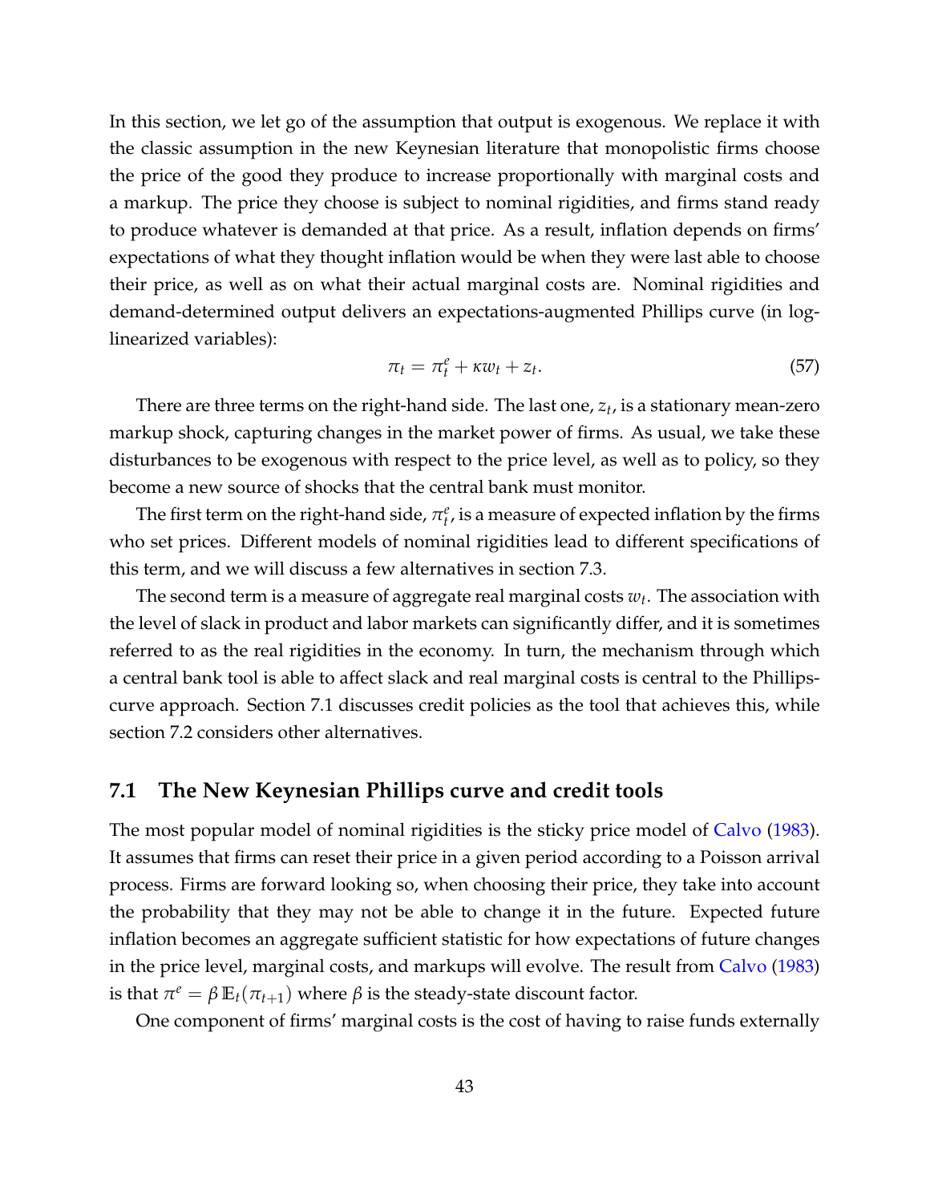In this section, we let go of the assumption that output is exogenous. We replace it with the classic assumption in the new Keynesian literature that monopolistic firms choose the price of the good they produce to increase proportionally with marginal costs and a markup. The price they choose is subject to nominal rigidities, and firms stand ready to produce whatever is demanded at that price. As a result, inflation depends on firms' expectations of what they thought inflation would be when they were last able to choose their price, as well as on what their actual marginal costs are. Nominal rigidities and demand-determined output delivers an expectations-augmented Phillips curve (in log-linearized variables):

$$\pi_t = \pi_t^e + \kappa w_t + z_t. \tag{57}$$

There are three terms on the right-hand side. The last one, $z_t$, is a stationary mean-zero markup shock, capturing changes in the market power of firms. As usual, we take these disturbances to be exogenous with respect to the price level, as well as to policy, so they become a new source of shocks that the central bank must monitor.

The first term on the right-hand side, $\pi_t^e$, is a measure of expected inflation by the firms who set prices. Different models of nominal rigidities lead to different specifications of this term, and we will discuss a few alternatives in section 7.3.

The second term is a measure of aggregate real marginal costs $w_t$. The association with the level of slack in product and labor markets can significantly differ, and it is sometimes referred to as the real rigidities in the economy. In turn, the mechanism through which a central bank tool is able to affect slack and real marginal costs is central to the Phillips-curve approach. Section 7.1 discusses credit policies as the tool that achieves this, while section 7.2 considers other alternatives.

## 7.1 The New Keynesian Phillips curve and credit tools

The most popular model of nominal rigidities is the sticky price model of Calvo (1983). It assumes that firms can reset their price in a given period according to a Poisson arrival process. Firms are forward looking so, when choosing their price, they take into account the probability that they may not be able to change it in the future. Expected future inflation becomes an aggregate sufficient statistic for how expectations of future changes in the price level, marginal costs, and markups will evolve. The result from Calvo (1983) is that $\pi^e = \beta\, \mathbb{E}_t(\pi_{t+1})$ where $\beta$ is the steady-state discount factor.

One component of firms' marginal costs is the cost of having to raise funds externally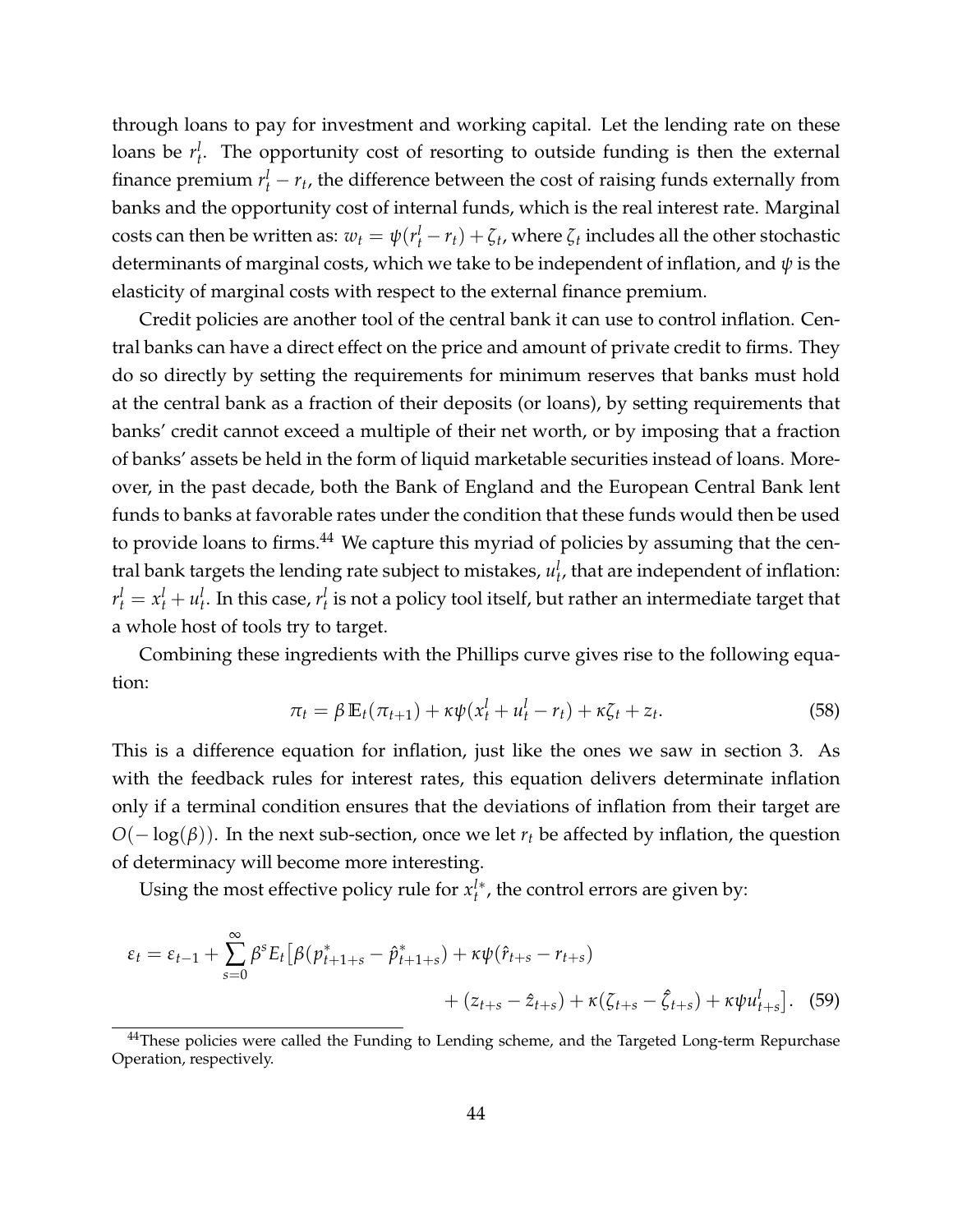through loans to pay for investment and working capital. Let the lending rate on these loans be $r^l_t$. The opportunity cost of resorting to outside funding is then the external finance premium $r^l_t - r_t$, the difference between the cost of raising funds externally from banks and the opportunity cost of internal funds, which is the real interest rate. Marginal costs can then be written as: $w_t = \psi(r^l_t - r_t) + \zeta_t$, where $\zeta_t$ includes all the other stochastic determinants of marginal costs, which we take to be independent of inflation, and $\psi$ is the elasticity of marginal costs with respect to the external finance premium.

Credit policies are another tool of the central bank it can use to control inflation. Central banks can have a direct effect on the price and amount of private credit to firms. They do so directly by setting the requirements for minimum reserves that banks must hold at the central bank as a fraction of their deposits (or loans), by setting requirements that banks' credit cannot exceed a multiple of their net worth, or by imposing that a fraction of banks' assets be held in the form of liquid marketable securities instead of loans. Moreover, in the past decade, both the Bank of England and the European Central Bank lent funds to banks at favorable rates under the condition that these funds would then be used to provide loans to firms.[44] We capture this myriad of policies by assuming that the central bank targets the lending rate subject to mistakes, $u^l_t$, that are independent of inflation: $r^l_t = x^l_t + u^l_t$. In this case, $r^l_t$ is not a policy tool itself, but rather an intermediate target that a whole host of tools try to target.

Combining these ingredients with the Phillips curve gives rise to the following equation:

$$\pi_t = \beta \mathbb{E}_t(\pi_{t+1}) + \kappa\psi(x^l_t + u^l_t - r_t) + \kappa\zeta_t + z_t. \tag{58}$$

This is a difference equation for inflation, just like the ones we saw in section 3. As with the feedback rules for interest rates, this equation delivers determinate inflation only if a terminal condition ensures that the deviations of inflation from their target are $O(-\log(\beta))$. In the next sub-section, once we let $r_t$ be affected by inflation, the question of determinacy will become more interesting.

Using the most effective policy rule for $x^{l*}_t$, the control errors are given by:

$$\varepsilon_t = \varepsilon_{t-1} + \sum_{s=0}^{\infty} \beta^s E_t\big[\beta(p^*_{t+1+s} - \hat{p}^*_{t+1+s}) + \kappa\psi(\hat{r}_{t+s} - r_{t+s}) + (z_{t+s} - \hat{z}_{t+s}) + \kappa(\zeta_{t+s} - \hat{\zeta}_{t+s}) + \kappa\psi u^l_{t+s}\big]. \tag{59}$$

[44] These policies were called the Funding to Lending scheme, and the Targeted Long-term Repurchase Operation, respectively.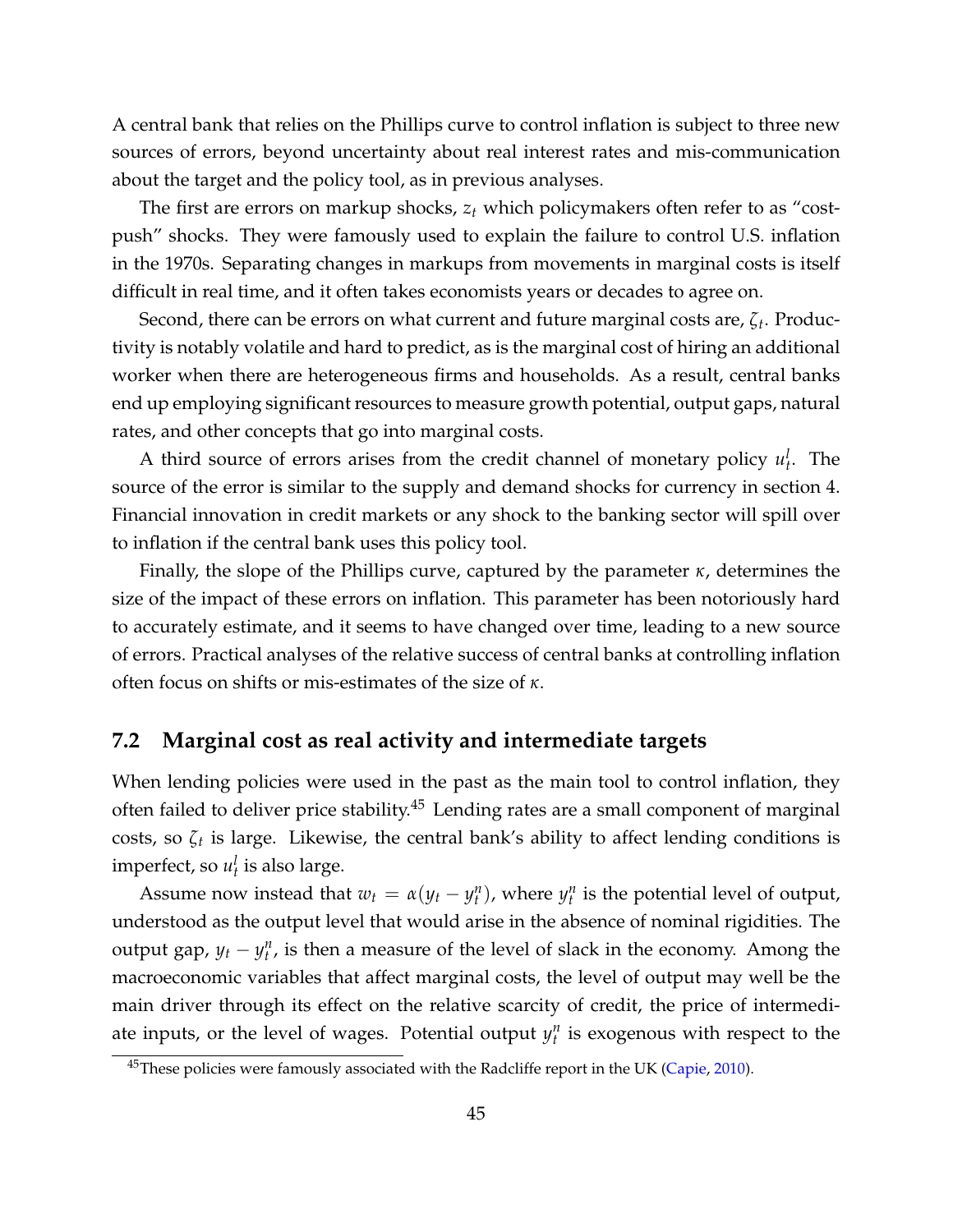A central bank that relies on the Phillips curve to control inflation is subject to three new sources of errors, beyond uncertainty about real interest rates and mis-communication about the target and the policy tool, as in previous analyses.

The first are errors on markup shocks, $z_t$ which policymakers often refer to as "cost-push" shocks. They were famously used to explain the failure to control U.S. inflation in the 1970s. Separating changes in markups from movements in marginal costs is itself difficult in real time, and it often takes economists years or decades to agree on.

Second, there can be errors on what current and future marginal costs are, $\zeta_t$. Productivity is notably volatile and hard to predict, as is the marginal cost of hiring an additional worker when there are heterogeneous firms and households. As a result, central banks end up employing significant resources to measure growth potential, output gaps, natural rates, and other concepts that go into marginal costs.

A third source of errors arises from the credit channel of monetary policy $u_t^l$. The source of the error is similar to the supply and demand shocks for currency in section 4. Financial innovation in credit markets or any shock to the banking sector will spill over to inflation if the central bank uses this policy tool.

Finally, the slope of the Phillips curve, captured by the parameter $\kappa$, determines the size of the impact of these errors on inflation. This parameter has been notoriously hard to accurately estimate, and it seems to have changed over time, leading to a new source of errors. Practical analyses of the relative success of central banks at controlling inflation often focus on shifts or mis-estimates of the size of $\kappa$.

## 7.2 Marginal cost as real activity and intermediate targets

When lending policies were used in the past as the main tool to control inflation, they often failed to deliver price stability.[45] Lending rates are a small component of marginal costs, so $\zeta_t$ is large. Likewise, the central bank's ability to affect lending conditions is imperfect, so $u_t^l$ is also large.

Assume now instead that $w_t = \alpha(y_t - y_t^n)$, where $y_t^n$ is the potential level of output, understood as the output level that would arise in the absence of nominal rigidities. The output gap, $y_t - y_t^n$, is then a measure of the level of slack in the economy. Among the macroeconomic variables that affect marginal costs, the level of output may well be the main driver through its effect on the relative scarcity of credit, the price of intermediate inputs, or the level of wages. Potential output $y_t^n$ is exogenous with respect to the

[45] These policies were famously associated with the Radcliffe report in the UK (Capie, 2010).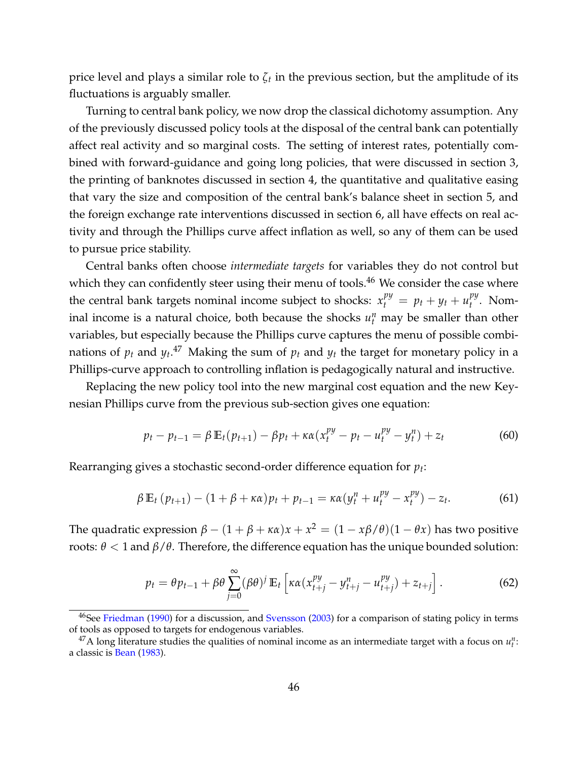price level and plays a similar role to $\zeta_t$ in the previous section, but the amplitude of its fluctuations is arguably smaller.

Turning to central bank policy, we now drop the classical dichotomy assumption. Any of the previously discussed policy tools at the disposal of the central bank can potentially affect real activity and so marginal costs. The setting of interest rates, potentially combined with forward-guidance and going long policies, that were discussed in section 3, the printing of banknotes discussed in section 4, the quantitative and qualitative easing that vary the size and composition of the central bank's balance sheet in section 5, and the foreign exchange rate interventions discussed in section 6, all have effects on real activity and through the Phillips curve affect inflation as well, so any of them can be used to pursue price stability.

Central banks often choose *intermediate targets* for variables they do not control but which they can confidently steer using their menu of tools.[46] We consider the case where the central bank targets nominal income subject to shocks: $x_t^{py} = p_t + y_t + u_t^{py}$. Nominal income is a natural choice, both because the shocks $u_t^n$ may be smaller than other variables, but especially because the Phillips curve captures the menu of possible combinations of $p_t$ and $y_t$.[47] Making the sum of $p_t$ and $y_t$ the target for monetary policy in a Phillips-curve approach to controlling inflation is pedagogically natural and instructive.

Replacing the new policy tool into the new marginal cost equation and the new Keynesian Phillips curve from the previous sub-section gives one equation:

$$p_t - p_{t-1} = \beta\, \mathbb{E}_t(p_{t+1}) - \beta p_t + \kappa\alpha(x_t^{py} - p_t - u_t^{py} - y_t^n) + z_t \tag{60}$$

Rearranging gives a stochastic second-order difference equation for $p_t$:

$$\beta\, \mathbb{E}_t\left(p_{t+1}\right) - (1 + \beta + \kappa\alpha)p_t + p_{t-1} = \kappa\alpha(y_t^n + u_t^{py} - x_t^{py}) - z_t. \tag{61}$$

The quadratic expression $\beta - (1 + \beta + \kappa\alpha)x + x^2 = (1 - x\beta/\theta)(1 - \theta x)$ has two positive roots: $\theta < 1$ and $\beta/\theta$. Therefore, the difference equation has the unique bounded solution:

$$p_t = \theta p_{t-1} + \beta\theta \sum_{j=0}^{\infty} (\beta\theta)^j\, \mathbb{E}_t \left[\kappa\alpha(x_{t+j}^{py} - y_{t+j}^n - u_{t+j}^{py}) + z_{t+j}\right]. \tag{62}$$

[46] See Friedman (1990) for a discussion, and Svensson (2003) for a comparison of stating policy in terms of tools as opposed to targets for endogenous variables.

[47] A long literature studies the qualities of nominal income as an intermediate target with a focus on $u_t^n$: a classic is Bean (1983).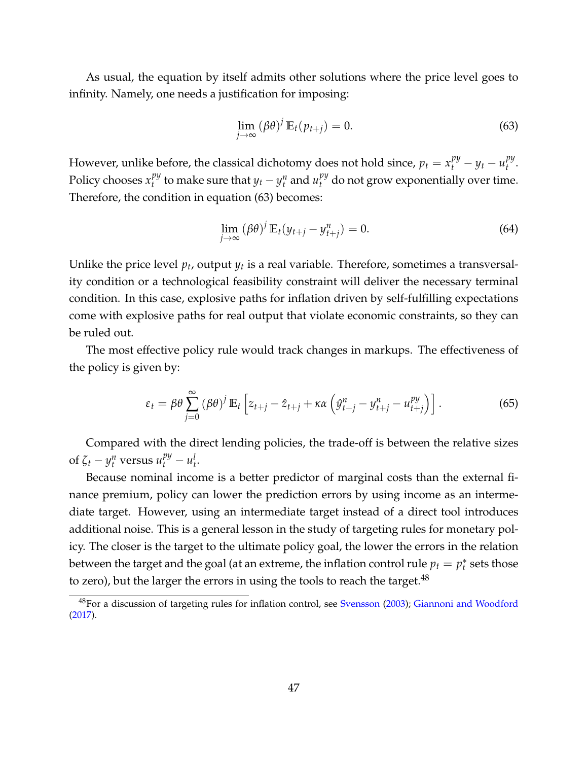As usual, the equation by itself admits other solutions where the price level goes to infinity. Namely, one needs a justification for imposing:

$$\lim_{j\to\infty} (\beta\theta)^j \, \mathbb{E}_t(p_{t+j}) = 0. \tag{63}$$

However, unlike before, the classical dichotomy does not hold since, $p_t = x_t^{py} - y_t - u_t^{py}$. Policy chooses $x_t^{py}$ to make sure that $y_t - y_t^n$ and $u_t^{py}$ do not grow exponentially over time. Therefore, the condition in equation (63) becomes:

$$\lim_{j\to\infty} (\beta\theta)^j \, \mathbb{E}_t(y_{t+j} - y_{t+j}^n) = 0. \tag{64}$$

Unlike the price level $p_t$, output $y_t$ is a real variable. Therefore, sometimes a transversality condition or a technological feasibility constraint will deliver the necessary terminal condition. In this case, explosive paths for inflation driven by self-fulfilling expectations come with explosive paths for real output that violate economic constraints, so they can be ruled out.

The most effective policy rule would track changes in markups. The effectiveness of the policy is given by:

$$\varepsilon_t = \beta\theta \sum_{j=0}^{\infty} (\beta\theta)^j \, \mathbb{E}_t \left[ z_{t+j} - \hat{z}_{t+j} + \kappa\alpha \left( \hat{y}_{t+j}^n - y_{t+j}^n - u_{t+j}^{py} \right) \right]. \tag{65}$$

Compared with the direct lending policies, the trade-off is between the relative sizes of $\zeta_t - y_t^n$ versus $u_t^{py} - u_t^l$.

Because nominal income is a better predictor of marginal costs than the external finance premium, policy can lower the prediction errors by using income as an intermediate target. However, using an intermediate target instead of a direct tool introduces additional noise. This is a general lesson in the study of targeting rules for monetary policy. The closer is the target to the ultimate policy goal, the lower the errors in the relation between the target and the goal (at an extreme, the inflation control rule $p_t = p_t^*$ sets those to zero), but the larger the errors in using the tools to reach the target.[48]

[48] For a discussion of targeting rules for inflation control, see Svensson (2003); Giannoni and Woodford (2017).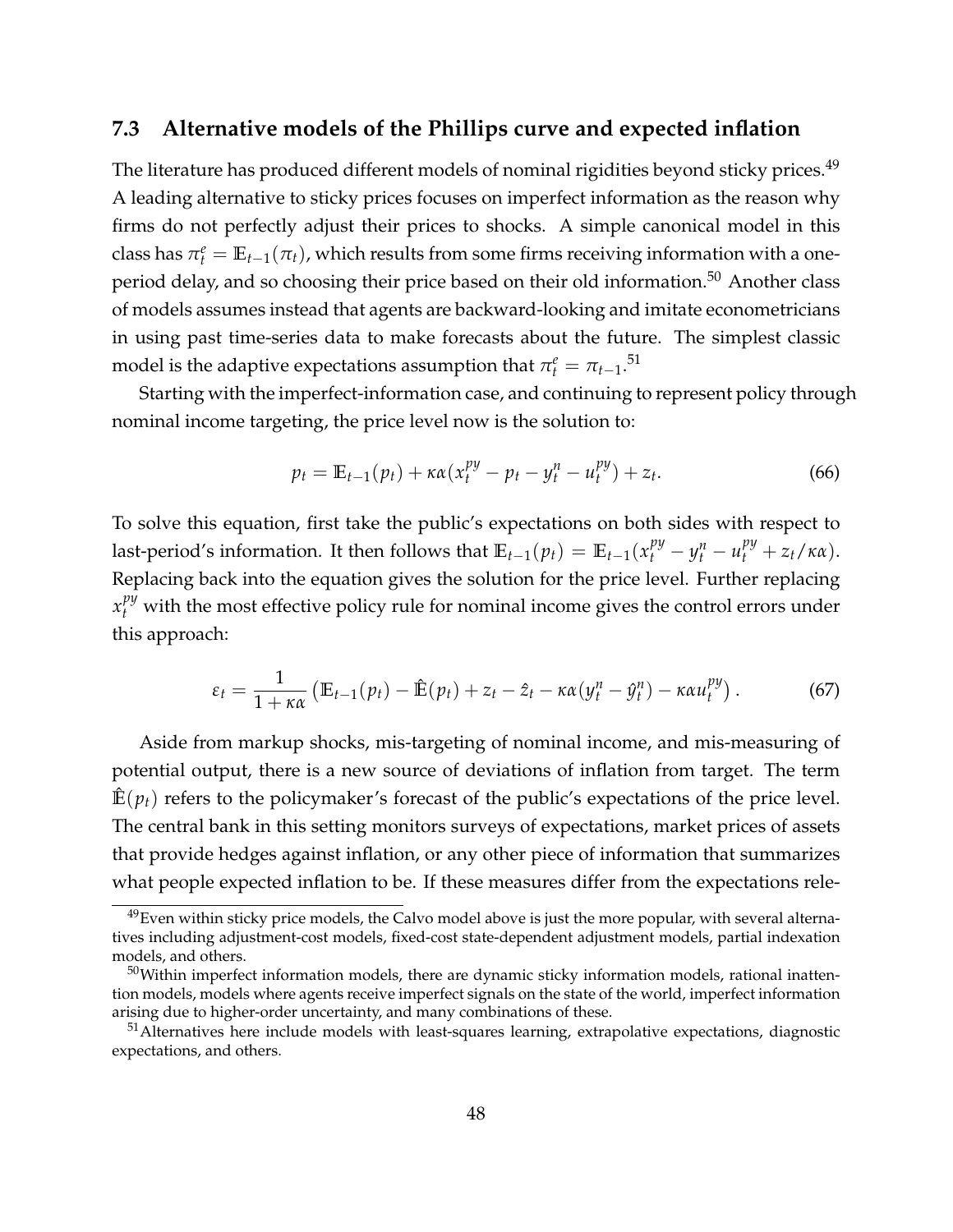### 7.3 Alternative models of the Phillips curve and expected inflation

The literature has produced different models of nominal rigidities beyond sticky prices.[49] A leading alternative to sticky prices focuses on imperfect information as the reason why firms do not perfectly adjust their prices to shocks. A simple canonical model in this class has $\pi_t^e = \mathbb{E}_{t-1}(\pi_t)$, which results from some firms receiving information with a one-period delay, and so choosing their price based on their old information.[50] Another class of models assumes instead that agents are backward-looking and imitate econometricians in using past time-series data to make forecasts about the future. The simplest classic model is the adaptive expectations assumption that $\pi_t^e = \pi_{t-1}$.[51]

Starting with the imperfect-information case, and continuing to represent policy through nominal income targeting, the price level now is the solution to:

$$p_t = \mathbb{E}_{t-1}(p_t) + \kappa\alpha(x_t^{py} - p_t - y_t^n - u_t^{py}) + z_t. \tag{66}$$

To solve this equation, first take the public's expectations on both sides with respect to last-period's information. It then follows that $\mathbb{E}_{t-1}(p_t) = \mathbb{E}_{t-1}(x_t^{py} - y_t^n - u_t^{py} + z_t/\kappa\alpha)$. Replacing back into the equation gives the solution for the price level. Further replacing $x_t^{py}$ with the most effective policy rule for nominal income gives the control errors under this approach:

$$\varepsilon_t = \frac{1}{1+\kappa\alpha}\left(\mathbb{E}_{t-1}(p_t) - \hat{\mathbb{E}}(p_t) + z_t - \hat{z}_t - \kappa\alpha(y_t^n - \hat{y}_t^n) - \kappa\alpha u_t^{py}\right). \tag{67}$$

Aside from markup shocks, mis-targeting of nominal income, and mis-measuring of potential output, there is a new source of deviations of inflation from target. The term $\hat{\mathbb{E}}(p_t)$ refers to the policymaker's forecast of the public's expectations of the price level. The central bank in this setting monitors surveys of expectations, market prices of assets that provide hedges against inflation, or any other piece of information that summarizes what people expected inflation to be. If these measures differ from the expectations rele-

---

[49] Even within sticky price models, the Calvo model above is just the more popular, with several alternatives including adjustment-cost models, fixed-cost state-dependent adjustment models, partial indexation models, and others.

[50] Within imperfect information models, there are dynamic sticky information models, rational inattention models, models where agents receive imperfect signals on the state of the world, imperfect information arising due to higher-order uncertainty, and many combinations of these.

[51] Alternatives here include models with least-squares learning, extrapolative expectations, diagnostic expectations, and others.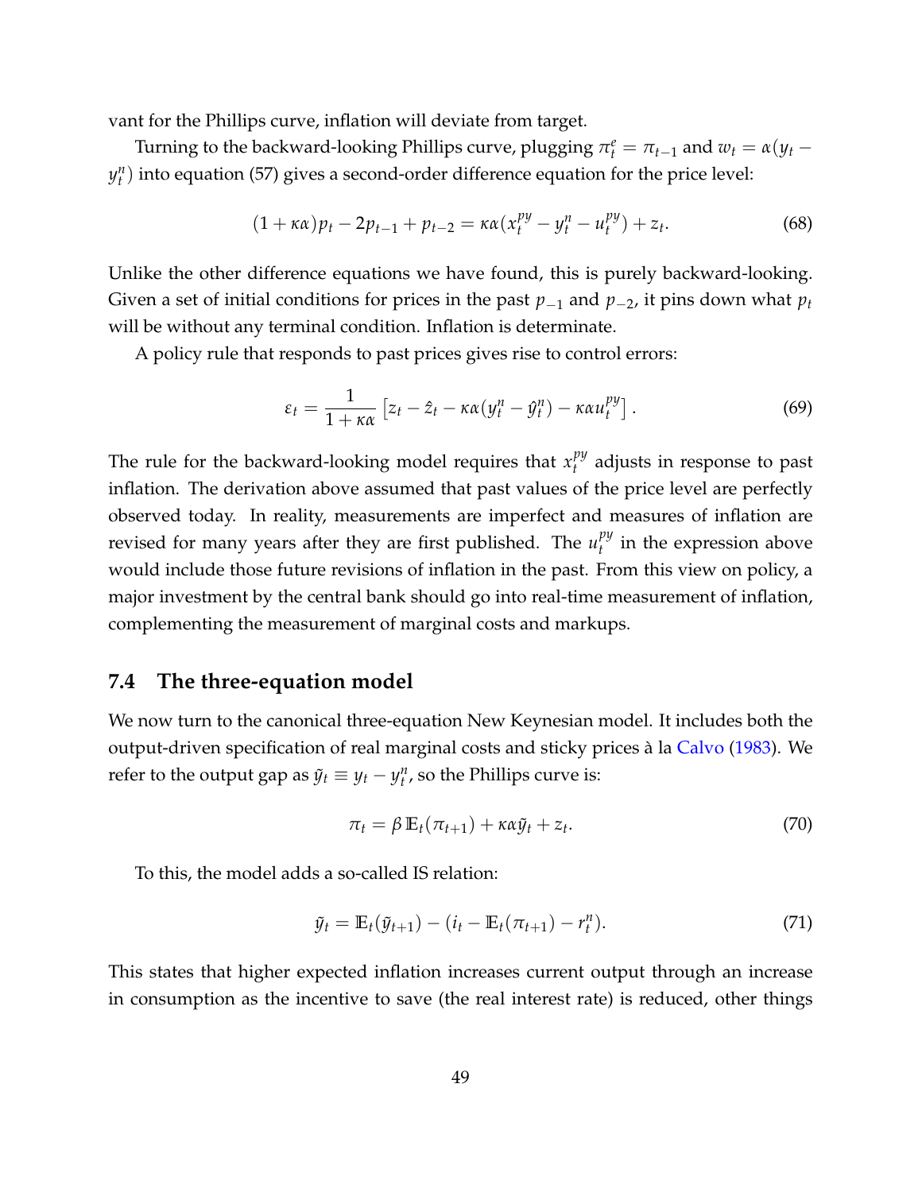vant for the Phillips curve, inflation will deviate from target.

Turning to the backward-looking Phillips curve, plugging $\pi_t^e = \pi_{t-1}$ and $w_t = \alpha(y_t - y_t^n)$ into equation (57) gives a second-order difference equation for the price level:

$$(1 + \kappa\alpha)p_t - 2p_{t-1} + p_{t-2} = \kappa\alpha(x_t^{py} - y_t^n - u_t^{py}) + z_t. \tag{68}$$

Unlike the other difference equations we have found, this is purely backward-looking. Given a set of initial conditions for prices in the past $p_{-1}$ and $p_{-2}$, it pins down what $p_t$ will be without any terminal condition. Inflation is determinate.

A policy rule that responds to past prices gives rise to control errors:

$$\varepsilon_t = \frac{1}{1 + \kappa\alpha}\left[z_t - \hat{z}_t - \kappa\alpha(y_t^n - \hat{y}_t^n) - \kappa\alpha u_t^{py}\right]. \tag{69}$$

The rule for the backward-looking model requires that $x_t^{py}$ adjusts in response to past inflation. The derivation above assumed that past values of the price level are perfectly observed today. In reality, measurements are imperfect and measures of inflation are revised for many years after they are first published. The $u_t^{py}$ in the expression above would include those future revisions of inflation in the past. From this view on policy, a major investment by the central bank should go into real-time measurement of inflation, complementing the measurement of marginal costs and markups.

## 7.4 The three-equation model

We now turn to the canonical three-equation New Keynesian model. It includes both the output-driven specification of real marginal costs and sticky prices à la Calvo (1983). We refer to the output gap as $\tilde{y}_t \equiv y_t - y_t^n$, so the Phillips curve is:

$$\pi_t = \beta\,\mathbb{E}_t(\pi_{t+1}) + \kappa\alpha\tilde{y}_t + z_t. \tag{70}$$

To this, the model adds a so-called IS relation:

$$\tilde{y}_t = \mathbb{E}_t(\tilde{y}_{t+1}) - (i_t - \mathbb{E}_t(\pi_{t+1}) - r_t^n). \tag{71}$$

This states that higher expected inflation increases current output through an increase in consumption as the incentive to save (the real interest rate) is reduced, other things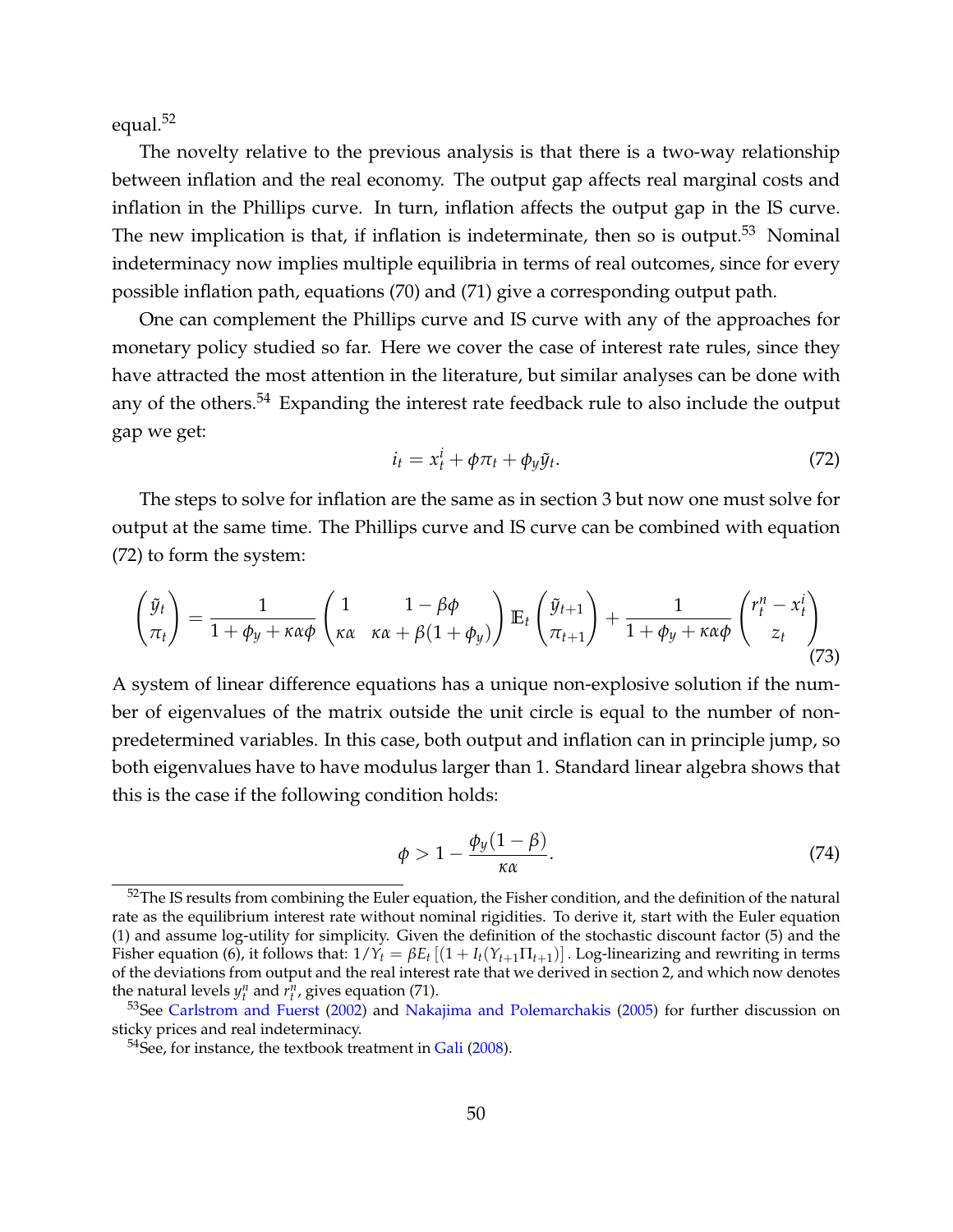equal.[52]

The novelty relative to the previous analysis is that there is a two-way relationship between inflation and the real economy. The output gap affects real marginal costs and inflation in the Phillips curve. In turn, inflation affects the output gap in the IS curve. The new implication is that, if inflation is indeterminate, then so is output.[53] Nominal indeterminacy now implies multiple equilibria in terms of real outcomes, since for every possible inflation path, equations (70) and (71) give a corresponding output path.

One can complement the Phillips curve and IS curve with any of the approaches for monetary policy studied so far. Here we cover the case of interest rate rules, since they have attracted the most attention in the literature, but similar analyses can be done with any of the others.[54] Expanding the interest rate feedback rule to also include the output gap we get:

$$i_t = x_t^i + \phi \pi_t + \phi_y \tilde{y}_t. \tag{72}$$

The steps to solve for inflation are the same as in section 3 but now one must solve for output at the same time. The Phillips curve and IS curve can be combined with equation (72) to form the system:

$$\begin{pmatrix} \tilde{y}_t \\ \pi_t \end{pmatrix} = \frac{1}{1+\phi_y+\kappa\alpha\phi} \begin{pmatrix} 1 & 1-\beta\phi \\ \kappa\alpha & \kappa\alpha+\beta(1+\phi_y) \end{pmatrix} \mathbb{E}_t \begin{pmatrix} \tilde{y}_{t+1} \\ \pi_{t+1} \end{pmatrix} + \frac{1}{1+\phi_y+\kappa\alpha\phi} \begin{pmatrix} r_t^n - x_t^i \\ z_t \end{pmatrix} \tag{73}$$

A system of linear difference equations has a unique non-explosive solution if the number of eigenvalues of the matrix outside the unit circle is equal to the number of non-predetermined variables. In this case, both output and inflation can in principle jump, so both eigenvalues have to have modulus larger than 1. Standard linear algebra shows that this is the case if the following condition holds:

$$\phi > 1 - \frac{\phi_y(1-\beta)}{\kappa\alpha}. \tag{74}$$

---

[52] The IS results from combining the Euler equation, the Fisher condition, and the definition of the natural rate as the equilibrium interest rate without nominal rigidities. To derive it, start with the Euler equation (1) and assume log-utility for simplicity. Given the definition of the stochastic discount factor (5) and the Fisher equation (6), it follows that: $1/Y_t = \beta E_t \left[(1 + I_t(Y_{t+1}\Pi_{t+1})\right]$. Log-linearizing and rewriting in terms of the deviations from output and the real interest rate that we derived in section 2, and which now denotes the natural levels $y_t^n$ and $r_t^n$, gives equation (71).

[53] See Carlstrom and Fuerst (2002) and Nakajima and Polemarchakis (2005) for further discussion on sticky prices and real indeterminacy.

[54] See, for instance, the textbook treatment in Gali (2008).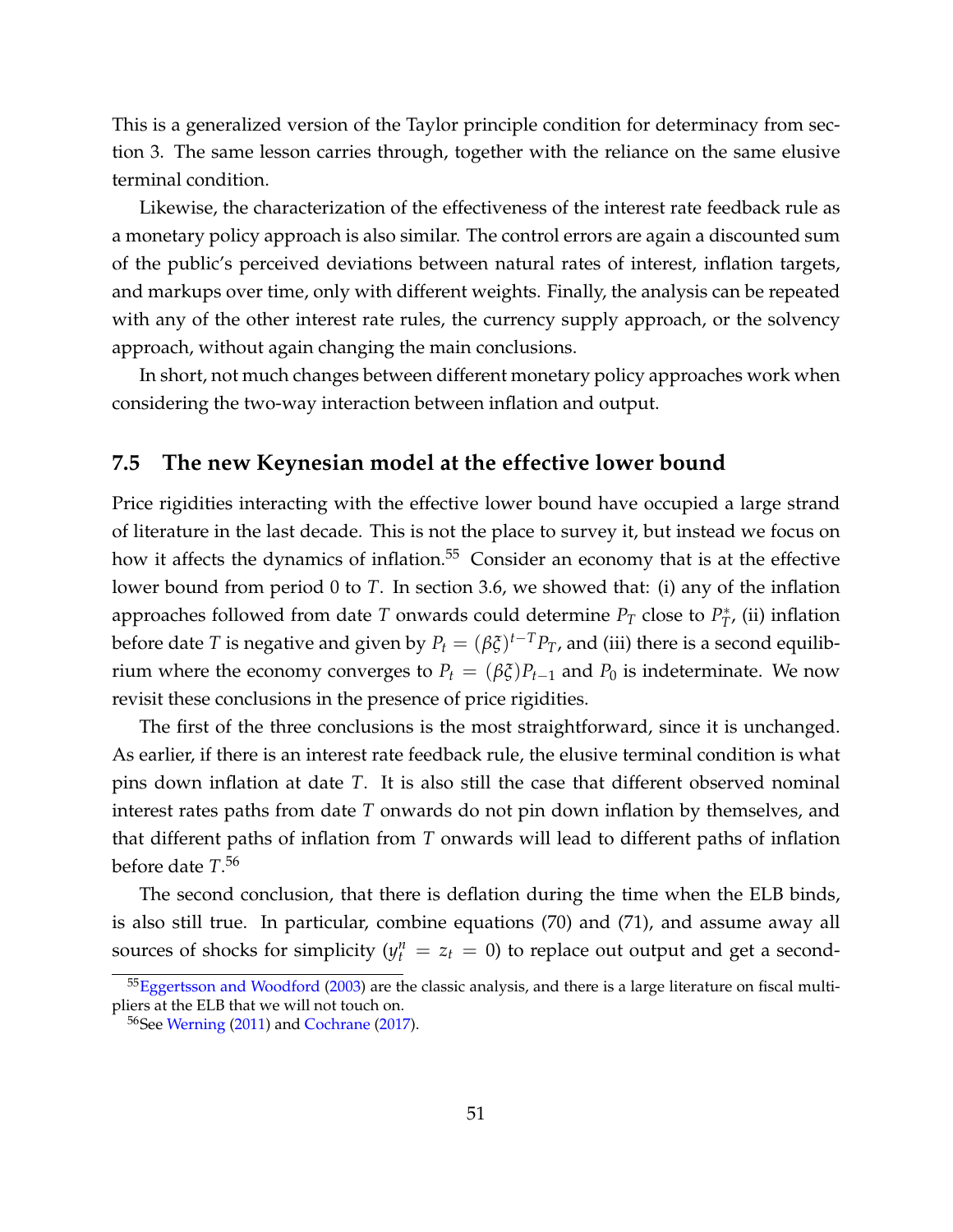This is a generalized version of the Taylor principle condition for determinacy from section 3. The same lesson carries through, together with the reliance on the same elusive terminal condition.

Likewise, the characterization of the effectiveness of the interest rate feedback rule as a monetary policy approach is also similar. The control errors are again a discounted sum of the public's perceived deviations between natural rates of interest, inflation targets, and markups over time, only with different weights. Finally, the analysis can be repeated with any of the other interest rate rules, the currency supply approach, or the solvency approach, without again changing the main conclusions.

In short, not much changes between different monetary policy approaches work when considering the two-way interaction between inflation and output.

### 7.5 The new Keynesian model at the effective lower bound

Price rigidities interacting with the effective lower bound have occupied a large strand of literature in the last decade. This is not the place to survey it, but instead we focus on how it affects the dynamics of inflation.[55] Consider an economy that is at the effective lower bound from period 0 to $T$. In section 3.6, we showed that: (i) any of the inflation approaches followed from date $T$ onwards could determine $P_T$ close to $P_T^*$, (ii) inflation before date $T$ is negative and given by $P_t = (\beta\xi)^{t-T} P_T$, and (iii) there is a second equilibrium where the economy converges to $P_t = (\beta\xi) P_{t-1}$ and $P_0$ is indeterminate. We now revisit these conclusions in the presence of price rigidities.

The first of the three conclusions is the most straightforward, since it is unchanged. As earlier, if there is an interest rate feedback rule, the elusive terminal condition is what pins down inflation at date $T$. It is also still the case that different observed nominal interest rates paths from date $T$ onwards do not pin down inflation by themselves, and that different paths of inflation from $T$ onwards will lead to different paths of inflation before date $T$.[56]

The second conclusion, that there is deflation during the time when the ELB binds, is also still true. In particular, combine equations (70) and (71), and assume away all sources of shocks for simplicity ($y_t^n = z_t = 0$) to replace out output and get a second-

[55] Eggertsson and Woodford (2003) are the classic analysis, and there is a large literature on fiscal multipliers at the ELB that we will not touch on.

[56] See Werning (2011) and Cochrane (2017).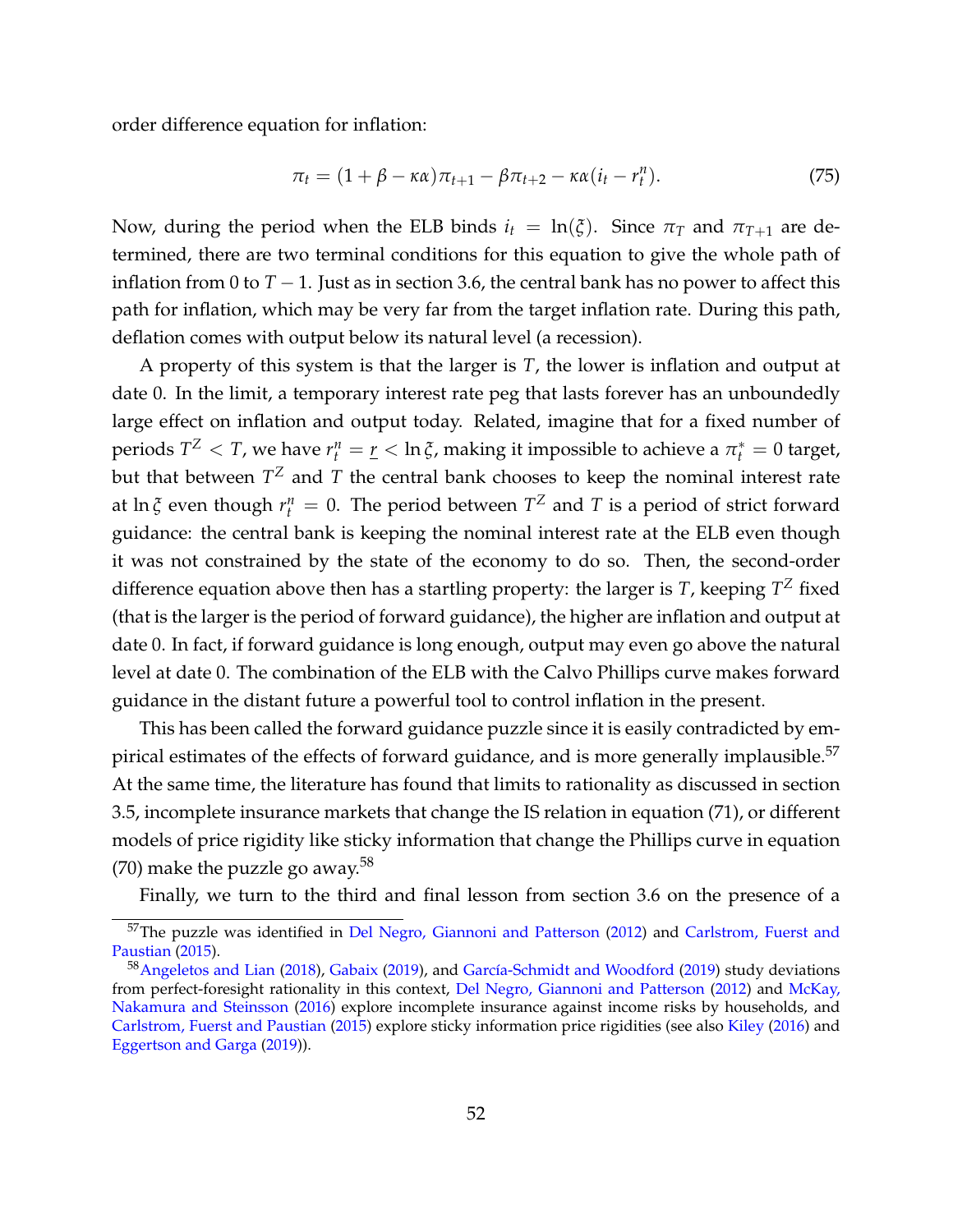order difference equation for inflation:

$$\pi_t = (1 + \beta - \kappa\alpha)\pi_{t+1} - \beta\pi_{t+2} - \kappa\alpha(i_t - r_t^n). \tag{75}$$

Now, during the period when the ELB binds $i_t = \ln(\xi)$. Since $\pi_T$ and $\pi_{T+1}$ are determined, there are two terminal conditions for this equation to give the whole path of inflation from 0 to $T-1$. Just as in section 3.6, the central bank has no power to affect this path for inflation, which may be very far from the target inflation rate. During this path, deflation comes with output below its natural level (a recession).

A property of this system is that the larger is $T$, the lower is inflation and output at date 0. In the limit, a temporary interest rate peg that lasts forever has an unboundedly large effect on inflation and output today. Related, imagine that for a fixed number of periods $T^Z < T$, we have $r_t^n = \underline{r} < \ln\xi$, making it impossible to achieve a $\pi_t^* = 0$ target, but that between $T^Z$ and $T$ the central bank chooses to keep the nominal interest rate at $\ln\xi$ even though $r_t^n = 0$. The period between $T^Z$ and $T$ is a period of strict forward guidance: the central bank is keeping the nominal interest rate at the ELB even though it was not constrained by the state of the economy to do so. Then, the second-order difference equation above then has a startling property: the larger is $T$, keeping $T^Z$ fixed (that is the larger is the period of forward guidance), the higher are inflation and output at date 0. In fact, if forward guidance is long enough, output may even go above the natural level at date 0. The combination of the ELB with the Calvo Phillips curve makes forward guidance in the distant future a powerful tool to control inflation in the present.

This has been called the forward guidance puzzle since it is easily contradicted by empirical estimates of the effects of forward guidance, and is more generally implausible.[57] At the same time, the literature has found that limits to rationality as discussed in section 3.5, incomplete insurance markets that change the IS relation in equation (71), or different models of price rigidity like sticky information that change the Phillips curve in equation (70) make the puzzle go away.[58]

Finally, we turn to the third and final lesson from section 3.6 on the presence of a

[57] The puzzle was identified in Del Negro, Giannoni and Patterson (2012) and Carlstrom, Fuerst and Paustian (2015).

[58] Angeletos and Lian (2018), Gabaix (2019), and García-Schmidt and Woodford (2019) study deviations from perfect-foresight rationality in this context, Del Negro, Giannoni and Patterson (2012) and McKay, Nakamura and Steinsson (2016) explore incomplete insurance against income risks by households, and Carlstrom, Fuerst and Paustian (2015) explore sticky information price rigidities (see also Kiley (2016) and Eggertson and Garga (2019)).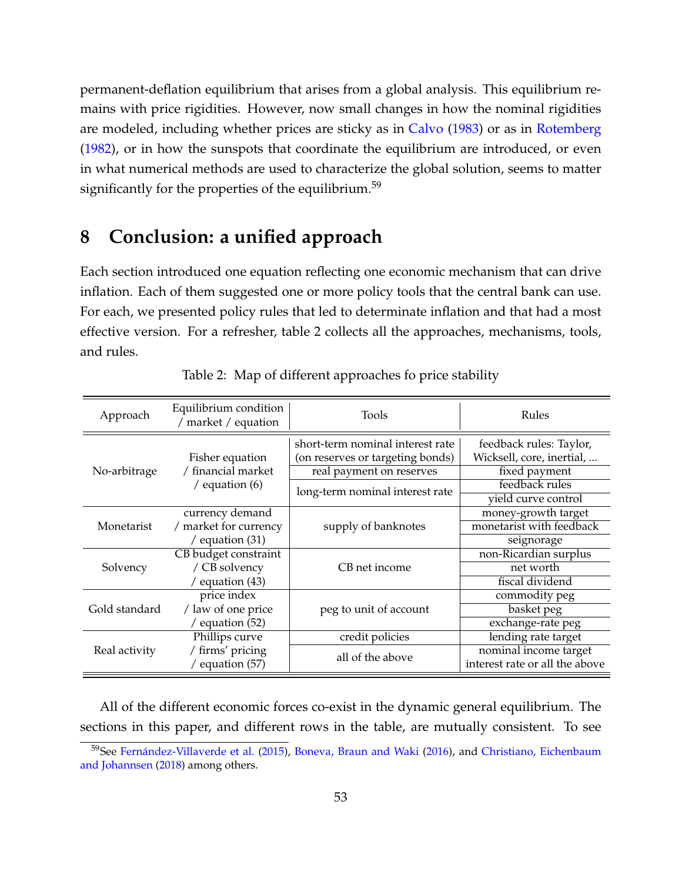permanent-deflation equilibrium that arises from a global analysis. This equilibrium remains with price rigidities. However, now small changes in how the nominal rigidities are modeled, including whether prices are sticky as in Calvo (1983) or as in Rotemberg (1982), or in how the sunspots that coordinate the equilibrium are introduced, or even in what numerical methods are used to characterize the global solution, seems to matter significantly for the properties of the equilibrium.[59]

# 8 Conclusion: a unified approach

Each section introduced one equation reflecting one economic mechanism that can drive inflation. Each of them suggested one or more policy tools that the central bank can use. For each, we presented policy rules that led to determinate inflation and that had a most effective version. For a refresher, table 2 collects all the approaches, mechanisms, tools, and rules.

Table 2: Map of different approaches fo price stability

| Approach | Equilibrium condition / market / equation | Tools | Rules |
|---|---|---|---|
| No-arbitrage | Fisher equation / financial market / equation (6) | short-term nominal interest rate (on reserves or targeting bonds) | feedback rules: Taylor, Wicksell, core, inertial, ... |
| | | real payment on reserves | fixed payment |
| | | long-term nominal interest rate | feedback rules |
| | | | yield curve control |
| Monetarist | currency demand / market for currency / equation (31) | supply of banknotes | money-growth target |
| | | | monetarist with feedback |
| | | | seignorage |
| Solvency | CB budget constraint / CB solvency / equation (43) | CB net income | non-Ricardian surplus |
| | | | net worth |
| | | | fiscal dividend |
| Gold standard | price index / law of one price / equation (52) | peg to unit of account | commodity peg |
| | | | basket peg |
| | | | exchange-rate peg |
| Real activity | Phillips curve / firms' pricing / equation (57) | credit policies | lending rate target |
| | | all of the above | nominal income target interest rate or all the above |

All of the different economic forces co-exist in the dynamic general equilibrium. The sections in this paper, and different rows in the table, are mutually consistent. To see

[59] See Fernández-Villaverde et al. (2015), Boneva, Braun and Waki (2016), and Christiano, Eichenbaum and Johannsen (2018) among others.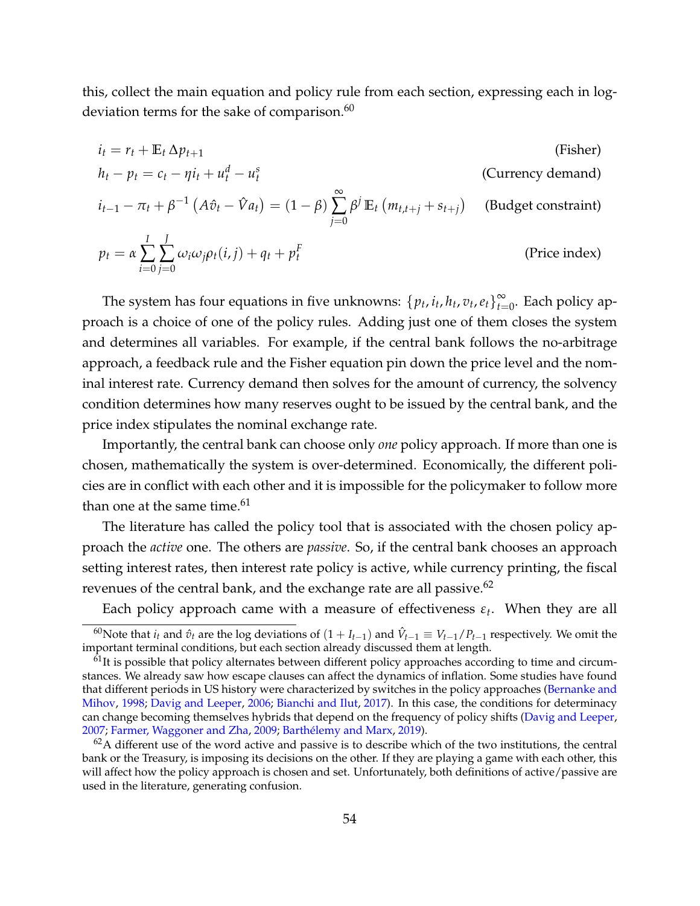this, collect the main equation and policy rule from each section, expressing each in log-deviation terms for the sake of comparison.[60]

$$i_t = r_t + \mathbb{E}_t \Delta p_{t+1} \qquad \text{(Fisher)}$$

$$h_t - p_t = c_t - \eta i_t + u_t^d - u_t^s \qquad \text{(Currency demand)}$$

$$i_{t-1} - \pi_t + \beta^{-1}\left(A\hat{v}_t - \hat{V}a_t\right) = (1-\beta)\sum_{j=0}^{\infty}\beta^j\,\mathbb{E}_t\left(m_{t,t+j} + s_{t+j}\right) \qquad \text{(Budget constraint)}$$

$$p_t = \alpha \sum_{i=0}^{I}\sum_{j=0}^{J}\omega_i\omega_j\rho_t(i,j) + q_t + p_t^F \qquad \text{(Price index)}$$

The system has four equations in five unknowns: $\{p_t, i_t, h_t, v_t, e_t\}_{t=0}^{\infty}$. Each policy approach is a choice of one of the policy rules. Adding just one of them closes the system and determines all variables. For example, if the central bank follows the no-arbitrage approach, a feedback rule and the Fisher equation pin down the price level and the nominal interest rate. Currency demand then solves for the amount of currency, the solvency condition determines how many reserves ought to be issued by the central bank, and the price index stipulates the nominal exchange rate.

Importantly, the central bank can choose only *one* policy approach. If more than one is chosen, mathematically the system is over-determined. Economically, the different policies are in conflict with each other and it is impossible for the policymaker to follow more than one at the same time.[61]

The literature has called the policy tool that is associated with the chosen policy approach the *active* one. The others are *passive*. So, if the central bank chooses an approach setting interest rates, then interest rate policy is active, while currency printing, the fiscal revenues of the central bank, and the exchange rate are all passive.[62]

Each policy approach came with a measure of effectiveness $\varepsilon_t$. When they are all

---

[60]Note that $i_t$ and $\hat{v}_t$ are the log deviations of $(1 + I_{t-1})$ and $\hat{V}_{t-1} \equiv V_{t-1}/P_{t-1}$ respectively. We omit the important terminal conditions, but each section already discussed them at length.

[61]It is possible that policy alternates between different policy approaches according to time and circumstances. We already saw how escape clauses can affect the dynamics of inflation. Some studies have found that different periods in US history were characterized by switches in the policy approaches (Bernanke and Mihov, 1998; Davig and Leeper, 2006; Bianchi and Ilut, 2017). In this case, the conditions for determinacy can change becoming themselves hybrids that depend on the frequency of policy shifts (Davig and Leeper, 2007; Farmer, Waggoner and Zha, 2009; Barthélemy and Marx, 2019).

[62]A different use of the word active and passive is to describe which of the two institutions, the central bank or the Treasury, is imposing its decisions on the other. If they are playing a game with each other, this will affect how the policy approach is chosen and set. Unfortunately, both definitions of active/passive are used in the literature, generating confusion.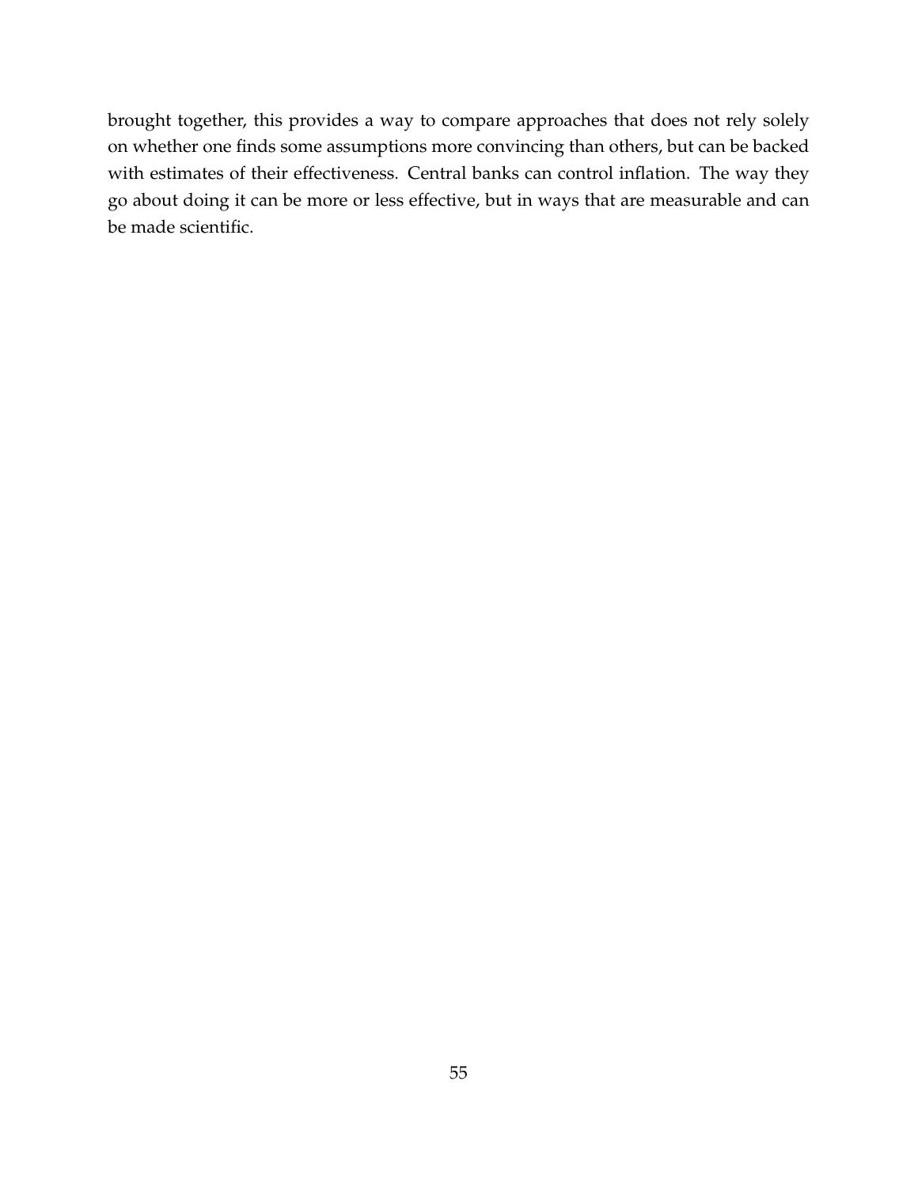brought together, this provides a way to compare approaches that does not rely solely on whether one finds some assumptions more convincing than others, but can be backed with estimates of their effectiveness. Central banks can control inflation. The way they go about doing it can be more or less effective, but in ways that are measurable and can be made scientific.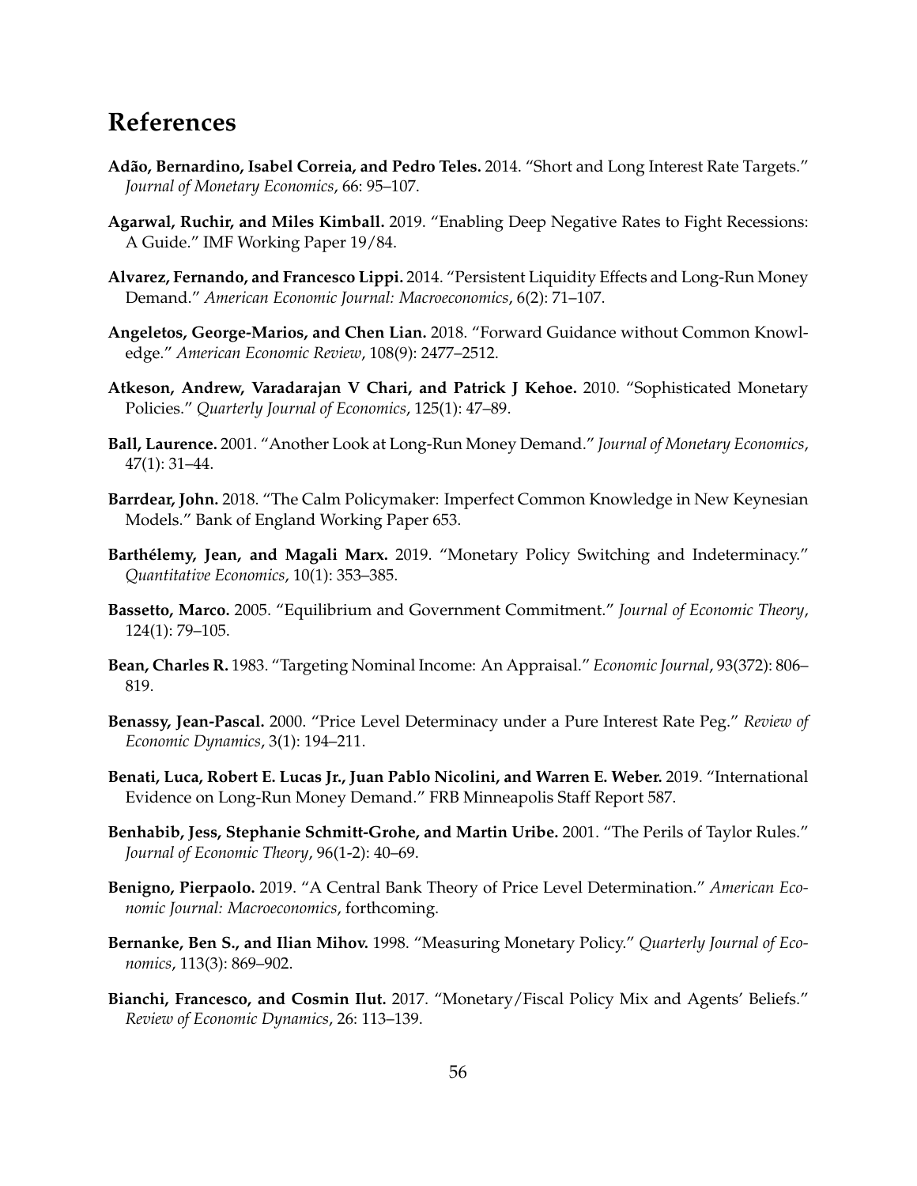# References

**Adão, Bernardino, Isabel Correia, and Pedro Teles.** 2014. "Short and Long Interest Rate Targets." *Journal of Monetary Economics*, 66: 95–107.

**Agarwal, Ruchir, and Miles Kimball.** 2019. "Enabling Deep Negative Rates to Fight Recessions: A Guide." IMF Working Paper 19/84.

**Alvarez, Fernando, and Francesco Lippi.** 2014. "Persistent Liquidity Effects and Long-Run Money Demand." *American Economic Journal: Macroeconomics*, 6(2): 71–107.

**Angeletos, George-Marios, and Chen Lian.** 2018. "Forward Guidance without Common Knowledge." *American Economic Review*, 108(9): 2477–2512.

**Atkeson, Andrew, Varadarajan V Chari, and Patrick J Kehoe.** 2010. "Sophisticated Monetary Policies." *Quarterly Journal of Economics*, 125(1): 47–89.

**Ball, Laurence.** 2001. "Another Look at Long-Run Money Demand." *Journal of Monetary Economics*, 47(1): 31–44.

**Barrdear, John.** 2018. "The Calm Policymaker: Imperfect Common Knowledge in New Keynesian Models." Bank of England Working Paper 653.

**Barthélemy, Jean, and Magali Marx.** 2019. "Monetary Policy Switching and Indeterminacy." *Quantitative Economics*, 10(1): 353–385.

**Bassetto, Marco.** 2005. "Equilibrium and Government Commitment." *Journal of Economic Theory*, 124(1): 79–105.

**Bean, Charles R.** 1983. "Targeting Nominal Income: An Appraisal." *Economic Journal*, 93(372): 806–819.

**Benassy, Jean-Pascal.** 2000. "Price Level Determinacy under a Pure Interest Rate Peg." *Review of Economic Dynamics*, 3(1): 194–211.

**Benati, Luca, Robert E. Lucas Jr., Juan Pablo Nicolini, and Warren E. Weber.** 2019. "International Evidence on Long-Run Money Demand." FRB Minneapolis Staff Report 587.

**Benhabib, Jess, Stephanie Schmitt-Grohe, and Martin Uribe.** 2001. "The Perils of Taylor Rules." *Journal of Economic Theory*, 96(1-2): 40–69.

**Benigno, Pierpaolo.** 2019. "A Central Bank Theory of Price Level Determination." *American Economic Journal: Macroeconomics*, forthcoming.

**Bernanke, Ben S., and Ilian Mihov.** 1998. "Measuring Monetary Policy." *Quarterly Journal of Economics*, 113(3): 869–902.

**Bianchi, Francesco, and Cosmin Ilut.** 2017. "Monetary/Fiscal Policy Mix and Agents' Beliefs." *Review of Economic Dynamics*, 26: 113–139.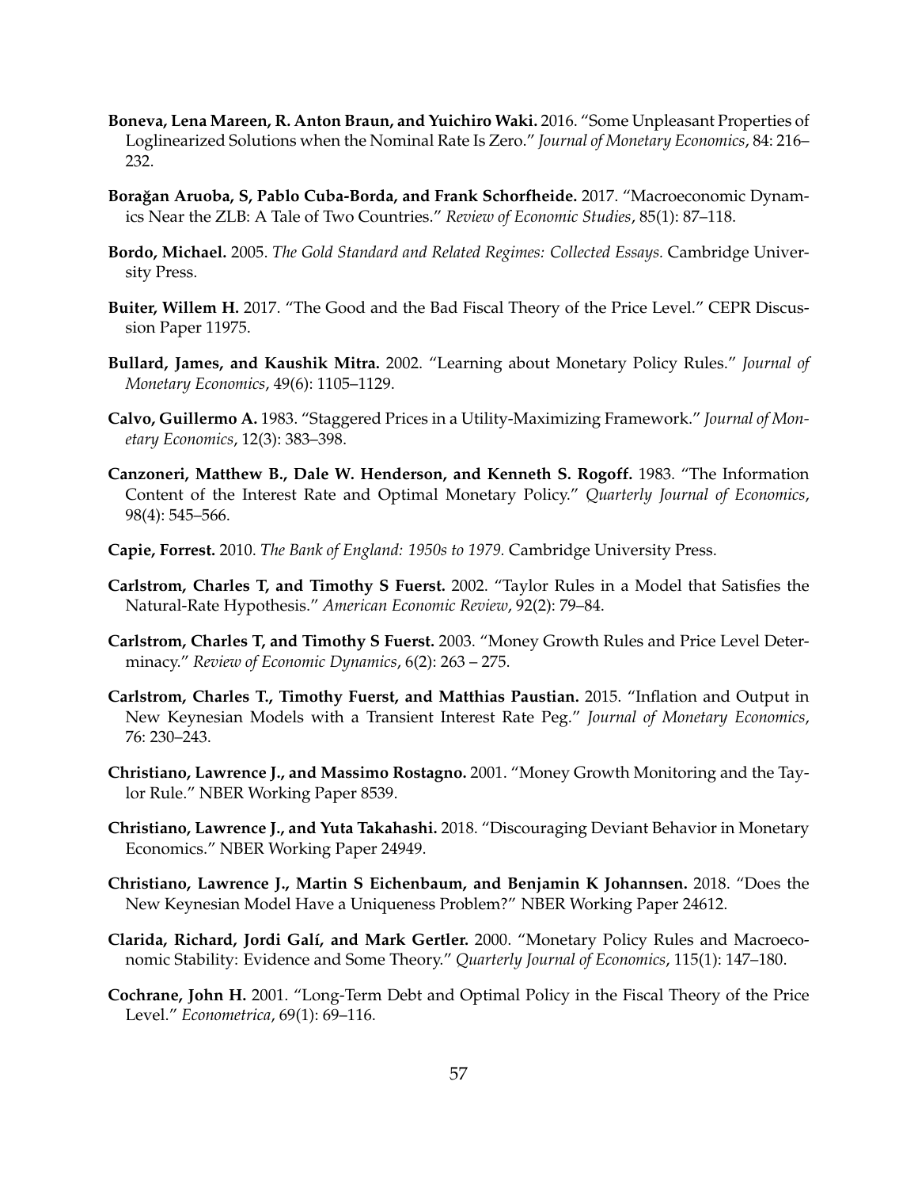**Boneva, Lena Mareen, R. Anton Braun, and Yuichiro Waki.** 2016. "Some Unpleasant Properties of Loglinearized Solutions when the Nominal Rate Is Zero." *Journal of Monetary Economics*, 84: 216–232.

**Borağan Aruoba, S, Pablo Cuba-Borda, and Frank Schorfheide.** 2017. "Macroeconomic Dynamics Near the ZLB: A Tale of Two Countries." *Review of Economic Studies*, 85(1): 87–118.

**Bordo, Michael.** 2005. *The Gold Standard and Related Regimes: Collected Essays.* Cambridge University Press.

**Buiter, Willem H.** 2017. "The Good and the Bad Fiscal Theory of the Price Level." CEPR Discussion Paper 11975.

**Bullard, James, and Kaushik Mitra.** 2002. "Learning about Monetary Policy Rules." *Journal of Monetary Economics*, 49(6): 1105–1129.

**Calvo, Guillermo A.** 1983. "Staggered Prices in a Utility-Maximizing Framework." *Journal of Monetary Economics*, 12(3): 383–398.

**Canzoneri, Matthew B., Dale W. Henderson, and Kenneth S. Rogoff.** 1983. "The Information Content of the Interest Rate and Optimal Monetary Policy." *Quarterly Journal of Economics*, 98(4): 545–566.

**Capie, Forrest.** 2010. *The Bank of England: 1950s to 1979.* Cambridge University Press.

**Carlstrom, Charles T, and Timothy S Fuerst.** 2002. "Taylor Rules in a Model that Satisfies the Natural-Rate Hypothesis." *American Economic Review*, 92(2): 79–84.

**Carlstrom, Charles T, and Timothy S Fuerst.** 2003. "Money Growth Rules and Price Level Determinacy." *Review of Economic Dynamics*, 6(2): 263 – 275.

**Carlstrom, Charles T., Timothy Fuerst, and Matthias Paustian.** 2015. "Inflation and Output in New Keynesian Models with a Transient Interest Rate Peg." *Journal of Monetary Economics*, 76: 230–243.

**Christiano, Lawrence J., and Massimo Rostagno.** 2001. "Money Growth Monitoring and the Taylor Rule." NBER Working Paper 8539.

**Christiano, Lawrence J., and Yuta Takahashi.** 2018. "Discouraging Deviant Behavior in Monetary Economics." NBER Working Paper 24949.

**Christiano, Lawrence J., Martin S Eichenbaum, and Benjamin K Johannsen.** 2018. "Does the New Keynesian Model Have a Uniqueness Problem?" NBER Working Paper 24612.

**Clarida, Richard, Jordi Galí, and Mark Gertler.** 2000. "Monetary Policy Rules and Macroeconomic Stability: Evidence and Some Theory." *Quarterly Journal of Economics*, 115(1): 147–180.

**Cochrane, John H.** 2001. "Long-Term Debt and Optimal Policy in the Fiscal Theory of the Price Level." *Econometrica*, 69(1): 69–116.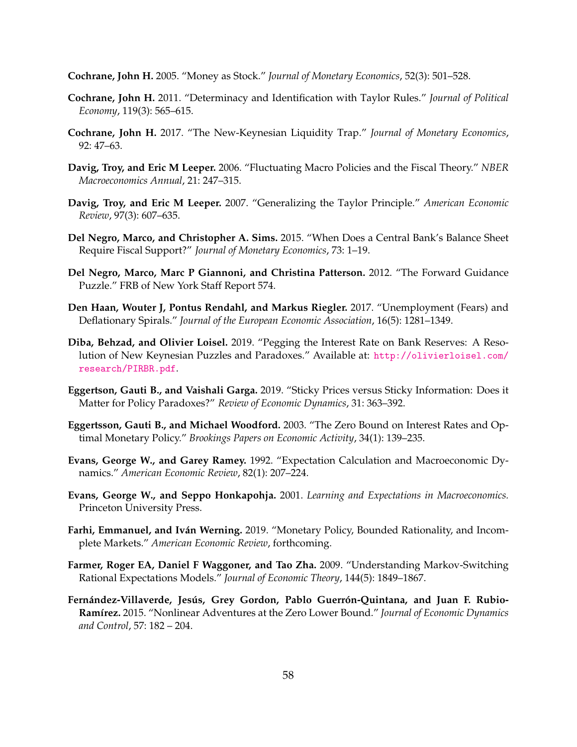**Cochrane, John H.** 2005. "Money as Stock." *Journal of Monetary Economics*, 52(3): 501–528.

**Cochrane, John H.** 2011. "Determinacy and Identification with Taylor Rules." *Journal of Political Economy*, 119(3): 565–615.

**Cochrane, John H.** 2017. "The New-Keynesian Liquidity Trap." *Journal of Monetary Economics*, 92: 47–63.

**Davig, Troy, and Eric M Leeper.** 2006. "Fluctuating Macro Policies and the Fiscal Theory." *NBER Macroeconomics Annual*, 21: 247–315.

**Davig, Troy, and Eric M Leeper.** 2007. "Generalizing the Taylor Principle." *American Economic Review*, 97(3): 607–635.

**Del Negro, Marco, and Christopher A. Sims.** 2015. "When Does a Central Bank's Balance Sheet Require Fiscal Support?" *Journal of Monetary Economics*, 73: 1–19.

**Del Negro, Marco, Marc P Giannoni, and Christina Patterson.** 2012. "The Forward Guidance Puzzle." FRB of New York Staff Report 574.

**Den Haan, Wouter J, Pontus Rendahl, and Markus Riegler.** 2017. "Unemployment (Fears) and Deflationary Spirals." *Journal of the European Economic Association*, 16(5): 1281–1349.

**Diba, Behzad, and Olivier Loisel.** 2019. "Pegging the Interest Rate on Bank Reserves: A Resolution of New Keynesian Puzzles and Paradoxes." Available at: http://olivierloisel.com/research/PIRBR.pdf.

**Eggertson, Gauti B., and Vaishali Garga.** 2019. "Sticky Prices versus Sticky Information: Does it Matter for Policy Paradoxes?" *Review of Economic Dynamics*, 31: 363–392.

**Eggertsson, Gauti B., and Michael Woodford.** 2003. "The Zero Bound on Interest Rates and Optimal Monetary Policy." *Brookings Papers on Economic Activity*, 34(1): 139–235.

**Evans, George W., and Garey Ramey.** 1992. "Expectation Calculation and Macroeconomic Dynamics." *American Economic Review*, 82(1): 207–224.

**Evans, George W., and Seppo Honkapohja.** 2001. *Learning and Expectations in Macroeconomics.* Princeton University Press.

**Farhi, Emmanuel, and Iván Werning.** 2019. "Monetary Policy, Bounded Rationality, and Incomplete Markets." *American Economic Review*, forthcoming.

**Farmer, Roger EA, Daniel F Waggoner, and Tao Zha.** 2009. "Understanding Markov-Switching Rational Expectations Models." *Journal of Economic Theory*, 144(5): 1849–1867.

**Fernández-Villaverde, Jesús, Grey Gordon, Pablo Guerrón-Quintana, and Juan F. Rubio-Ramírez.** 2015. "Nonlinear Adventures at the Zero Lower Bound." *Journal of Economic Dynamics and Control*, 57: 182 – 204.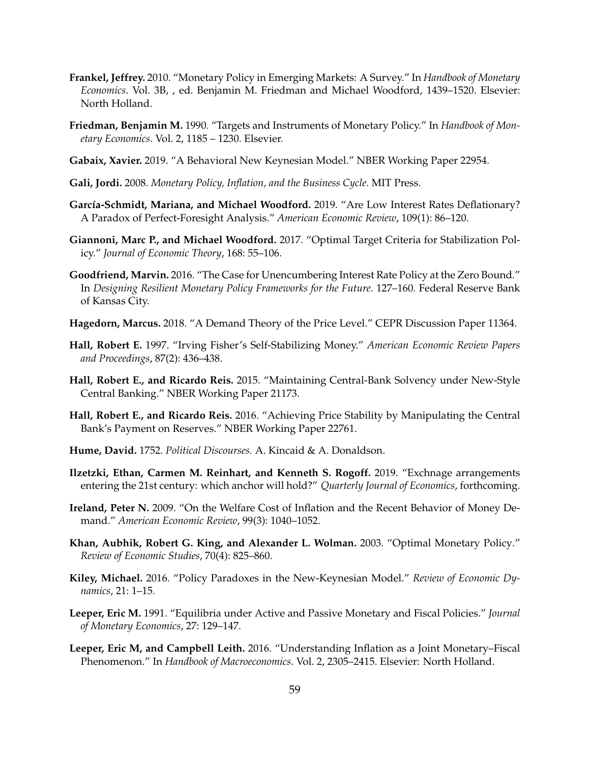**Frankel, Jeffrey.** 2010. "Monetary Policy in Emerging Markets: A Survey." In *Handbook of Monetary Economics*. Vol. 3B, , ed. Benjamin M. Friedman and Michael Woodford, 1439–1520. Elsevier: North Holland.

**Friedman, Benjamin M.** 1990. "Targets and Instruments of Monetary Policy." In *Handbook of Monetary Economics*. Vol. 2, 1185 – 1230. Elsevier.

**Gabaix, Xavier.** 2019. "A Behavioral New Keynesian Model." NBER Working Paper 22954.

**Gali, Jordi.** 2008. *Monetary Policy, Inflation, and the Business Cycle.* MIT Press.

**García-Schmidt, Mariana, and Michael Woodford.** 2019. "Are Low Interest Rates Deflationary? A Paradox of Perfect-Foresight Analysis." *American Economic Review*, 109(1): 86–120.

**Giannoni, Marc P., and Michael Woodford.** 2017. "Optimal Target Criteria for Stabilization Policy." *Journal of Economic Theory*, 168: 55–106.

**Goodfriend, Marvin.** 2016. "The Case for Unencumbering Interest Rate Policy at the Zero Bound." In *Designing Resilient Monetary Policy Frameworks for the Future*. 127–160. Federal Reserve Bank of Kansas City.

**Hagedorn, Marcus.** 2018. "A Demand Theory of the Price Level." CEPR Discussion Paper 11364.

**Hall, Robert E.** 1997. "Irving Fisher's Self-Stabilizing Money." *American Economic Review Papers and Proceedings*, 87(2): 436–438.

**Hall, Robert E., and Ricardo Reis.** 2015. "Maintaining Central-Bank Solvency under New-Style Central Banking." NBER Working Paper 21173.

**Hall, Robert E., and Ricardo Reis.** 2016. "Achieving Price Stability by Manipulating the Central Bank's Payment on Reserves." NBER Working Paper 22761.

**Hume, David.** 1752. *Political Discourses.* A. Kincaid & A. Donaldson.

**Ilzetzki, Ethan, Carmen M. Reinhart, and Kenneth S. Rogoff.** 2019. "Exchnage arrangements entering the 21st century: which anchor will hold?" *Quarterly Journal of Economics*, forthcoming.

**Ireland, Peter N.** 2009. "On the Welfare Cost of Inflation and the Recent Behavior of Money Demand." *American Economic Review*, 99(3): 1040–1052.

**Khan, Aubhik, Robert G. King, and Alexander L. Wolman.** 2003. "Optimal Monetary Policy." *Review of Economic Studies*, 70(4): 825–860.

**Kiley, Michael.** 2016. "Policy Paradoxes in the New-Keynesian Model." *Review of Economic Dynamics*, 21: 1–15.

**Leeper, Eric M.** 1991. "Equilibria under Active and Passive Monetary and Fiscal Policies." *Journal of Monetary Economics*, 27: 129–147.

**Leeper, Eric M, and Campbell Leith.** 2016. "Understanding Inflation as a Joint Monetary–Fiscal Phenomenon." In *Handbook of Macroeconomics*. Vol. 2, 2305–2415. Elsevier: North Holland.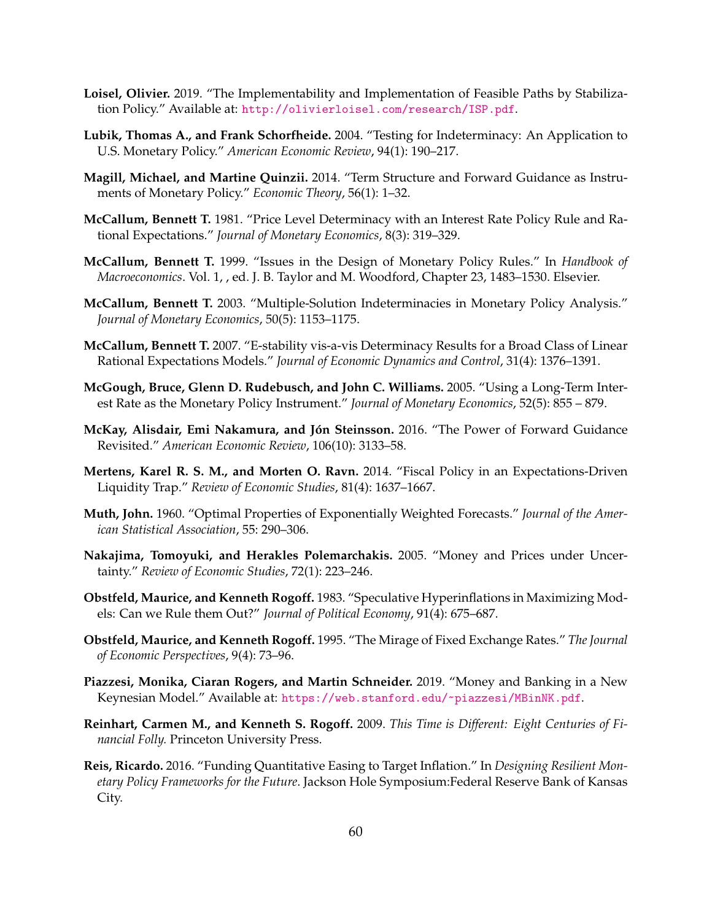**Loisel, Olivier.** 2019. "The Implementability and Implementation of Feasible Paths by Stabilization Policy." Available at: http://olivierloisel.com/research/ISP.pdf.

**Lubik, Thomas A., and Frank Schorfheide.** 2004. "Testing for Indeterminacy: An Application to U.S. Monetary Policy." *American Economic Review*, 94(1): 190–217.

**Magill, Michael, and Martine Quinzii.** 2014. "Term Structure and Forward Guidance as Instruments of Monetary Policy." *Economic Theory*, 56(1): 1–32.

**McCallum, Bennett T.** 1981. "Price Level Determinacy with an Interest Rate Policy Rule and Rational Expectations." *Journal of Monetary Economics*, 8(3): 319–329.

**McCallum, Bennett T.** 1999. "Issues in the Design of Monetary Policy Rules." In *Handbook of Macroeconomics*. Vol. 1, , ed. J. B. Taylor and M. Woodford, Chapter 23, 1483–1530. Elsevier.

**McCallum, Bennett T.** 2003. "Multiple-Solution Indeterminacies in Monetary Policy Analysis." *Journal of Monetary Economics*, 50(5): 1153–1175.

**McCallum, Bennett T.** 2007. "E-stability vis-a-vis Determinacy Results for a Broad Class of Linear Rational Expectations Models." *Journal of Economic Dynamics and Control*, 31(4): 1376–1391.

**McGough, Bruce, Glenn D. Rudebusch, and John C. Williams.** 2005. "Using a Long-Term Interest Rate as the Monetary Policy Instrument." *Journal of Monetary Economics*, 52(5): 855 – 879.

**McKay, Alisdair, Emi Nakamura, and Jón Steinsson.** 2016. "The Power of Forward Guidance Revisited." *American Economic Review*, 106(10): 3133–58.

**Mertens, Karel R. S. M., and Morten O. Ravn.** 2014. "Fiscal Policy in an Expectations-Driven Liquidity Trap." *Review of Economic Studies*, 81(4): 1637–1667.

**Muth, John.** 1960. "Optimal Properties of Exponentially Weighted Forecasts." *Journal of the American Statistical Association*, 55: 290–306.

**Nakajima, Tomoyuki, and Herakles Polemarchakis.** 2005. "Money and Prices under Uncertainty." *Review of Economic Studies*, 72(1): 223–246.

**Obstfeld, Maurice, and Kenneth Rogoff.** 1983. "Speculative Hyperinflations in Maximizing Models: Can we Rule them Out?" *Journal of Political Economy*, 91(4): 675–687.

**Obstfeld, Maurice, and Kenneth Rogoff.** 1995. "The Mirage of Fixed Exchange Rates." *The Journal of Economic Perspectives*, 9(4): 73–96.

**Piazzesi, Monika, Ciaran Rogers, and Martin Schneider.** 2019. "Money and Banking in a New Keynesian Model." Available at: https://web.stanford.edu/~piazzesi/MBinNK.pdf.

**Reinhart, Carmen M., and Kenneth S. Rogoff.** 2009. *This Time is Different: Eight Centuries of Financial Folly.* Princeton University Press.

**Reis, Ricardo.** 2016. "Funding Quantitative Easing to Target Inflation." In *Designing Resilient Monetary Policy Frameworks for the Future.* Jackson Hole Symposium:Federal Reserve Bank of Kansas City.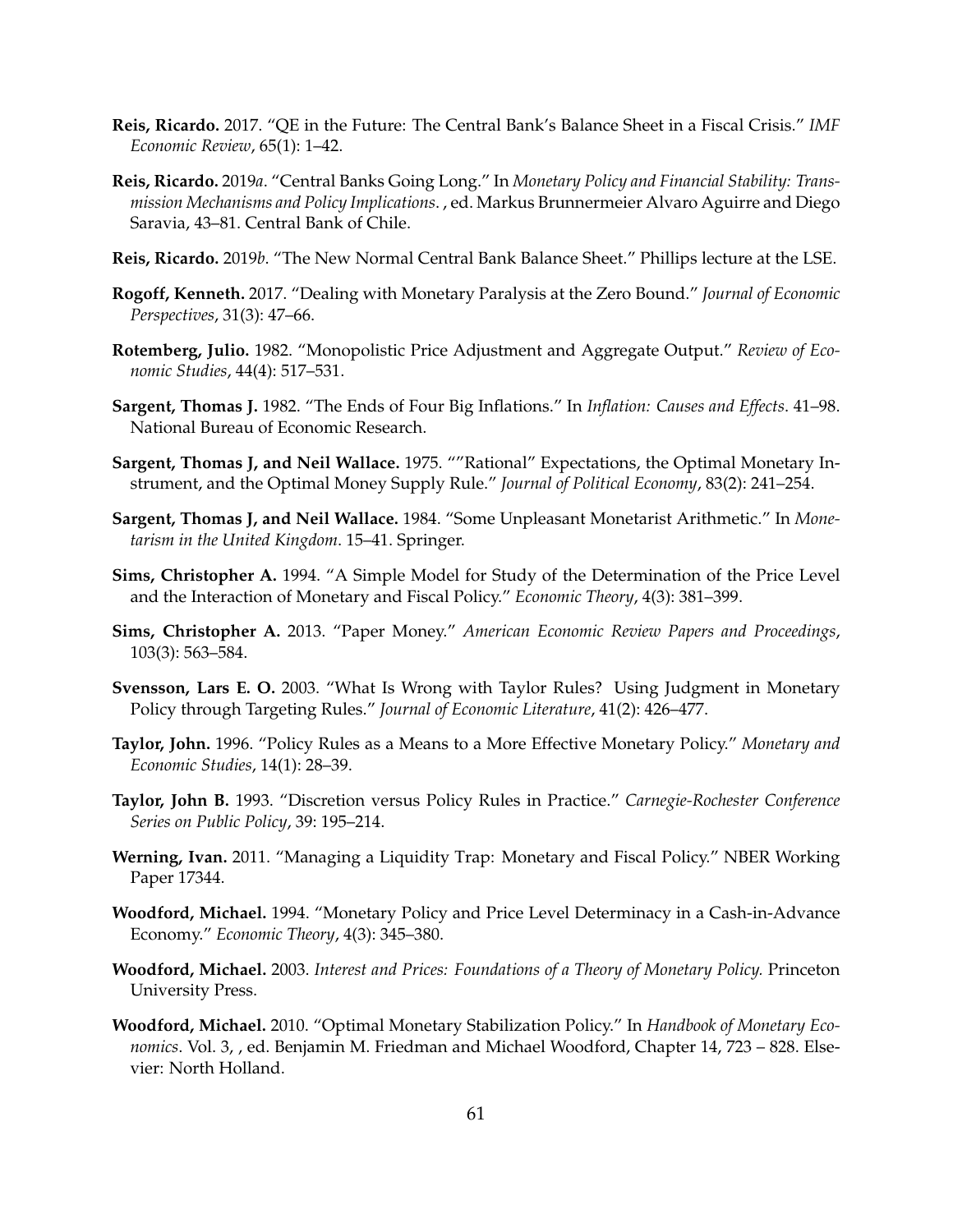**Reis, Ricardo.** 2017. "QE in the Future: The Central Bank's Balance Sheet in a Fiscal Crisis." *IMF Economic Review*, 65(1): 1–42.

**Reis, Ricardo.** 2019*a*. "Central Banks Going Long." In *Monetary Policy and Financial Stability: Transmission Mechanisms and Policy Implications*. , ed. Markus Brunnermeier Alvaro Aguirre and Diego Saravia, 43–81. Central Bank of Chile.

**Reis, Ricardo.** 2019*b*. "The New Normal Central Bank Balance Sheet." Phillips lecture at the LSE.

**Rogoff, Kenneth.** 2017. "Dealing with Monetary Paralysis at the Zero Bound." *Journal of Economic Perspectives*, 31(3): 47–66.

**Rotemberg, Julio.** 1982. "Monopolistic Price Adjustment and Aggregate Output." *Review of Economic Studies*, 44(4): 517–531.

**Sargent, Thomas J.** 1982. "The Ends of Four Big Inflations." In *Inflation: Causes and Effects*. 41–98. National Bureau of Economic Research.

**Sargent, Thomas J, and Neil Wallace.** 1975. ""Rational" Expectations, the Optimal Monetary Instrument, and the Optimal Money Supply Rule." *Journal of Political Economy*, 83(2): 241–254.

**Sargent, Thomas J, and Neil Wallace.** 1984. "Some Unpleasant Monetarist Arithmetic." In *Monetarism in the United Kingdom*. 15–41. Springer.

**Sims, Christopher A.** 1994. "A Simple Model for Study of the Determination of the Price Level and the Interaction of Monetary and Fiscal Policy." *Economic Theory*, 4(3): 381–399.

**Sims, Christopher A.** 2013. "Paper Money." *American Economic Review Papers and Proceedings*, 103(3): 563–584.

**Svensson, Lars E. O.** 2003. "What Is Wrong with Taylor Rules? Using Judgment in Monetary Policy through Targeting Rules." *Journal of Economic Literature*, 41(2): 426–477.

**Taylor, John.** 1996. "Policy Rules as a Means to a More Effective Monetary Policy." *Monetary and Economic Studies*, 14(1): 28–39.

**Taylor, John B.** 1993. "Discretion versus Policy Rules in Practice." *Carnegie-Rochester Conference Series on Public Policy*, 39: 195–214.

**Werning, Ivan.** 2011. "Managing a Liquidity Trap: Monetary and Fiscal Policy." NBER Working Paper 17344.

**Woodford, Michael.** 1994. "Monetary Policy and Price Level Determinacy in a Cash-in-Advance Economy." *Economic Theory*, 4(3): 345–380.

**Woodford, Michael.** 2003. *Interest and Prices: Foundations of a Theory of Monetary Policy.* Princeton University Press.

**Woodford, Michael.** 2010. "Optimal Monetary Stabilization Policy." In *Handbook of Monetary Economics*. Vol. 3, , ed. Benjamin M. Friedman and Michael Woodford, Chapter 14, 723 – 828. Elsevier: North Holland.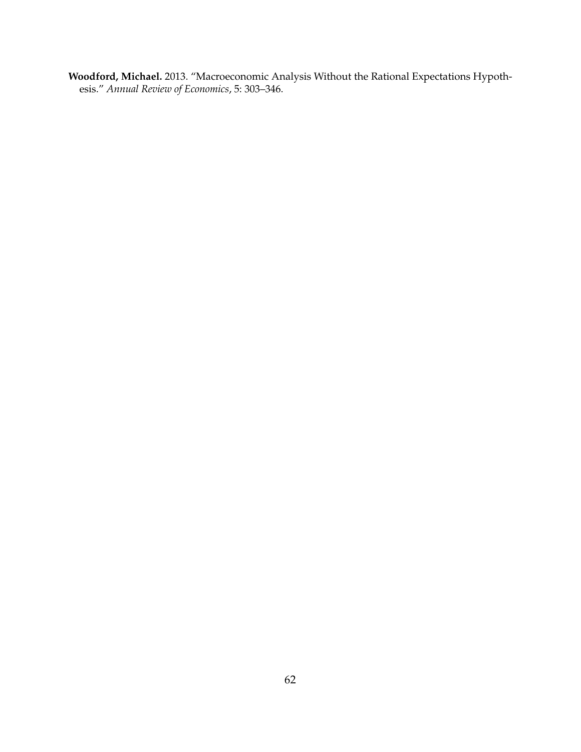**Woodford, Michael.** 2013. "Macroeconomic Analysis Without the Rational Expectations Hypothesis." *Annual Review of Economics*, 5: 303–346.